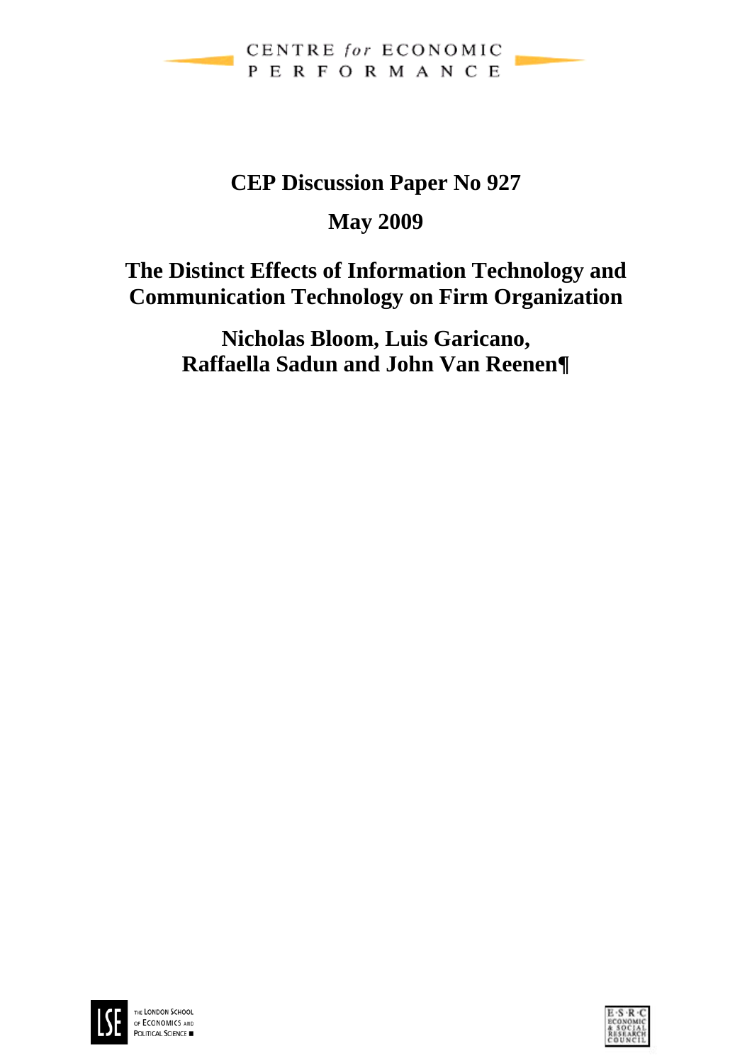CENTRE *for* ECONOMIC PERFORMANCE

**CEP Discussion Paper No 927**

**May 2009**

# The Distinct Effects of Information Technology and Communication Technology on Firm Organization

**Nicholas Bloom, Luis Garicano, Raffaella Sadun and John Van Reenen¶**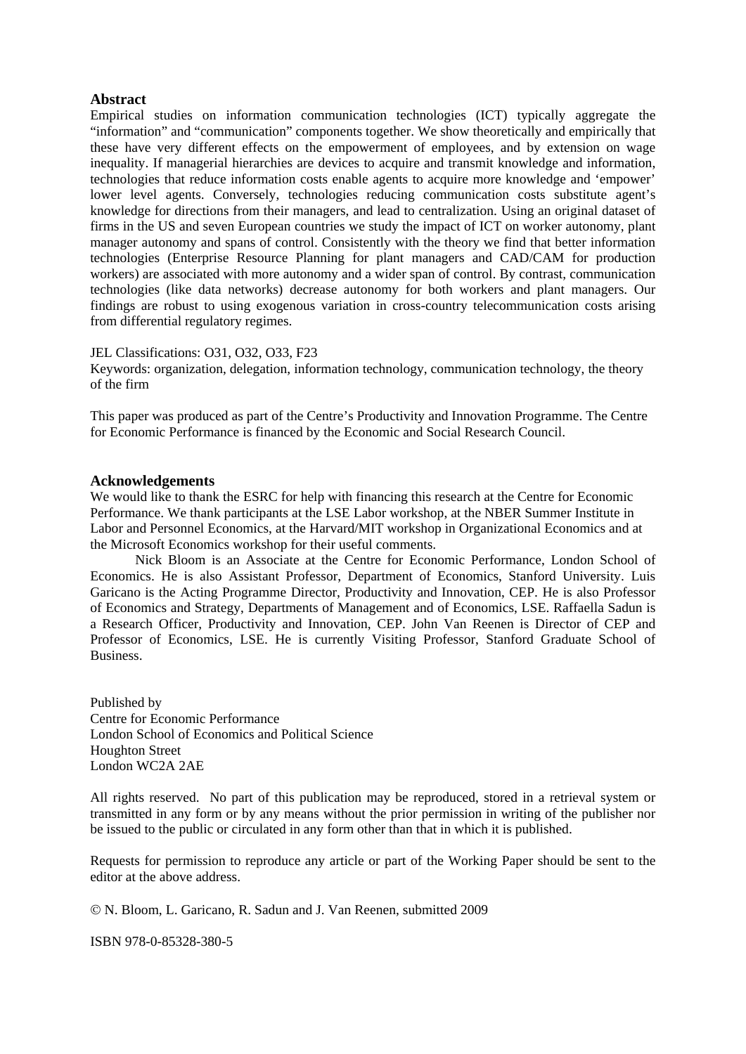## Abstract

Empirical studies on information communication technologies (ICT) typically aggregate the "information" and "communication" components together. We show theoretically and empirically that these have very different effects on the empowerment of employees, and by extension on wage inequality. If managerial hierarchies are devices to acquire and transmit knowledge and information, technologies that reduce information costs enable agents to acquire more knowledge and 'empower' lower level agents. Conversely, technologies reducing communication costs substitute agent's knowledge for directions from their managers, and lead to centralization. Using an original dataset of firms in the US and seven European countries we study the impact of ICT on worker autonomy, plant manager autonomy and spans of control. Consistently with the theory we find that better information technologies (Enterprise Resource Planning for plant managers and CAD/CAM for production workers) are associated with more autonomy and a wider span of control. By contrast, communication technologies (like data networks) decrease autonomy for both workers and plant managers. Our findings are robust to using exogenous variation in cross-country telecommunication costs arising from differential regulatory regimes.

JEL Classifications: O31, O32, O33, F23

Keywords: organization, delegation, information technology, communication technology, the theory of the firm

This paper was produced as part of the Centre's Productivity and Innovation Programme. The Centre for Economic Performance is financed by the Economic and Social Research Council.

## Acknowledgements

We would like to thank the ESRC for help with financing this research at the Centre for Economic Performance. We thank participants at the LSE Labor workshop, at the NBER Summer Institute in Labor and Personnel Economics, at the Harvard/MIT workshop in Organizational Economics and at the Microsoft Economics workshop for their useful comments.

Nick Bloom is an Associate at the Centre for Economic Performance, London School of Economics. He is also Assistant Professor, Department of Economics, Stanford University. Luis Garicano is the Acting Programme Director, Productivity and Innovation, CEP. He is also Professor of Economics and Strategy, Departments of Management and of Economics, LSE. Raffaella Sadun is a Research Officer, Productivity and Innovation, CEP. John Van Reenen is Director of CEP and Professor of Economics, LSE. He is currently Visiting Professor, Stanford Graduate School of Business.

Published by
Centre for Economic Performance
London School of Economics and Political Science
Houghton Street
London WC2A 2AE

All rights reserved. No part of this publication may be reproduced, stored in a retrieval system or transmitted in any form or by any means without the prior permission in writing of the publisher nor be issued to the public or circulated in any form other than that in which it is published.

Requests for permission to reproduce any article or part of the Working Paper should be sent to the editor at the above address.

© N. Bloom, L. Garicano, R. Sadun and J. Van Reenen, submitted 2009

ISBN 978-0-85328-380-5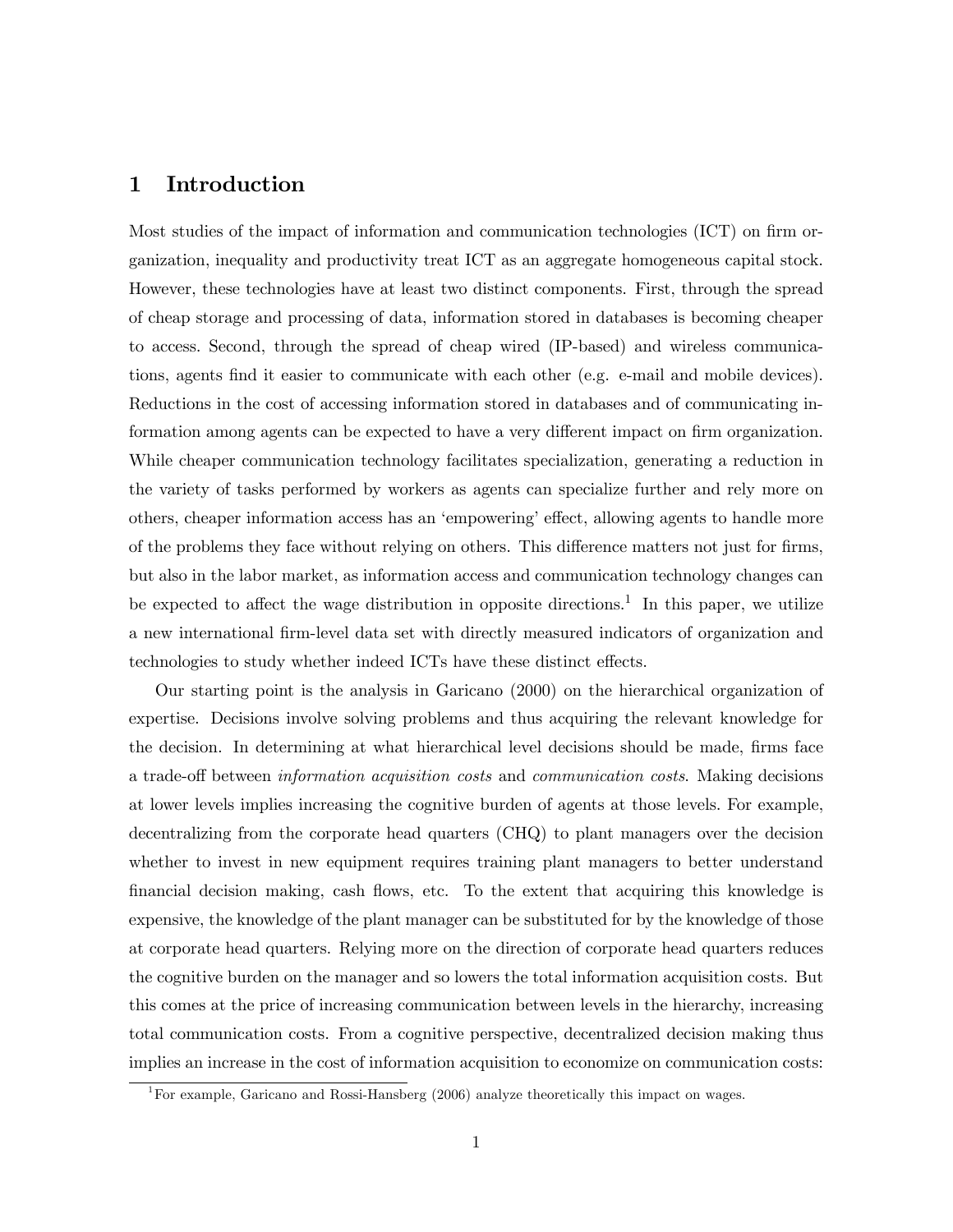# 1 Introduction

Most studies of the impact of information and communication technologies (ICT) on firm organization, inequality and productivity treat ICT as an aggregate homogeneous capital stock. However, these technologies have at least two distinct components. First, through the spread of cheap storage and processing of data, information stored in databases is becoming cheaper to access. Second, through the spread of cheap wired (IP-based) and wireless communications, agents find it easier to communicate with each other (e.g. e-mail and mobile devices). Reductions in the cost of accessing information stored in databases and of communicating information among agents can be expected to have a very different impact on firm organization. While cheaper communication technology facilitates specialization, generating a reduction in the variety of tasks performed by workers as agents can specialize further and rely more on others, cheaper information access has an 'empowering' effect, allowing agents to handle more of the problems they face without relying on others. This difference matters not just for firms, but also in the labor market, as information access and communication technology changes can be expected to affect the wage distribution in opposite directions.[1] In this paper, we utilize a new international firm-level data set with directly measured indicators of organization and technologies to study whether indeed ICTs have these distinct effects.

Our starting point is the analysis in Garicano (2000) on the hierarchical organization of expertise. Decisions involve solving problems and thus acquiring the relevant knowledge for the decision. In determining at what hierarchical level decisions should be made, firms face a trade-off between *information acquisition costs* and *communication costs*. Making decisions at lower levels implies increasing the cognitive burden of agents at those levels. For example, decentralizing from the corporate head quarters (CHQ) to plant managers over the decision whether to invest in new equipment requires training plant managers to better understand financial decision making, cash flows, etc. To the extent that acquiring this knowledge is expensive, the knowledge of the plant manager can be substituted for by the knowledge of those at corporate head quarters. Relying more on the direction of corporate head quarters reduces the cognitive burden on the manager and so lowers the total information acquisition costs. But this comes at the price of increasing communication between levels in the hierarchy, increasing total communication costs. From a cognitive perspective, decentralized decision making thus implies an increase in the cost of information acquisition to economize on communication costs:

[1] For example, Garicano and Rossi-Hansberg (2006) analyze theoretically this impact on wages.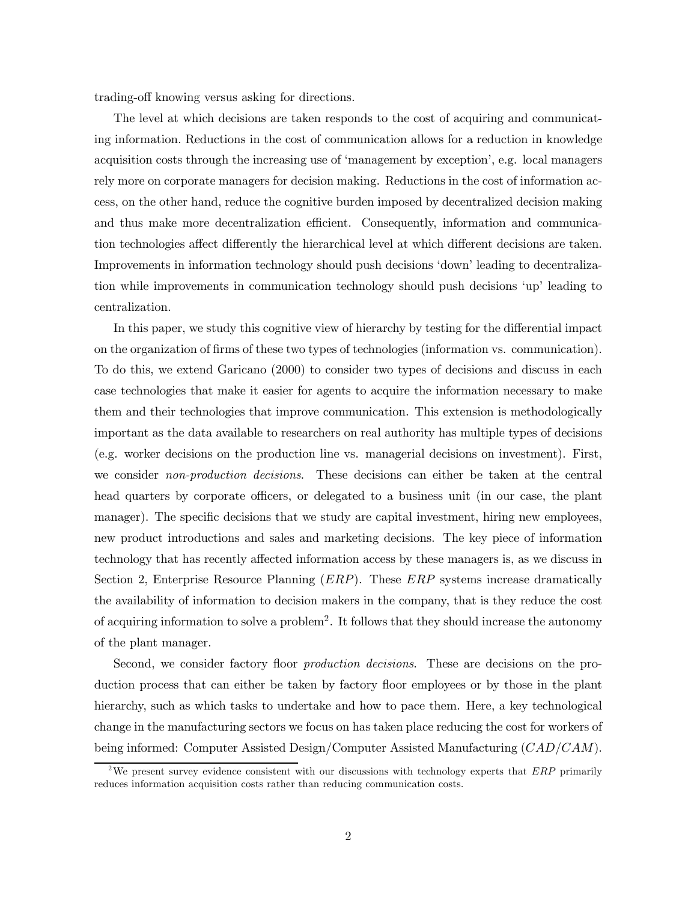trading-off knowing versus asking for directions.

The level at which decisions are taken responds to the cost of acquiring and communicating information. Reductions in the cost of communication allows for a reduction in knowledge acquisition costs through the increasing use of 'management by exception', e.g. local managers rely more on corporate managers for decision making. Reductions in the cost of information access, on the other hand, reduce the cognitive burden imposed by decentralized decision making and thus make more decentralization efficient. Consequently, information and communication technologies affect differently the hierarchical level at which different decisions are taken. Improvements in information technology should push decisions 'down' leading to decentralization while improvements in communication technology should push decisions 'up' leading to centralization.

In this paper, we study this cognitive view of hierarchy by testing for the differential impact on the organization of firms of these two types of technologies (information vs. communication). To do this, we extend Garicano (2000) to consider two types of decisions and discuss in each case technologies that make it easier for agents to acquire the information necessary to make them and their technologies that improve communication. This extension is methodologically important as the data available to researchers on real authority has multiple types of decisions (e.g. worker decisions on the production line vs. managerial decisions on investment). First, we consider *non-production decisions*. These decisions can either be taken at the central head quarters by corporate officers, or delegated to a business unit (in our case, the plant manager). The specific decisions that we study are capital investment, hiring new employees, new product introductions and sales and marketing decisions. The key piece of information technology that has recently affected information access by these managers is, as we discuss in Section 2, Enterprise Resource Planning (*ERP*). These *ERP* systems increase dramatically the availability of information to decision makers in the company, that is they reduce the cost of acquiring information to solve a problem[2]. It follows that they should increase the autonomy of the plant manager.

Second, we consider factory floor *production decisions*. These are decisions on the production process that can either be taken by factory floor employees or by those in the plant hierarchy, such as which tasks to undertake and how to pace them. Here, a key technological change in the manufacturing sectors we focus on has taken place reducing the cost for workers of being informed: Computer Assisted Design/Computer Assisted Manufacturing (*CAD/CAM*).

[2] We present survey evidence consistent with our discussions with technology experts that *ERP* primarily reduces information acquisition costs rather than reducing communication costs.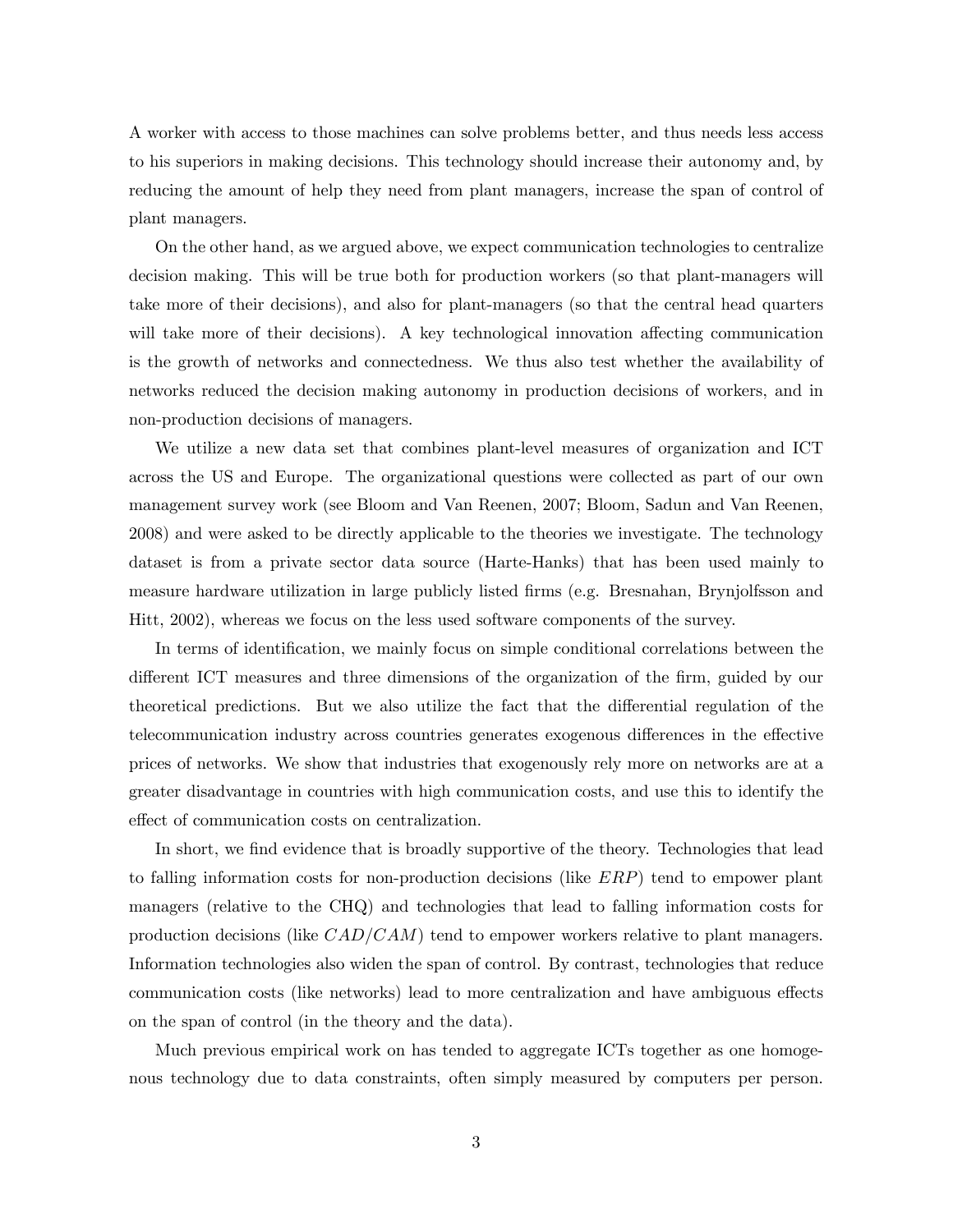A worker with access to those machines can solve problems better, and thus needs less access to his superiors in making decisions. This technology should increase their autonomy and, by reducing the amount of help they need from plant managers, increase the span of control of plant managers.

On the other hand, as we argued above, we expect communication technologies to centralize decision making. This will be true both for production workers (so that plant-managers will take more of their decisions), and also for plant-managers (so that the central head quarters will take more of their decisions). A key technological innovation affecting communication is the growth of networks and connectedness. We thus also test whether the availability of networks reduced the decision making autonomy in production decisions of workers, and in non-production decisions of managers.

We utilize a new data set that combines plant-level measures of organization and ICT across the US and Europe. The organizational questions were collected as part of our own management survey work (see Bloom and Van Reenen, 2007; Bloom, Sadun and Van Reenen, 2008) and were asked to be directly applicable to the theories we investigate. The technology dataset is from a private sector data source (Harte-Hanks) that has been used mainly to measure hardware utilization in large publicly listed firms (e.g. Bresnahan, Brynjolfsson and Hitt, 2002), whereas we focus on the less used software components of the survey.

In terms of identification, we mainly focus on simple conditional correlations between the different ICT measures and three dimensions of the organization of the firm, guided by our theoretical predictions. But we also utilize the fact that the differential regulation of the telecommunication industry across countries generates exogenous differences in the effective prices of networks. We show that industries that exogenously rely more on networks are at a greater disadvantage in countries with high communication costs, and use this to identify the effect of communication costs on centralization.

In short, we find evidence that is broadly supportive of the theory. Technologies that lead to falling information costs for non-production decisions (like $ERP$) tend to empower plant managers (relative to the CHQ) and technologies that lead to falling information costs for production decisions (like $CAD/CAM$) tend to empower workers relative to plant managers. Information technologies also widen the span of control. By contrast, technologies that reduce communication costs (like networks) lead to more centralization and have ambiguous effects on the span of control (in the theory and the data).

Much previous empirical work on has tended to aggregate ICTs together as one homogenous technology due to data constraints, often simply measured by computers per person.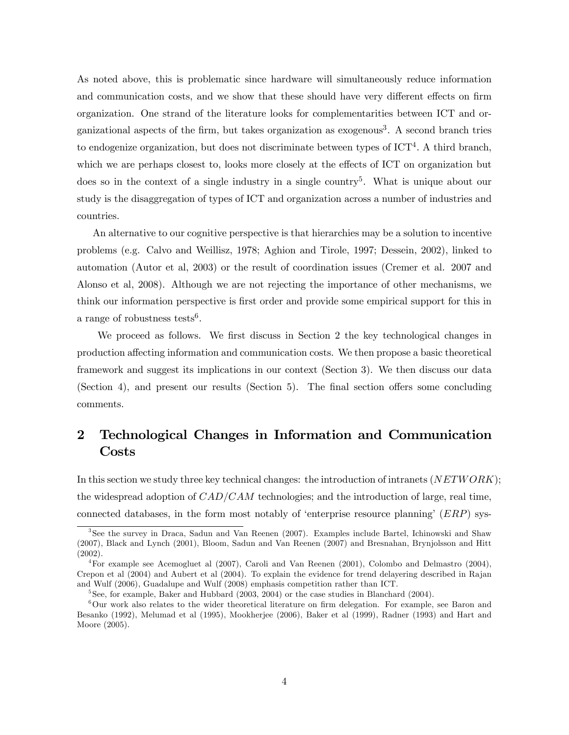As noted above, this is problematic since hardware will simultaneously reduce information and communication costs, and we show that these should have very different effects on firm organization. One strand of the literature looks for complementarities between ICT and organizational aspects of the firm, but takes organization as exogenous[3]. A second branch tries to endogenize organization, but does not discriminate between types of ICT[4]. A third branch, which we are perhaps closest to, looks more closely at the effects of ICT on organization but does so in the context of a single industry in a single country[5]. What is unique about our study is the disaggregation of types of ICT and organization across a number of industries and countries.

An alternative to our cognitive perspective is that hierarchies may be a solution to incentive problems (e.g. Calvo and Weillisz, 1978; Aghion and Tirole, 1997; Dessein, 2002), linked to automation (Autor et al, 2003) or the result of coordination issues (Cremer et al. 2007 and Alonso et al, 2008). Although we are not rejecting the importance of other mechanisms, we think our information perspective is first order and provide some empirical support for this in a range of robustness tests[6].

We proceed as follows. We first discuss in Section 2 the key technological changes in production affecting information and communication costs. We then propose a basic theoretical framework and suggest its implications in our context (Section 3). We then discuss our data (Section 4), and present our results (Section 5). The final section offers some concluding comments.

## 2 Technological Changes in Information and Communication Costs

In this section we study three key technical changes: the introduction of intranets ($NETWORK$); the widespread adoption of $CAD/CAM$ technologies; and the introduction of large, real time, connected databases, in the form most notably of 'enterprise resource planning' ($ERP$) sys-

---

[3] See the survey in Draca, Sadun and Van Reenen (2007). Examples include Bartel, Ichinowski and Shaw (2007), Black and Lynch (2001), Bloom, Sadun and Van Reenen (2007) and Bresnahan, Brynjolsson and Hitt (2002).

[4] For example see Acemogluet al (2007), Caroli and Van Reenen (2001), Colombo and Delmastro (2004), Crepon et al (2004) and Aubert et al (2004). To explain the evidence for trend delayering described in Rajan and Wulf (2006), Guadalupe and Wulf (2008) emphasis competition rather than ICT.

[5] See, for example, Baker and Hubbard (2003, 2004) or the case studies in Blanchard (2004).

[6] Our work also relates to the wider theoretical literature on firm delegation. For example, see Baron and Besanko (1992), Melumad et al (1995), Mookherjee (2006), Baker et al (1999), Radner (1993) and Hart and Moore (2005).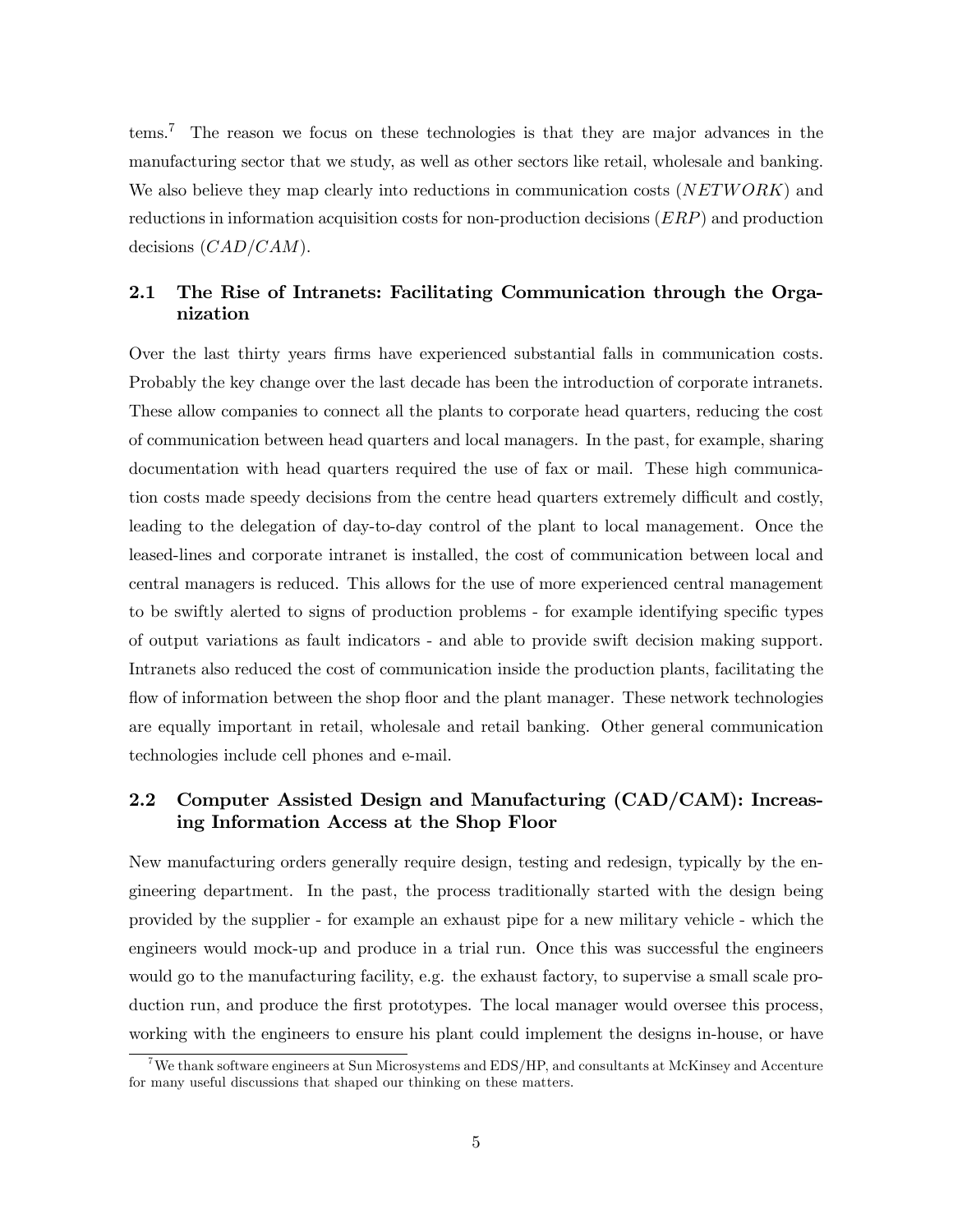tems.[7] The reason we focus on these technologies is that they are major advances in the manufacturing sector that we study, as well as other sectors like retail, wholesale and banking. We also believe they map clearly into reductions in communication costs ($NETWORK$) and reductions in information acquisition costs for non-production decisions ($ERP$) and production decisions ($CAD/CAM$).

## 2.1 The Rise of Intranets: Facilitating Communication through the Organization

Over the last thirty years firms have experienced substantial falls in communication costs. Probably the key change over the last decade has been the introduction of corporate intranets. These allow companies to connect all the plants to corporate head quarters, reducing the cost of communication between head quarters and local managers. In the past, for example, sharing documentation with head quarters required the use of fax or mail. These high communication costs made speedy decisions from the centre head quarters extremely difficult and costly, leading to the delegation of day-to-day control of the plant to local management. Once the leased-lines and corporate intranet is installed, the cost of communication between local and central managers is reduced. This allows for the use of more experienced central management to be swiftly alerted to signs of production problems - for example identifying specific types of output variations as fault indicators - and able to provide swift decision making support. Intranets also reduced the cost of communication inside the production plants, facilitating the flow of information between the shop floor and the plant manager. These network technologies are equally important in retail, wholesale and retail banking. Other general communication technologies include cell phones and e-mail.

## 2.2 Computer Assisted Design and Manufacturing (CAD/CAM): Increasing Information Access at the Shop Floor

New manufacturing orders generally require design, testing and redesign, typically by the engineering department. In the past, the process traditionally started with the design being provided by the supplier - for example an exhaust pipe for a new military vehicle - which the engineers would mock-up and produce in a trial run. Once this was successful the engineers would go to the manufacturing facility, e.g. the exhaust factory, to supervise a small scale production run, and produce the first prototypes. The local manager would oversee this process, working with the engineers to ensure his plant could implement the designs in-house, or have

[7] We thank software engineers at Sun Microsystems and EDS/HP, and consultants at McKinsey and Accenture for many useful discussions that shaped our thinking on these matters.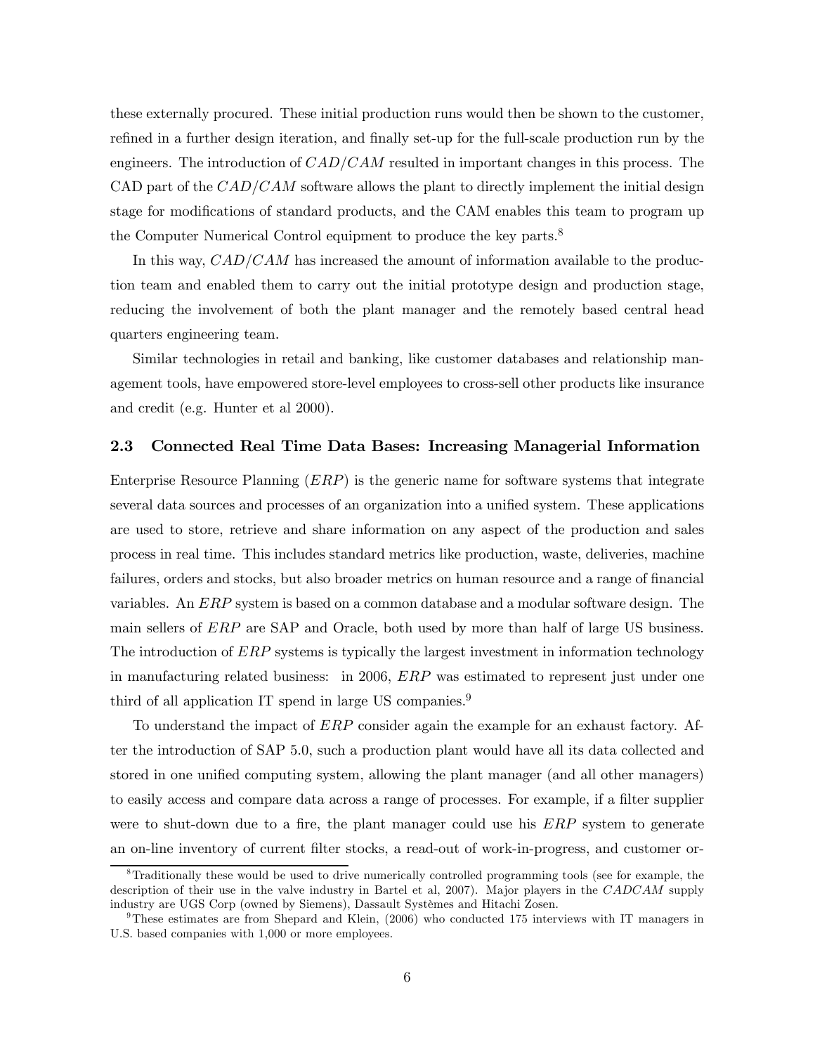these externally procured. These initial production runs would then be shown to the customer, refined in a further design iteration, and finally set-up for the full-scale production run by the engineers. The introduction of $CAD/CAM$ resulted in important changes in this process. The CAD part of the $CAD/CAM$ software allows the plant to directly implement the initial design stage for modifications of standard products, and the CAM enables this team to program up the Computer Numerical Control equipment to produce the key parts.[8]

In this way, $CAD/CAM$ has increased the amount of information available to the production team and enabled them to carry out the initial prototype design and production stage, reducing the involvement of both the plant manager and the remotely based central head quarters engineering team.

Similar technologies in retail and banking, like customer databases and relationship management tools, have empowered store-level employees to cross-sell other products like insurance and credit (e.g. Hunter et al 2000).

### 2.3 Connected Real Time Data Bases: Increasing Managerial Information

Enterprise Resource Planning ($ERP$) is the generic name for software systems that integrate several data sources and processes of an organization into a unified system. These applications are used to store, retrieve and share information on any aspect of the production and sales process in real time. This includes standard metrics like production, waste, deliveries, machine failures, orders and stocks, but also broader metrics on human resource and a range of financial variables. An $ERP$ system is based on a common database and a modular software design. The main sellers of $ERP$ are SAP and Oracle, both used by more than half of large US business. The introduction of $ERP$ systems is typically the largest investment in information technology in manufacturing related business: in 2006, $ERP$ was estimated to represent just under one third of all application IT spend in large US companies.[9]

To understand the impact of $ERP$ consider again the example for an exhaust factory. After the introduction of SAP 5.0, such a production plant would have all its data collected and stored in one unified computing system, allowing the plant manager (and all other managers) to easily access and compare data across a range of processes. For example, if a filter supplier were to shut-down due to a fire, the plant manager could use his $ERP$ system to generate an on-line inventory of current filter stocks, a read-out of work-in-progress, and customer or-

[8] Traditionally these would be used to drive numerically controlled programming tools (see for example, the description of their use in the valve industry in Bartel et al, 2007). Major players in the $CADCAM$ supply industry are UGS Corp (owned by Siemens), Dassault Systèmes and Hitachi Zosen.

[9] These estimates are from Shepard and Klein, (2006) who conducted 175 interviews with IT managers in U.S. based companies with 1,000 or more employees.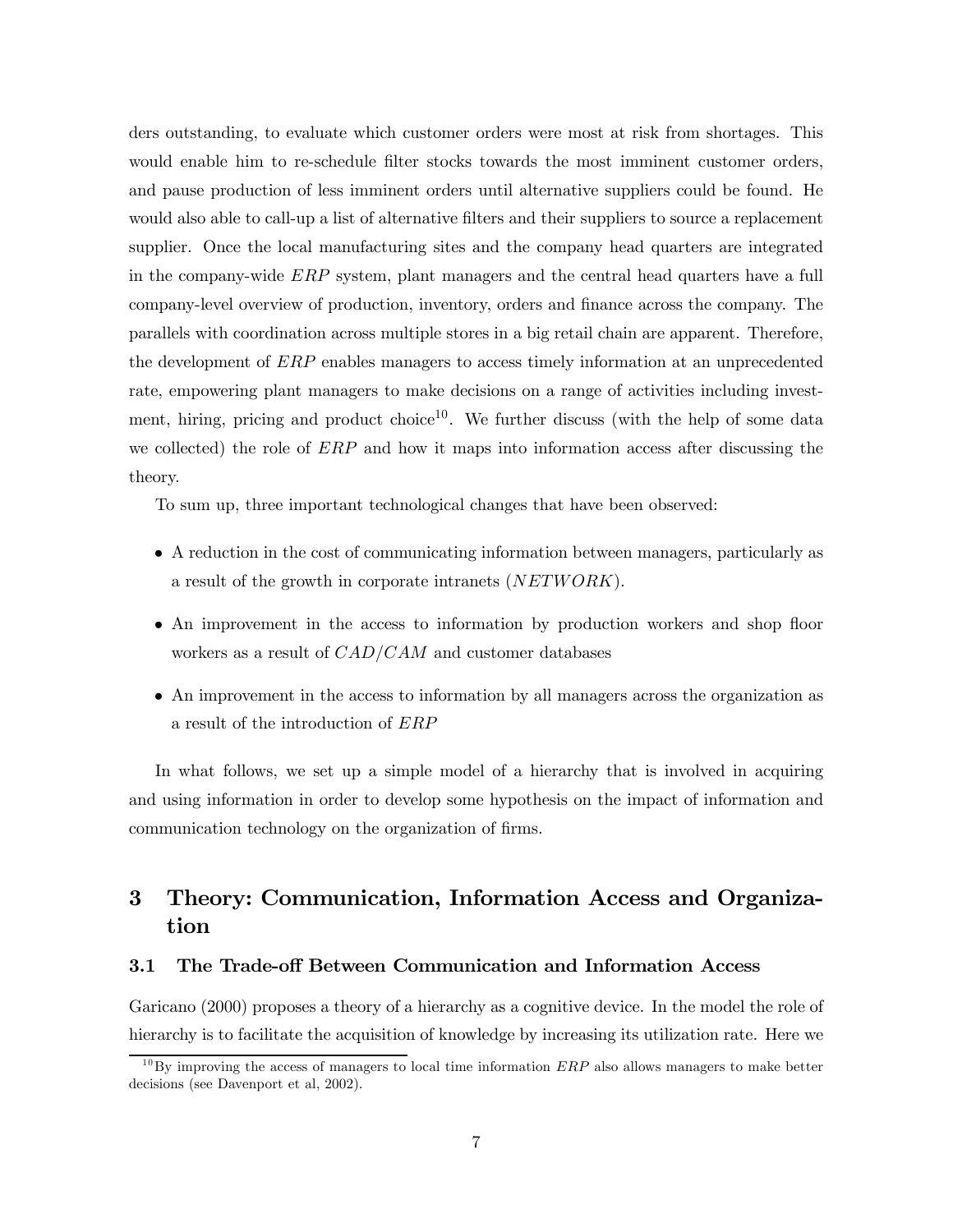ders outstanding, to evaluate which customer orders were most at risk from shortages. This would enable him to re-schedule filter stocks towards the most imminent customer orders, and pause production of less imminent orders until alternative suppliers could be found. He would also able to call-up a list of alternative filters and their suppliers to source a replacement supplier. Once the local manufacturing sites and the company head quarters are integrated in the company-wide $ERP$ system, plant managers and the central head quarters have a full company-level overview of production, inventory, orders and finance across the company. The parallels with coordination across multiple stores in a big retail chain are apparent. Therefore, the development of $ERP$ enables managers to access timely information at an unprecedented rate, empowering plant managers to make decisions on a range of activities including investment, hiring, pricing and product choice[10]. We further discuss (with the help of some data we collected) the role of $ERP$ and how it maps into information access after discussing the theory.

To sum up, three important technological changes that have been observed:

- A reduction in the cost of communicating information between managers, particularly as a result of the growth in corporate intranets ($NETWORK$).
- An improvement in the access to information by production workers and shop floor workers as a result of $CAD/CAM$ and customer databases
- An improvement in the access to information by all managers across the organization as a result of the introduction of $ERP$

In what follows, we set up a simple model of a hierarchy that is involved in acquiring and using information in order to develop some hypothesis on the impact of information and communication technology on the organization of firms.

# 3 Theory: Communication, Information Access and Organization

## 3.1 The Trade-off Between Communication and Information Access

Garicano (2000) proposes a theory of a hierarchy as a cognitive device. In the model the role of hierarchy is to facilitate the acquisition of knowledge by increasing its utilization rate. Here we

[10] By improving the access of managers to local time information $ERP$ also allows managers to make better decisions (see Davenport et al, 2002).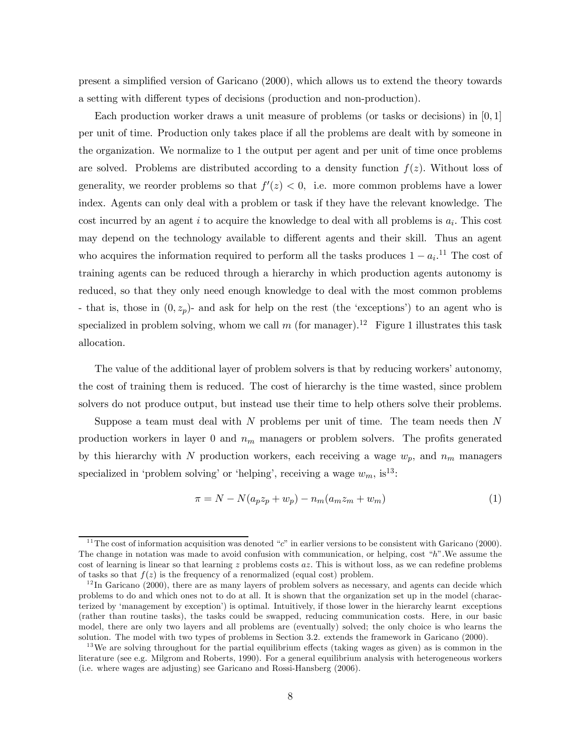present a simplified version of Garicano (2000), which allows us to extend the theory towards a setting with different types of decisions (production and non-production).

Each production worker draws a unit measure of problems (or tasks or decisions) in $[0, 1]$ per unit of time. Production only takes place if all the problems are dealt with by someone in the organization. We normalize to 1 the output per agent and per unit of time once problems are solved. Problems are distributed according to a density function $f(z)$. Without loss of generality, we reorder problems so that $f'(z) < 0$, i.e. more common problems have a lower index. Agents can only deal with a problem or task if they have the relevant knowledge. The cost incurred by an agent $i$ to acquire the knowledge to deal with all problems is $a_i$. This cost may depend on the technology available to different agents and their skill. Thus an agent who acquires the information required to perform all the tasks produces $1 - a_i$.[11] The cost of training agents can be reduced through a hierarchy in which production agents autonomy is reduced, so that they only need enough knowledge to deal with the most common problems - that is, those in $(0, z_p)$- and ask for help on the rest (the 'exceptions') to an agent who is specialized in problem solving, whom we call $m$ (for manager).[12] Figure 1 illustrates this task allocation.

The value of the additional layer of problem solvers is that by reducing workers' autonomy, the cost of training them is reduced. The cost of hierarchy is the time wasted, since problem solvers do not produce output, but instead use their time to help others solve their problems.

Suppose a team must deal with $N$ problems per unit of time. The team needs then $N$ production workers in layer 0 and $n_m$ managers or problem solvers. The profits generated by this hierarchy with $N$ production workers, each receiving a wage $w_p$, and $n_m$ managers specialized in 'problem solving' or 'helping', receiving a wage $w_m$, is[13]:

$$\pi = N - N(a_p z_p + w_p) - n_m(a_m z_m + w_m) \tag{1}$$

---

[11] The cost of information acquisition was denoted "$c$" in earlier versions to be consistent with Garicano (2000). The change in notation was made to avoid confusion with communication, or helping, cost "$h$".We assume the cost of learning is linear so that learning $z$ problems costs $az$. This is without loss, as we can redefine problems of tasks so that $f(z)$ is the frequency of a renormalized (equal cost) problem.

[12] In Garicano (2000), there are as many layers of problem solvers as necessary, and agents can decide which problems to do and which ones not to do at all. It is shown that the organization set up in the model (characterized by 'management by exception') is optimal. Intuitively, if those lower in the hierarchy learnt exceptions (rather than routine tasks), the tasks could be swapped, reducing communication costs. Here, in our basic model, there are only two layers and all problems are (eventually) solved; the only choice is who learns the solution. The model with two types of problems in Section 3.2. extends the framework in Garicano (2000).

[13] We are solving throughout for the partial equilibrium effects (taking wages as given) as is common in the literature (see e.g. Milgrom and Roberts, 1990). For a general equilibrium analysis with heterogeneous workers (i.e. where wages are adjusting) see Garicano and Rossi-Hansberg (2006).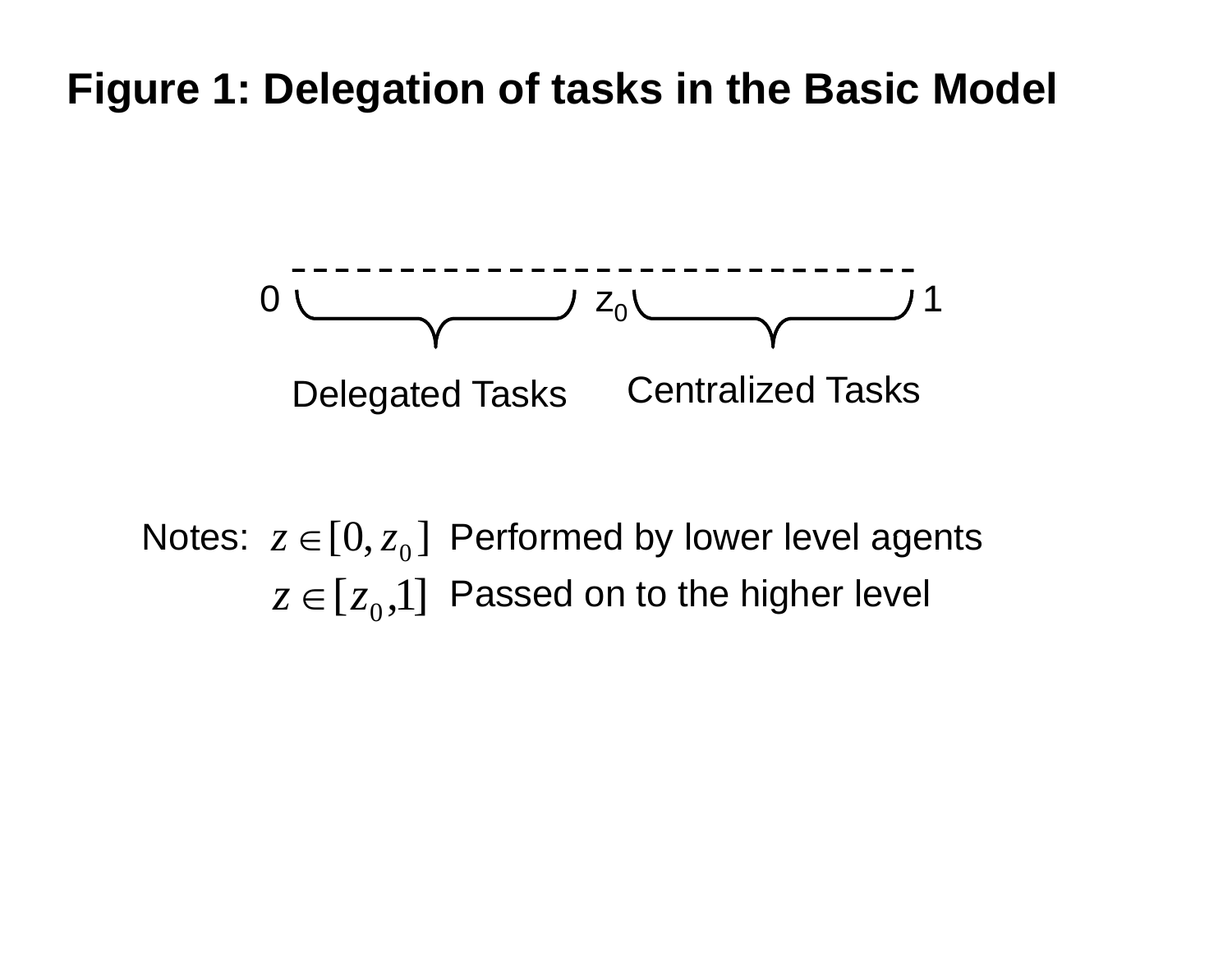# Figure 1: Delegation of tasks in the Basic Model

0 ———— $z_0$ ———— 1

Delegated Tasks | Centralized Tasks

Notes: $z \in [0, z_0]$ Performed by lower level agents

$z \in [z_0, 1]$ Passed on to the higher level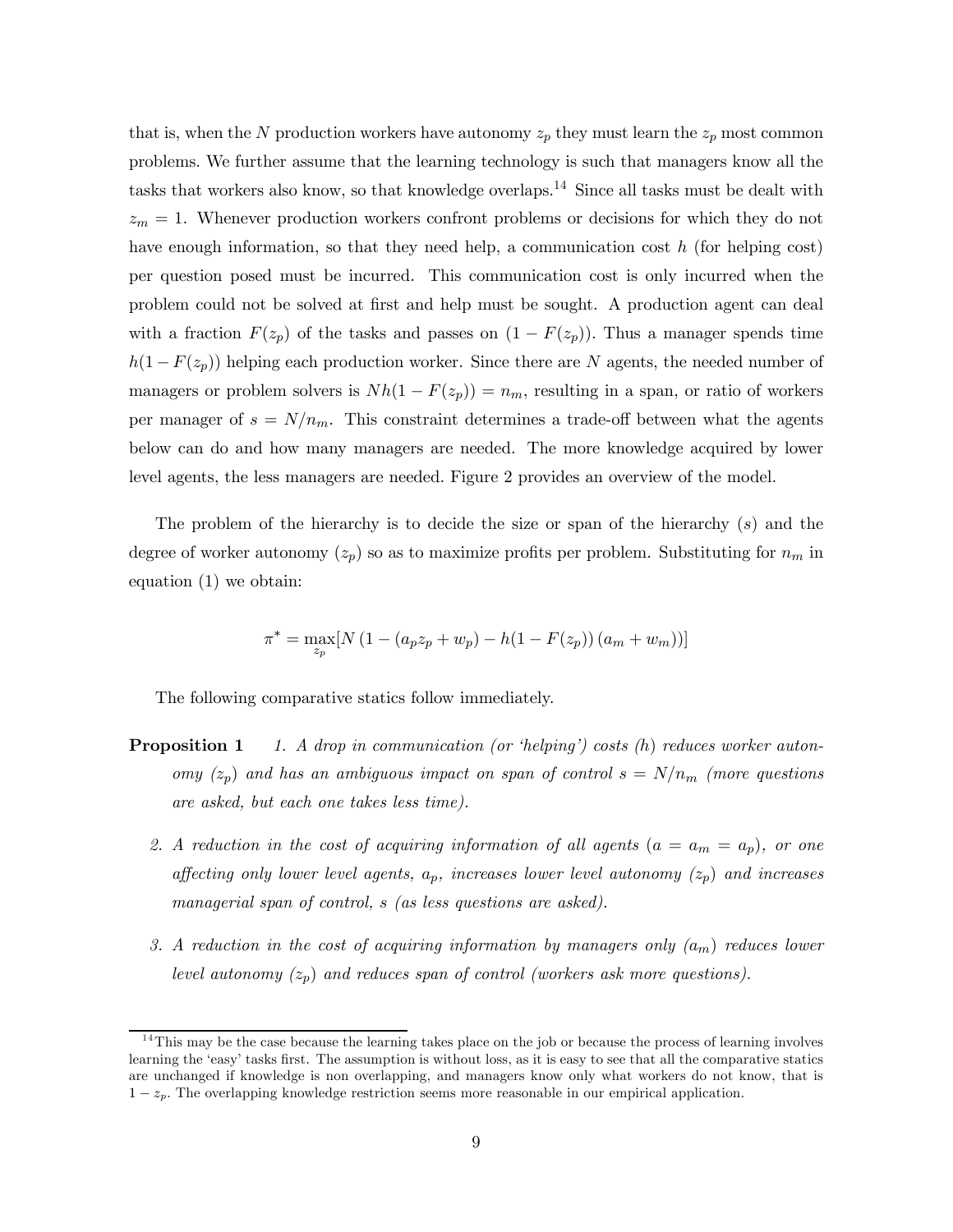that is, when the $N$ production workers have autonomy $z_p$ they must learn the $z_p$ most common problems. We further assume that the learning technology is such that managers know all the tasks that workers also know, so that knowledge overlaps.[14] Since all tasks must be dealt with $z_m = 1$. Whenever production workers confront problems or decisions for which they do not have enough information, so that they need help, a communication cost $h$ (for helping cost) per question posed must be incurred. This communication cost is only incurred when the problem could not be solved at first and help must be sought. A production agent can deal with a fraction $F(z_p)$ of the tasks and passes on $(1 - F(z_p))$. Thus a manager spends time $h(1 - F(z_p))$ helping each production worker. Since there are $N$ agents, the needed number of managers or problem solvers is $Nh(1 - F(z_p)) = n_m$, resulting in a span, or ratio of workers per manager of $s = N/n_m$. This constraint determines a trade-off between what the agents below can do and how many managers are needed. The more knowledge acquired by lower level agents, the less managers are needed. Figure 2 provides an overview of the model.

The problem of the hierarchy is to decide the size or span of the hierarchy ($s$) and the degree of worker autonomy ($z_p$) so as to maximize profits per problem. Substituting for $n_m$ in equation (1) we obtain:

$$\pi^* = \max_{z_p}[N\left(1 - (a_p z_p + w_p) - h(1 - F(z_p))\left(a_m + w_m\right)\right)]$$

The following comparative statics follow immediately.

**Proposition 1** *1. A drop in communication (or 'helping') costs ($h$) reduces worker autonomy ($z_p$) and has an ambiguous impact on span of control $s = N/n_m$ (more questions are asked, but each one takes less time).*

*2. A reduction in the cost of acquiring information of all agents ($a = a_m = a_p$), or one affecting only lower level agents, $a_p$, increases lower level autonomy ($z_p$) and increases managerial span of control, $s$ (as less questions are asked).*

*3. A reduction in the cost of acquiring information by managers only ($a_m$) reduces lower level autonomy ($z_p$) and reduces span of control (workers ask more questions).*

[14] This may be the case because the learning takes place on the job or because the process of learning involves learning the 'easy' tasks first. The assumption is without loss, as it is easy to see that all the comparative statics are unchanged if knowledge is non overlapping, and managers know only what workers do not know, that is $1 - z_p$. The overlapping knowledge restriction seems more reasonable in our empirical application.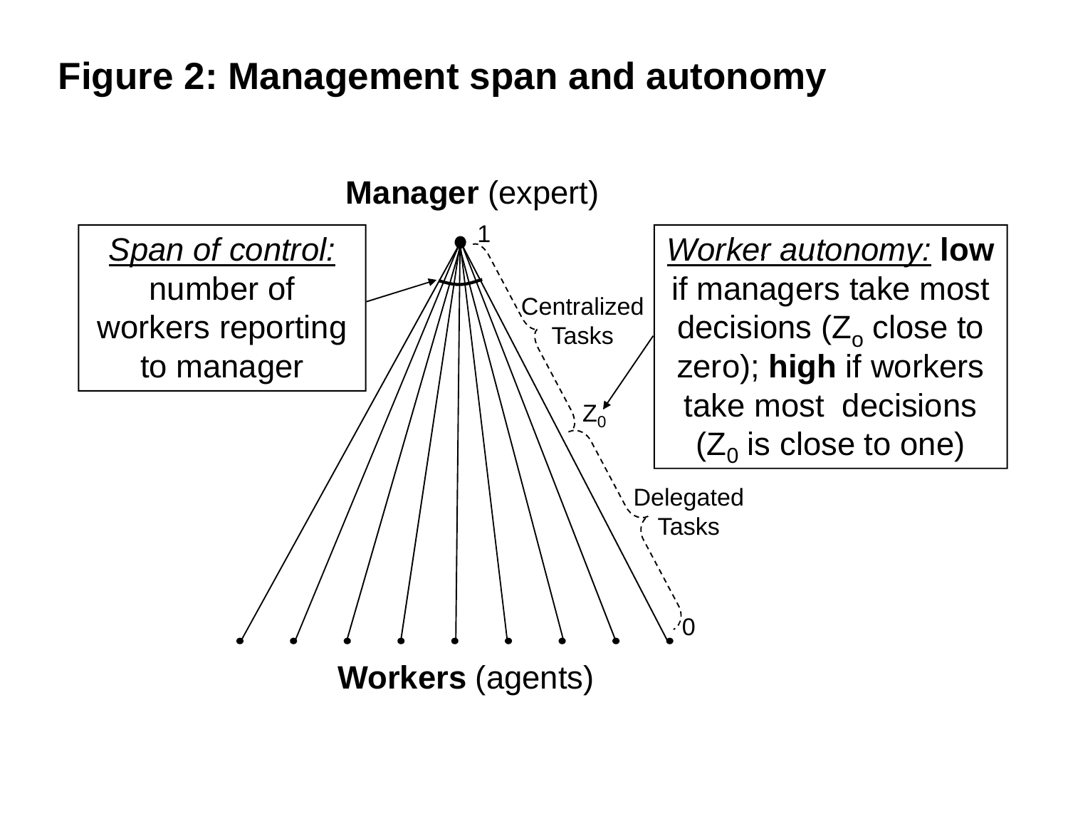# Figure 2: Management span and autonomy

**Manager** (expert)

*Span of control:* number of workers reporting to manager

*Worker autonomy:* **low** if managers take most decisions ($Z_0$ close to zero); **high** if workers take most decisions ($Z_0$ is close to one)

1

Centralized Tasks

$Z_0$

Delegated Tasks

0

**Workers** (agents)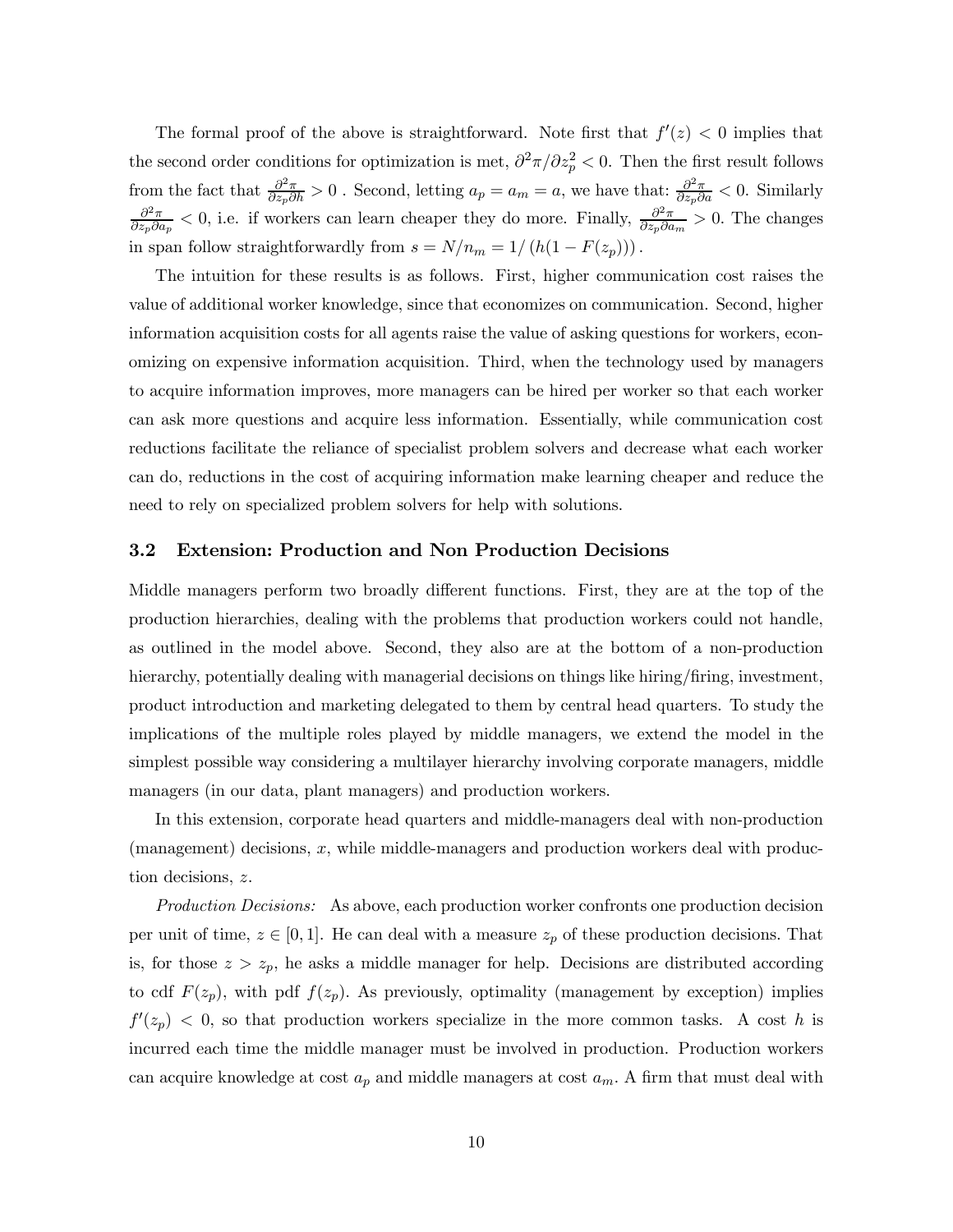The formal proof of the above is straightforward. Note first that $f'(z) < 0$ implies that the second order conditions for optimization is met, $\partial^2\pi/\partial z_p^2 < 0$. Then the first result follows from the fact that $\frac{\partial^2\pi}{\partial z_p \partial h} > 0$ . Second, letting $a_p = a_m = a$, we have that: $\frac{\partial^2\pi}{\partial z_p \partial a} < 0$. Similarly $\frac{\partial^2\pi}{\partial z_p \partial a_p} < 0$, i.e. if workers can learn cheaper they do more. Finally, $\frac{\partial^2\pi}{\partial z_p \partial a_m} > 0$. The changes in span follow straightforwardly from $s = N/n_m = 1/\left(h(1 - F(z_p))\right)$.

The intuition for these results is as follows. First, higher communication cost raises the value of additional worker knowledge, since that economizes on communication. Second, higher information acquisition costs for all agents raise the value of asking questions for workers, economizing on expensive information acquisition. Third, when the technology used by managers to acquire information improves, more managers can be hired per worker so that each worker can ask more questions and acquire less information. Essentially, while communication cost reductions facilitate the reliance of specialist problem solvers and decrease what each worker can do, reductions in the cost of acquiring information make learning cheaper and reduce the need to rely on specialized problem solvers for help with solutions.

### 3.2 Extension: Production and Non Production Decisions

Middle managers perform two broadly different functions. First, they are at the top of the production hierarchies, dealing with the problems that production workers could not handle, as outlined in the model above. Second, they also are at the bottom of a non-production hierarchy, potentially dealing with managerial decisions on things like hiring/firing, investment, product introduction and marketing delegated to them by central head quarters. To study the implications of the multiple roles played by middle managers, we extend the model in the simplest possible way considering a multilayer hierarchy involving corporate managers, middle managers (in our data, plant managers) and production workers.

In this extension, corporate head quarters and middle-managers deal with non-production (management) decisions, $x$, while middle-managers and production workers deal with production decisions, $z$.

*Production Decisions:* As above, each production worker confronts one production decision per unit of time, $z \in [0, 1]$. He can deal with a measure $z_p$ of these production decisions. That is, for those $z > z_p$, he asks a middle manager for help. Decisions are distributed according to cdf $F(z_p)$, with pdf $f(z_p)$. As previously, optimality (management by exception) implies $f'(z_p) < 0$, so that production workers specialize in the more common tasks. A cost $h$ is incurred each time the middle manager must be involved in production. Production workers can acquire knowledge at cost $a_p$ and middle managers at cost $a_m$. A firm that must deal with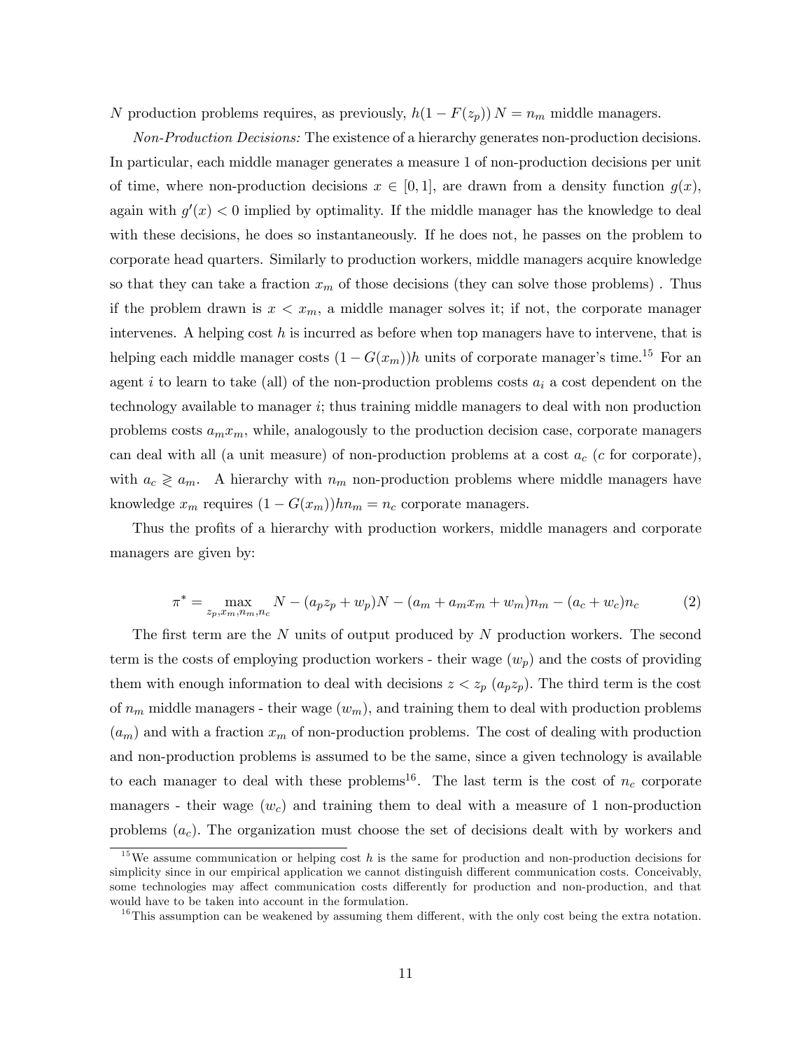$N$ production problems requires, as previously, $h(1 - F(z_p))\, N = n_m$ middle managers.

*Non-Production Decisions:* The existence of a hierarchy generates non-production decisions. In particular, each middle manager generates a measure 1 of non-production decisions per unit of time, where non-production decisions $x \in [0, 1]$, are drawn from a density function $g(x)$, again with $g'(x) < 0$ implied by optimality. If the middle manager has the knowledge to deal with these decisions, he does so instantaneously. If he does not, he passes on the problem to corporate head quarters. Similarly to production workers, middle managers acquire knowledge so that they can take a fraction $x_m$ of those decisions (they can solve those problems) . Thus if the problem drawn is $x < x_m$, a middle manager solves it; if not, the corporate manager intervenes. A helping cost $h$ is incurred as before when top managers have to intervene, that is helping each middle manager costs $(1 - G(x_m))h$ units of corporate manager's time.[15] For an agent $i$ to learn to take (all) of the non-production problems costs $a_i$ a cost dependent on the technology available to manager $i$; thus training middle managers to deal with non production problems costs $a_m x_m$, while, analogously to the production decision case, corporate managers can deal with all (a unit measure) of non-production problems at a cost $a_c$ ($c$ for corporate), with $a_c \gtrless a_m$. A hierarchy with $n_m$ non-production problems where middle managers have knowledge $x_m$ requires $(1 - G(x_m))hn_m = n_c$ corporate managers.

Thus the profits of a hierarchy with production workers, middle managers and corporate managers are given by:

$$\pi^* = \max_{z_p, x_m, n_m, n_c} N - (a_p z_p + w_p)N - (a_m + a_m x_m + w_m)n_m - (a_c + w_c)n_c \tag{2}$$

The first term are the $N$ units of output produced by $N$ production workers. The second term is the costs of employing production workers - their wage ($w_p$) and the costs of providing them with enough information to deal with decisions $z < z_p$ ($a_p z_p$). The third term is the cost of $n_m$ middle managers - their wage ($w_m$), and training them to deal with production problems ($a_m$) and with a fraction $x_m$ of non-production problems. The cost of dealing with production and non-production problems is assumed to be the same, since a given technology is available to each manager to deal with these problems[16]. The last term is the cost of $n_c$ corporate managers - their wage ($w_c$) and training them to deal with a measure of 1 non-production problems ($a_c$). The organization must choose the set of decisions dealt with by workers and

[15] We assume communication or helping cost $h$ is the same for production and non-production decisions for simplicity since in our empirical application we cannot distinguish different communication costs. Conceivably, some technologies may affect communication costs differently for production and non-production, and that would have to be taken into account in the formulation.

[16] This assumption can be weakened by assuming them different, with the only cost being the extra notation.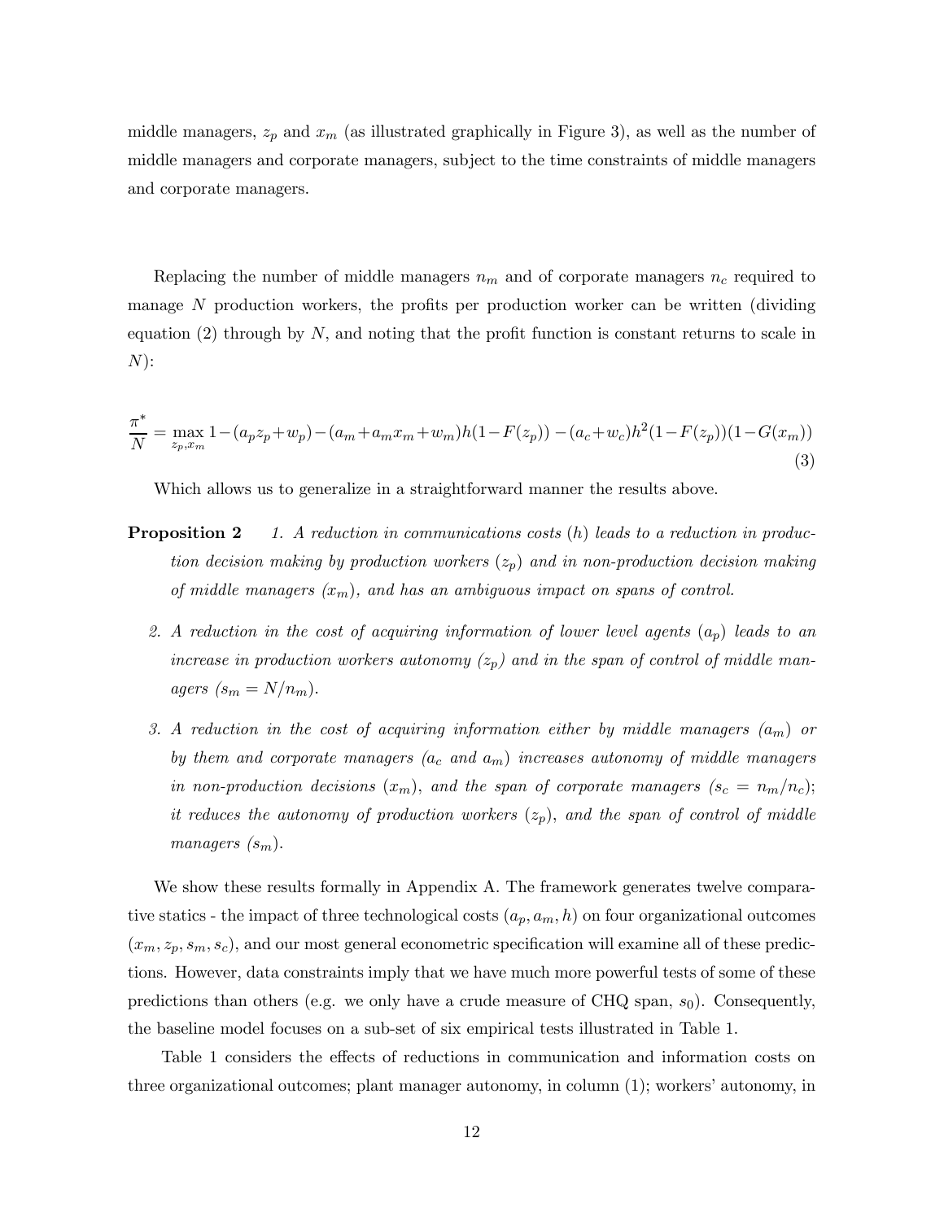middle managers, $z_p$ and $x_m$ (as illustrated graphically in Figure 3), as well as the number of middle managers and corporate managers, subject to the time constraints of middle managers and corporate managers.

Replacing the number of middle managers $n_m$ and of corporate managers $n_c$ required to manage $N$ production workers, the profits per production worker can be written (dividing equation (2) through by $N$, and noting that the profit function is constant returns to scale in $N$):

$$\frac{\pi^*}{N} = \max_{z_p, x_m} 1 - (a_p z_p + w_p) - (a_m + a_m x_m + w_m) h (1 - F(z_p)) - (a_c + w_c) h^2 (1 - F(z_p))(1 - G(x_m)) \tag{3}$$

Which allows us to generalize in a straightforward manner the results above.

**Proposition 2** *1. A reduction in communications costs ($h$) leads to a reduction in production decision making by production workers ($z_p$) and in non-production decision making of middle managers ($x_m$), and has an ambiguous impact on spans of control.*

*2. A reduction in the cost of acquiring information of lower level agents ($a_p$) leads to an increase in production workers autonomy ($z_p$) and in the span of control of middle managers ($s_m = N/n_m$).*

*3. A reduction in the cost of acquiring information either by middle managers ($a_m$) or by them and corporate managers ($a_c$ and $a_m$) increases autonomy of middle managers in non-production decisions ($x_m$), and the span of corporate managers ($s_c = n_m/n_c$); it reduces the autonomy of production workers ($z_p$), and the span of control of middle managers ($s_m$).*

We show these results formally in Appendix A. The framework generates twelve comparative statics - the impact of three technological costs ($a_p, a_m, h$) on four organizational outcomes ($x_m, z_p, s_m, s_c$), and our most general econometric specification will examine all of these predictions. However, data constraints imply that we have much more powerful tests of some of these predictions than others (e.g. we only have a crude measure of CHQ span, $s_0$). Consequently, the baseline model focuses on a sub-set of six empirical tests illustrated in Table 1.

Table 1 considers the effects of reductions in communication and information costs on three organizational outcomes; plant manager autonomy, in column (1); workers' autonomy, in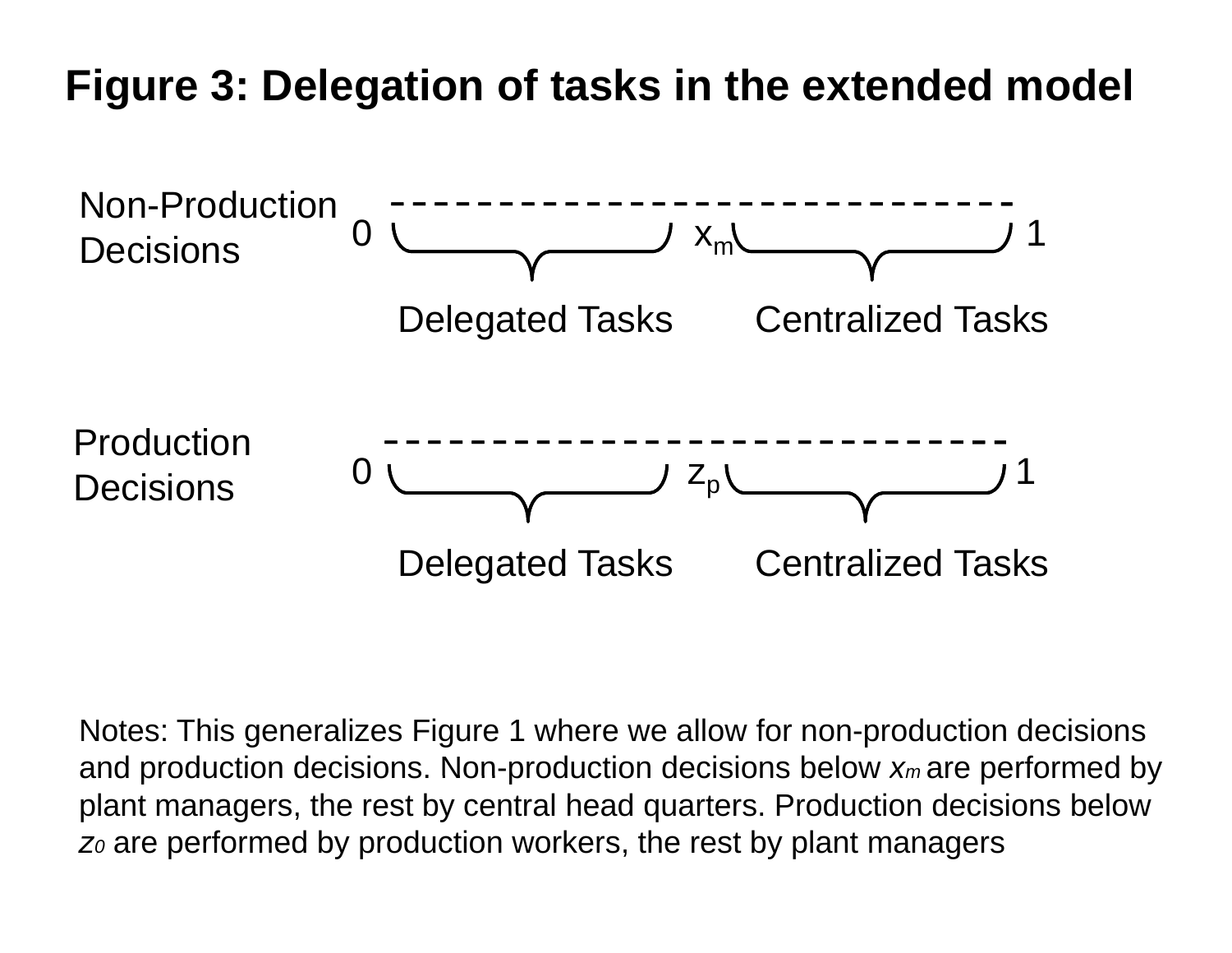# Figure 3: Delegation of tasks in the extended model

Non-Production Decisions

0 — $x_m$ — 1

Delegated Tasks | Centralized Tasks

Production Decisions

0 — $z_p$ — 1

Delegated Tasks | Centralized Tasks

Notes: This generalizes Figure 1 where we allow for non-production decisions and production decisions. Non-production decisions below $x_m$ are performed by plant managers, the rest by central head quarters. Production decisions below $z_0$ are performed by production workers, the rest by plant managers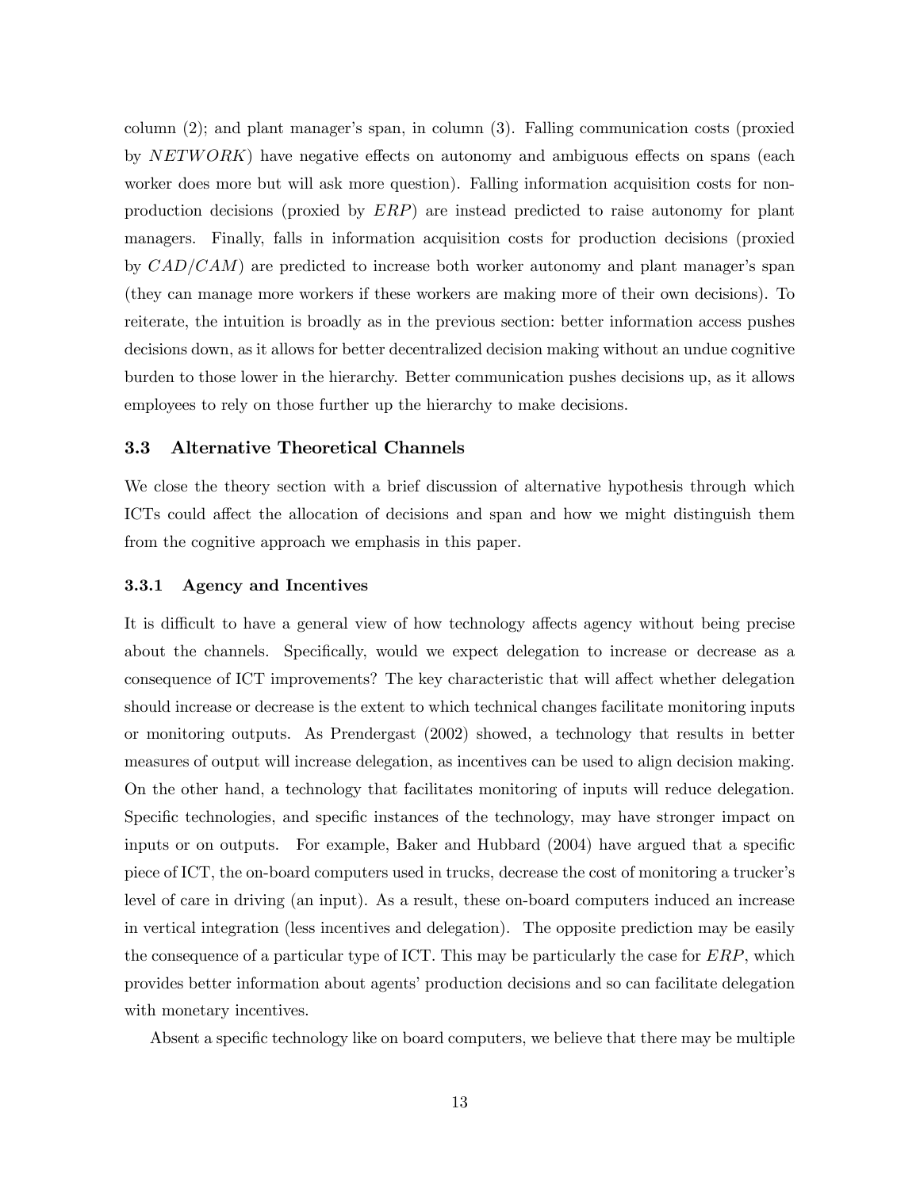column (2); and plant manager's span, in column (3). Falling communication costs (proxied by $NETWORK$) have negative effects on autonomy and ambiguous effects on spans (each worker does more but will ask more question). Falling information acquisition costs for non-production decisions (proxied by $ERP$) are instead predicted to raise autonomy for plant managers. Finally, falls in information acquisition costs for production decisions (proxied by $CAD/CAM$) are predicted to increase both worker autonomy and plant manager's span (they can manage more workers if these workers are making more of their own decisions). To reiterate, the intuition is broadly as in the previous section: better information access pushes decisions down, as it allows for better decentralized decision making without an undue cognitive burden to those lower in the hierarchy. Better communication pushes decisions up, as it allows employees to rely on those further up the hierarchy to make decisions.

### 3.3 Alternative Theoretical Channels

We close the theory section with a brief discussion of alternative hypothesis through which ICTs could affect the allocation of decisions and span and how we might distinguish them from the cognitive approach we emphasis in this paper.

#### 3.3.1 Agency and Incentives

It is difficult to have a general view of how technology affects agency without being precise about the channels. Specifically, would we expect delegation to increase or decrease as a consequence of ICT improvements? The key characteristic that will affect whether delegation should increase or decrease is the extent to which technical changes facilitate monitoring inputs or monitoring outputs. As Prendergast (2002) showed, a technology that results in better measures of output will increase delegation, as incentives can be used to align decision making. On the other hand, a technology that facilitates monitoring of inputs will reduce delegation. Specific technologies, and specific instances of the technology, may have stronger impact on inputs or on outputs. For example, Baker and Hubbard (2004) have argued that a specific piece of ICT, the on-board computers used in trucks, decrease the cost of monitoring a trucker's level of care in driving (an input). As a result, these on-board computers induced an increase in vertical integration (less incentives and delegation). The opposite prediction may be easily the consequence of a particular type of ICT. This may be particularly the case for $ERP$, which provides better information about agents' production decisions and so can facilitate delegation with monetary incentives.

Absent a specific technology like on board computers, we believe that there may be multiple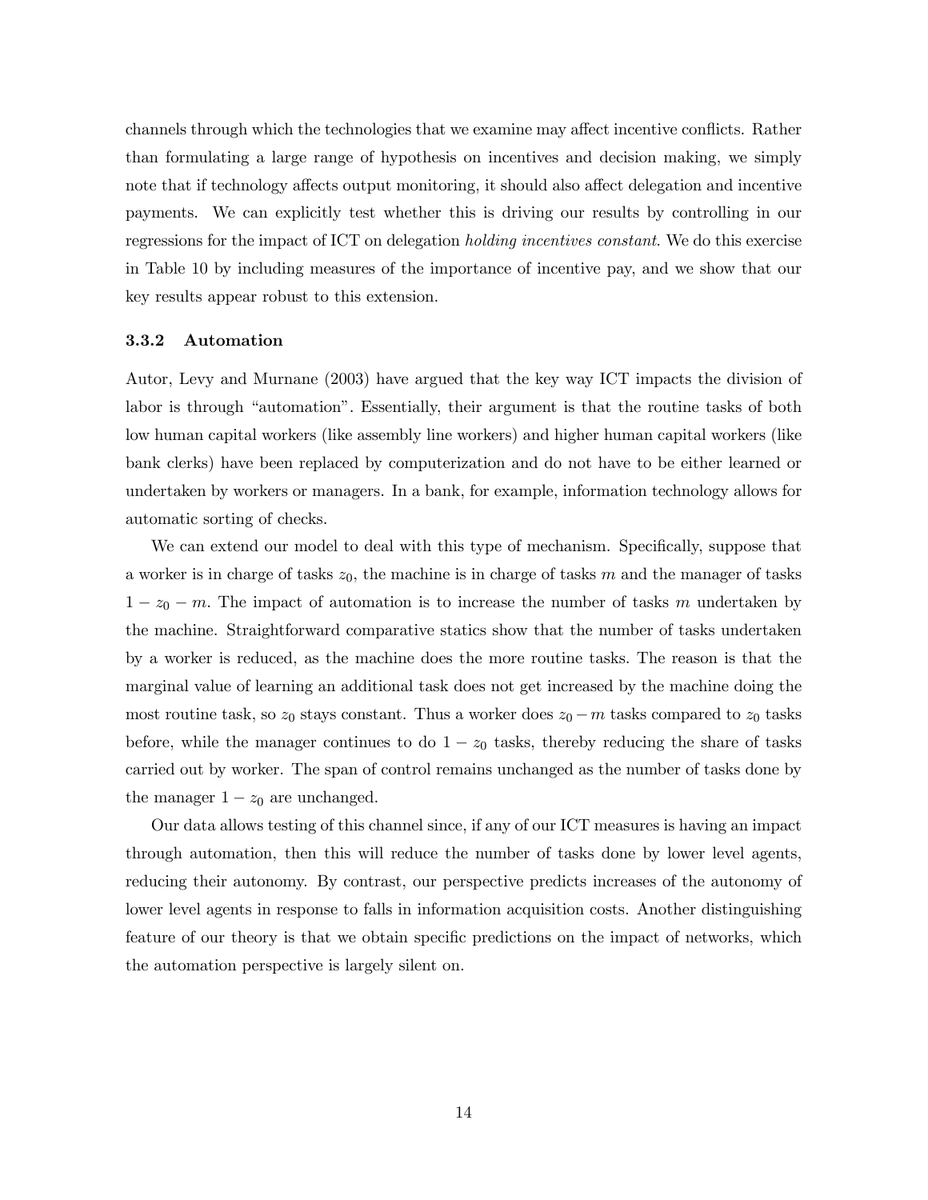channels through which the technologies that we examine may affect incentive conflicts. Rather than formulating a large range of hypothesis on incentives and decision making, we simply note that if technology affects output monitoring, it should also affect delegation and incentive payments. We can explicitly test whether this is driving our results by controlling in our regressions for the impact of ICT on delegation *holding incentives constant*. We do this exercise in Table 10 by including measures of the importance of incentive pay, and we show that our key results appear robust to this extension.

### 3.3.2 Automation

Autor, Levy and Murnane (2003) have argued that the key way ICT impacts the division of labor is through "automation". Essentially, their argument is that the routine tasks of both low human capital workers (like assembly line workers) and higher human capital workers (like bank clerks) have been replaced by computerization and do not have to be either learned or undertaken by workers or managers. In a bank, for example, information technology allows for automatic sorting of checks.

We can extend our model to deal with this type of mechanism. Specifically, suppose that a worker is in charge of tasks $z_0$, the machine is in charge of tasks $m$ and the manager of tasks $1 - z_0 - m$. The impact of automation is to increase the number of tasks $m$ undertaken by the machine. Straightforward comparative statics show that the number of tasks undertaken by a worker is reduced, as the machine does the more routine tasks. The reason is that the marginal value of learning an additional task does not get increased by the machine doing the most routine task, so $z_0$ stays constant. Thus a worker does $z_0 - m$ tasks compared to $z_0$ tasks before, while the manager continues to do $1 - z_0$ tasks, thereby reducing the share of tasks carried out by worker. The span of control remains unchanged as the number of tasks done by the manager $1 - z_0$ are unchanged.

Our data allows testing of this channel since, if any of our ICT measures is having an impact through automation, then this will reduce the number of tasks done by lower level agents, reducing their autonomy. By contrast, our perspective predicts increases of the autonomy of lower level agents in response to falls in information acquisition costs. Another distinguishing feature of our theory is that we obtain specific predictions on the impact of networks, which the automation perspective is largely silent on.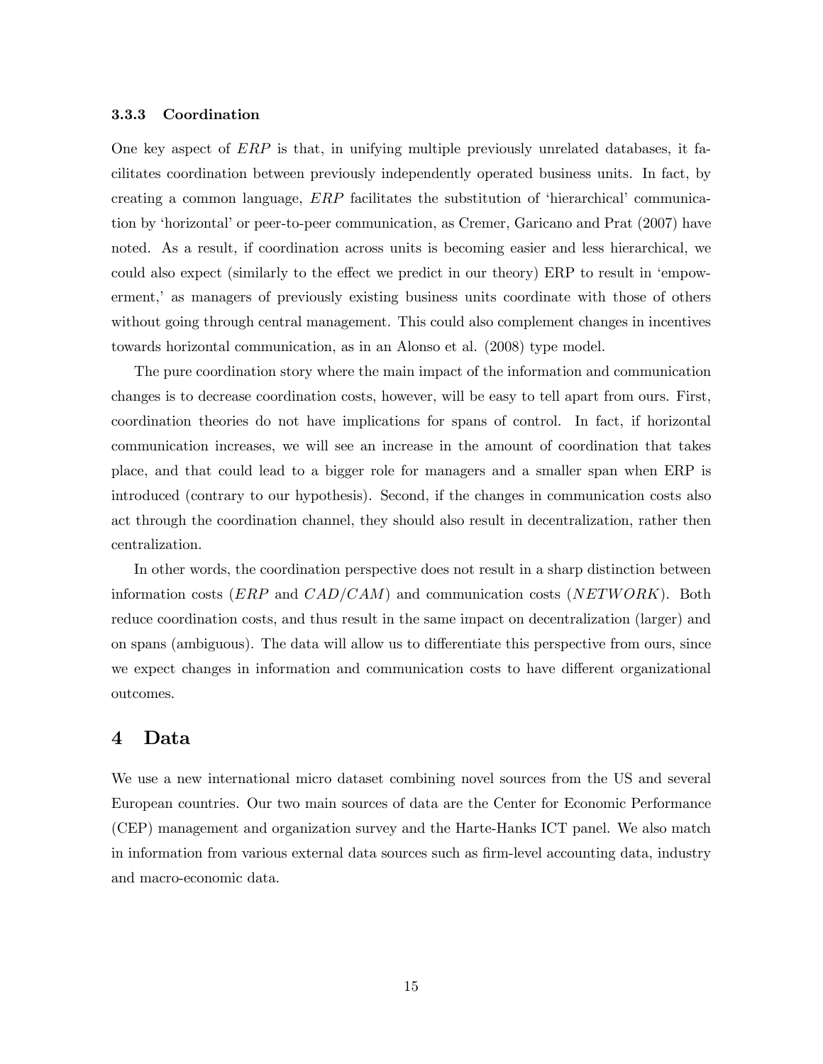### 3.3.3 Coordination

One key aspect of *ERP* is that, in unifying multiple previously unrelated databases, it facilitates coordination between previously independently operated business units. In fact, by creating a common language, *ERP* facilitates the substitution of 'hierarchical' communication by 'horizontal' or peer-to-peer communication, as Cremer, Garicano and Prat (2007) have noted. As a result, if coordination across units is becoming easier and less hierarchical, we could also expect (similarly to the effect we predict in our theory) ERP to result in 'empowerment,' as managers of previously existing business units coordinate with those of others without going through central management. This could also complement changes in incentives towards horizontal communication, as in an Alonso et al. (2008) type model.

The pure coordination story where the main impact of the information and communication changes is to decrease coordination costs, however, will be easy to tell apart from ours. First, coordination theories do not have implications for spans of control. In fact, if horizontal communication increases, we will see an increase in the amount of coordination that takes place, and that could lead to a bigger role for managers and a smaller span when ERP is introduced (contrary to our hypothesis). Second, if the changes in communication costs also act through the coordination channel, they should also result in decentralization, rather then centralization.

In other words, the coordination perspective does not result in a sharp distinction between information costs (*ERP* and *CAD*/*CAM*) and communication costs (*NETWORK*). Both reduce coordination costs, and thus result in the same impact on decentralization (larger) and on spans (ambiguous). The data will allow us to differentiate this perspective from ours, since we expect changes in information and communication costs to have different organizational outcomes.

## 4 Data

We use a new international micro dataset combining novel sources from the US and several European countries. Our two main sources of data are the Center for Economic Performance (CEP) management and organization survey and the Harte-Hanks ICT panel. We also match in information from various external data sources such as firm-level accounting data, industry and macro-economic data.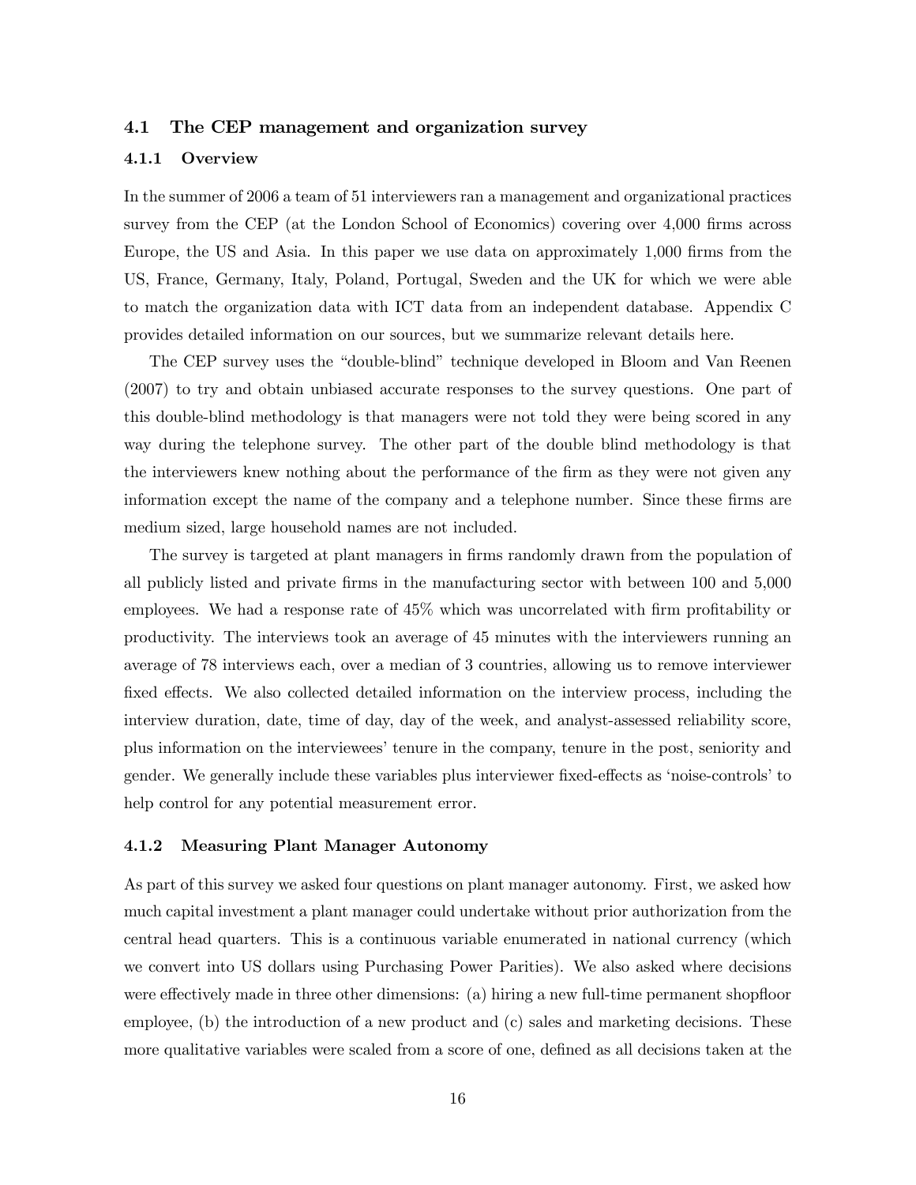### 4.1 The CEP management and organization survey

#### 4.1.1 Overview

In the summer of 2006 a team of 51 interviewers ran a management and organizational practices survey from the CEP (at the London School of Economics) covering over 4,000 firms across Europe, the US and Asia. In this paper we use data on approximately 1,000 firms from the US, France, Germany, Italy, Poland, Portugal, Sweden and the UK for which we were able to match the organization data with ICT data from an independent database. Appendix C provides detailed information on our sources, but we summarize relevant details here.

The CEP survey uses the "double-blind" technique developed in Bloom and Van Reenen (2007) to try and obtain unbiased accurate responses to the survey questions. One part of this double-blind methodology is that managers were not told they were being scored in any way during the telephone survey. The other part of the double blind methodology is that the interviewers knew nothing about the performance of the firm as they were not given any information except the name of the company and a telephone number. Since these firms are medium sized, large household names are not included.

The survey is targeted at plant managers in firms randomly drawn from the population of all publicly listed and private firms in the manufacturing sector with between 100 and 5,000 employees. We had a response rate of 45% which was uncorrelated with firm profitability or productivity. The interviews took an average of 45 minutes with the interviewers running an average of 78 interviews each, over a median of 3 countries, allowing us to remove interviewer fixed effects. We also collected detailed information on the interview process, including the interview duration, date, time of day, day of the week, and analyst-assessed reliability score, plus information on the interviewees' tenure in the company, tenure in the post, seniority and gender. We generally include these variables plus interviewer fixed-effects as 'noise-controls' to help control for any potential measurement error.

#### 4.1.2 Measuring Plant Manager Autonomy

As part of this survey we asked four questions on plant manager autonomy. First, we asked how much capital investment a plant manager could undertake without prior authorization from the central head quarters. This is a continuous variable enumerated in national currency (which we convert into US dollars using Purchasing Power Parities). We also asked where decisions were effectively made in three other dimensions: (a) hiring a new full-time permanent shopfloor employee, (b) the introduction of a new product and (c) sales and marketing decisions. These more qualitative variables were scaled from a score of one, defined as all decisions taken at the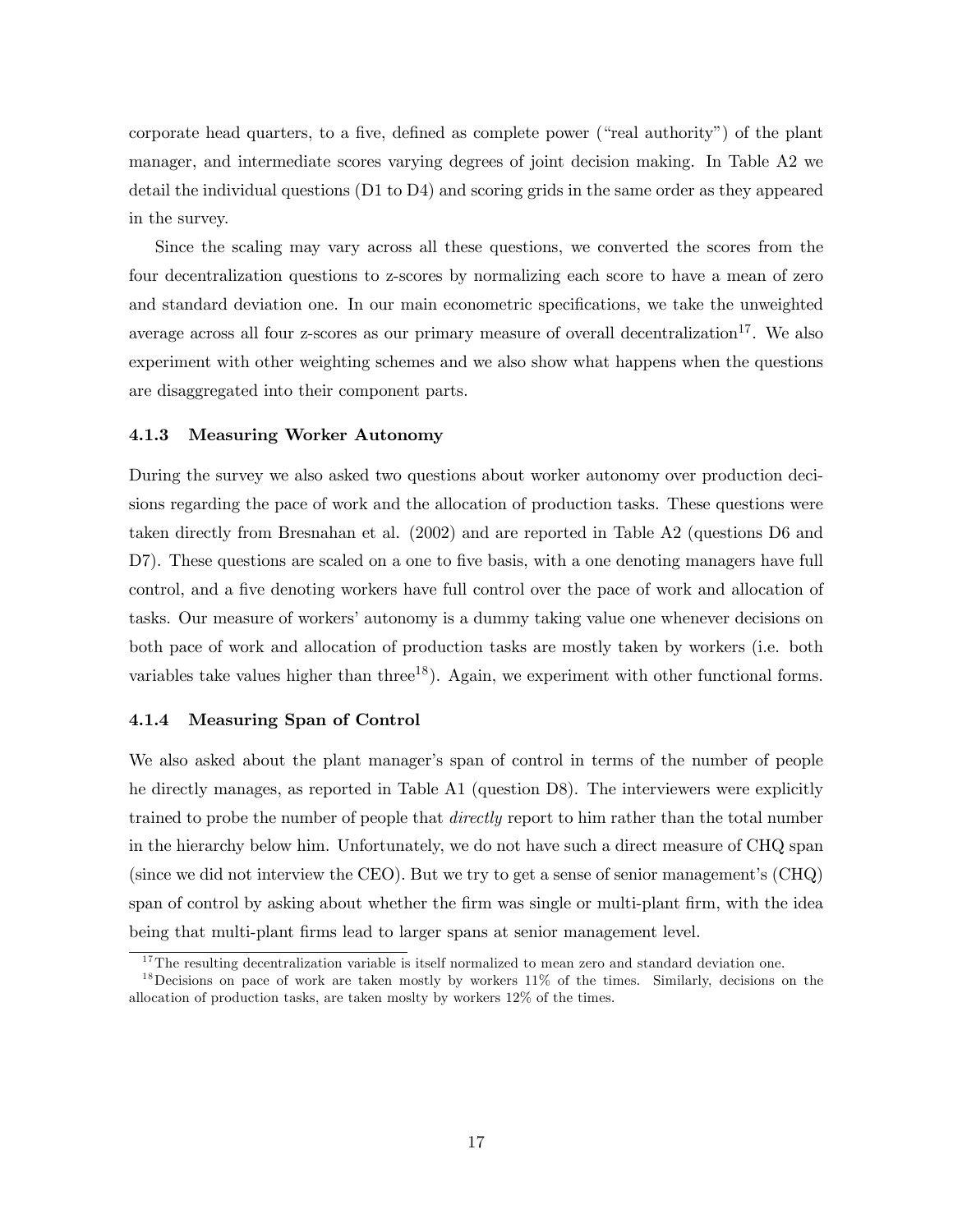corporate head quarters, to a five, defined as complete power ("real authority") of the plant manager, and intermediate scores varying degrees of joint decision making. In Table A2 we detail the individual questions (D1 to D4) and scoring grids in the same order as they appeared in the survey.

Since the scaling may vary across all these questions, we converted the scores from the four decentralization questions to z-scores by normalizing each score to have a mean of zero and standard deviation one. In our main econometric specifications, we take the unweighted average across all four z-scores as our primary measure of overall decentralization[17]. We also experiment with other weighting schemes and we also show what happens when the questions are disaggregated into their component parts.

### 4.1.3 Measuring Worker Autonomy

During the survey we also asked two questions about worker autonomy over production decisions regarding the pace of work and the allocation of production tasks. These questions were taken directly from Bresnahan et al. (2002) and are reported in Table A2 (questions D6 and D7). These questions are scaled on a one to five basis, with a one denoting managers have full control, and a five denoting workers have full control over the pace of work and allocation of tasks. Our measure of workers' autonomy is a dummy taking value one whenever decisions on both pace of work and allocation of production tasks are mostly taken by workers (i.e. both variables take values higher than three[18]). Again, we experiment with other functional forms.

### 4.1.4 Measuring Span of Control

We also asked about the plant manager's span of control in terms of the number of people he directly manages, as reported in Table A1 (question D8). The interviewers were explicitly trained to probe the number of people that *directly* report to him rather than the total number in the hierarchy below him. Unfortunately, we do not have such a direct measure of CHQ span (since we did not interview the CEO). But we try to get a sense of senior management's (CHQ) span of control by asking about whether the firm was single or multi-plant firm, with the idea being that multi-plant firms lead to larger spans at senior management level.

[17] The resulting decentralization variable is itself normalized to mean zero and standard deviation one.

[18] Decisions on pace of work are taken mostly by workers 11% of the times. Similarly, decisions on the allocation of production tasks, are taken moslty by workers 12% of the times.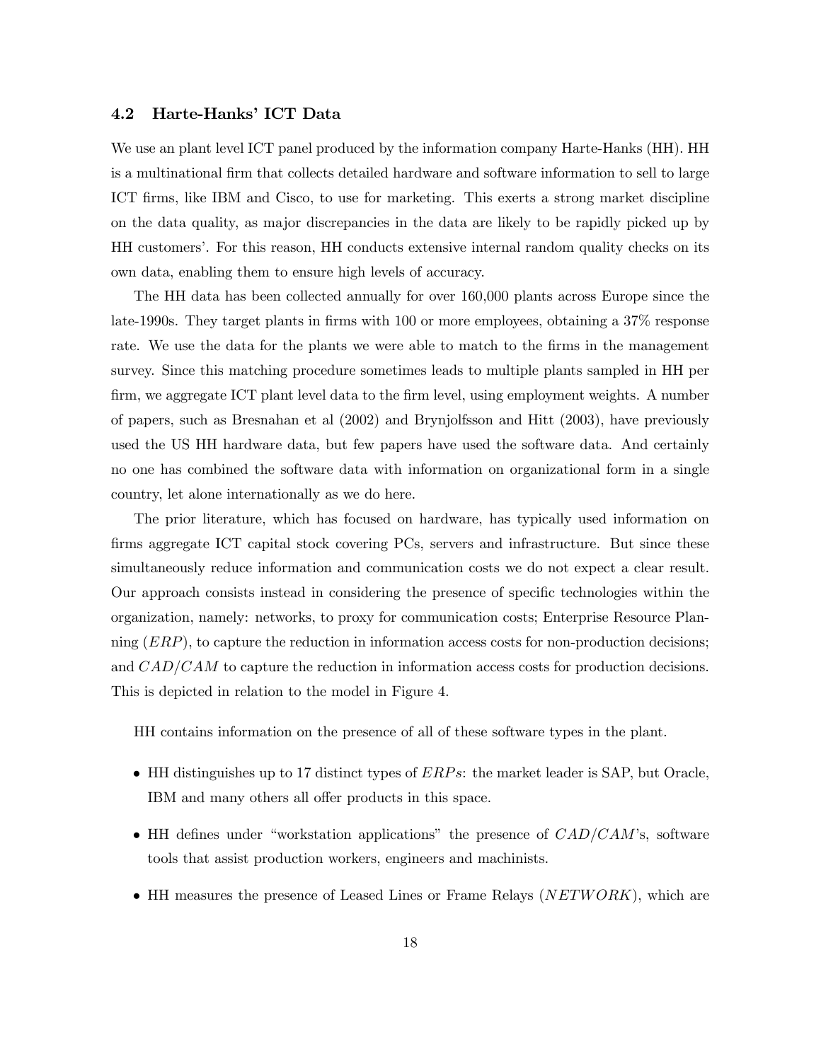### 4.2 Harte-Hanks' ICT Data

We use an plant level ICT panel produced by the information company Harte-Hanks (HH). HH is a multinational firm that collects detailed hardware and software information to sell to large ICT firms, like IBM and Cisco, to use for marketing. This exerts a strong market discipline on the data quality, as major discrepancies in the data are likely to be rapidly picked up by HH customers'. For this reason, HH conducts extensive internal random quality checks on its own data, enabling them to ensure high levels of accuracy.

The HH data has been collected annually for over 160,000 plants across Europe since the late-1990s. They target plants in firms with 100 or more employees, obtaining a 37% response rate. We use the data for the plants we were able to match to the firms in the management survey. Since this matching procedure sometimes leads to multiple plants sampled in HH per firm, we aggregate ICT plant level data to the firm level, using employment weights. A number of papers, such as Bresnahan et al (2002) and Brynjolfsson and Hitt (2003), have previously used the US HH hardware data, but few papers have used the software data. And certainly no one has combined the software data with information on organizational form in a single country, let alone internationally as we do here.

The prior literature, which has focused on hardware, has typically used information on firms aggregate ICT capital stock covering PCs, servers and infrastructure. But since these simultaneously reduce information and communication costs we do not expect a clear result. Our approach consists instead in considering the presence of specific technologies within the organization, namely: networks, to proxy for communication costs; Enterprise Resource Planning ($ERP$), to capture the reduction in information access costs for non-production decisions; and $CAD/CAM$ to capture the reduction in information access costs for production decisions. This is depicted in relation to the model in Figure 4.

HH contains information on the presence of all of these software types in the plant.

- HH distinguishes up to 17 distinct types of $ERPs$: the market leader is SAP, but Oracle, IBM and many others all offer products in this space.
- HH defines under "workstation applications" the presence of $CAD/CAM$'s, software tools that assist production workers, engineers and machinists.
- HH measures the presence of Leased Lines or Frame Relays ($NETWORK$), which are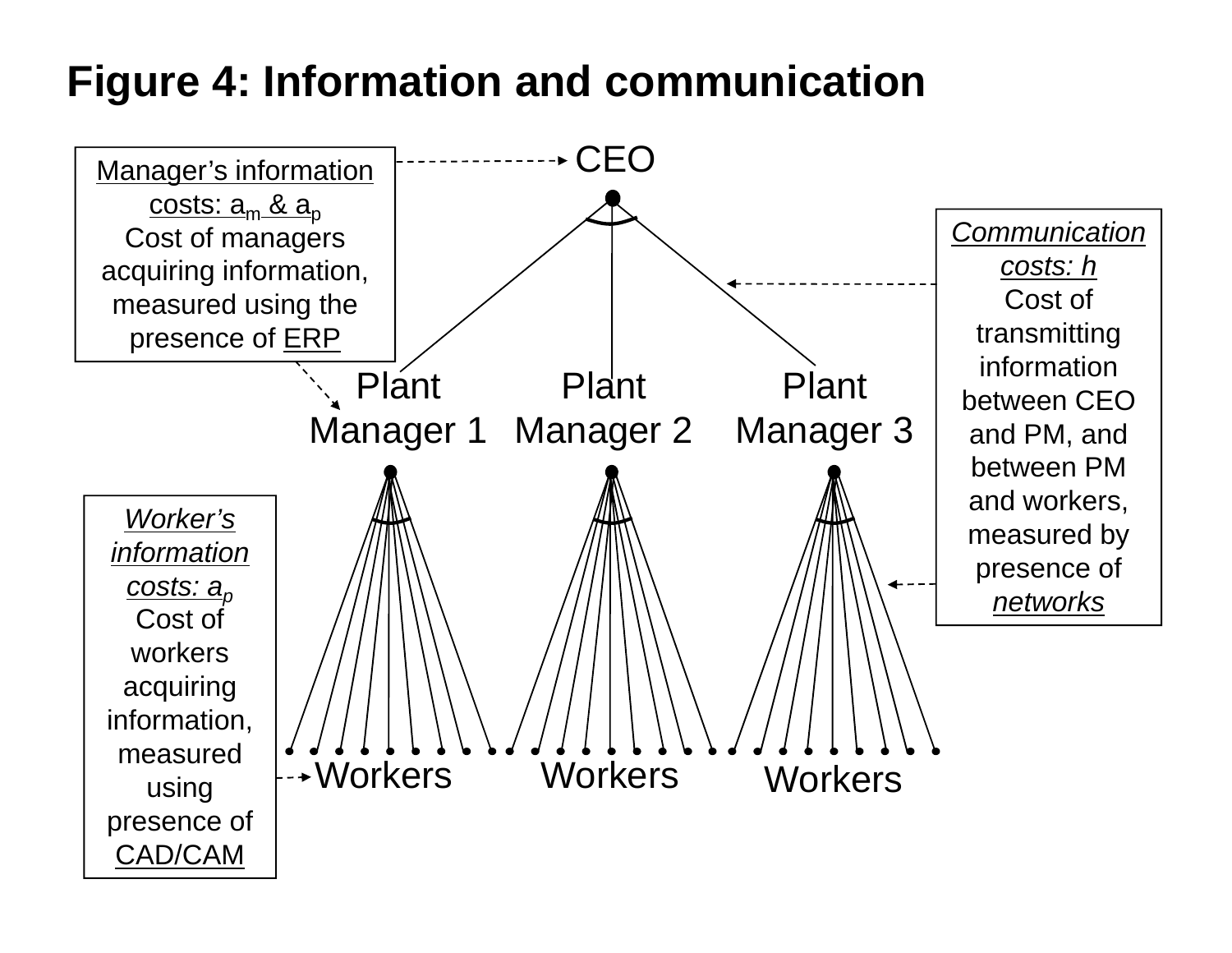# Figure 4: Information and communication

CEO

Manager's information costs: $a_m$ & $a_p$
Cost of managers acquiring information, measured using the presence of ERP

*Communication costs: h*
Cost of transmitting information between CEO and PM, and between PM and workers, measured by presence of *networks*

Plant Manager 1 | Plant Manager 2 | Plant Manager 3

*Worker's information costs: $a_p$*
Cost of workers acquiring information, measured using presence of CAD/CAM

Workers | Workers | Workers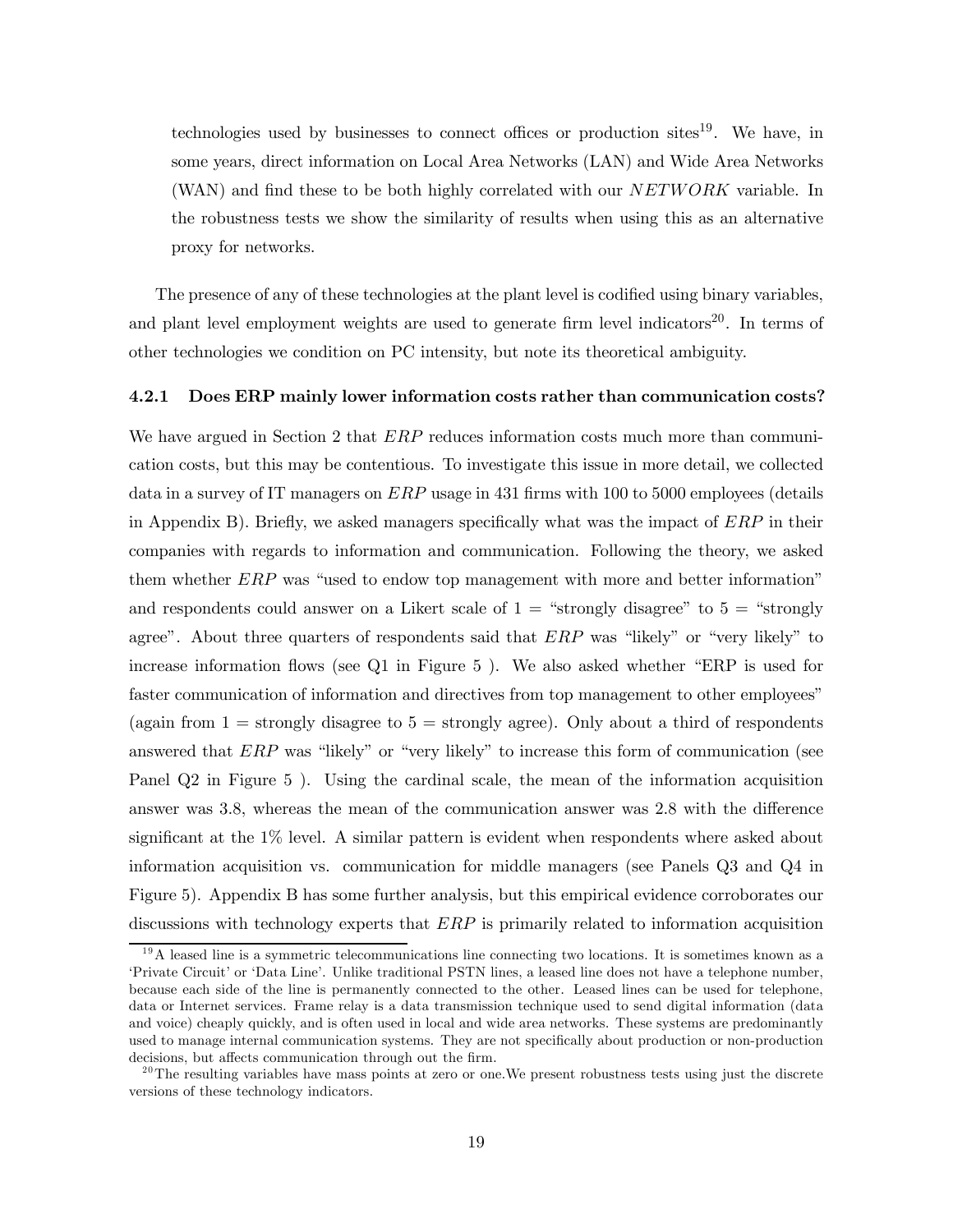technologies used by businesses to connect offices or production sites[19]. We have, in some years, direct information on Local Area Networks (LAN) and Wide Area Networks (WAN) and find these to be both highly correlated with our $NETWORK$ variable. In the robustness tests we show the similarity of results when using this as an alternative proxy for networks.

The presence of any of these technologies at the plant level is codified using binary variables, and plant level employment weights are used to generate firm level indicators[20]. In terms of other technologies we condition on PC intensity, but note its theoretical ambiguity.

#### 4.2.1 Does ERP mainly lower information costs rather than communication costs?

We have argued in Section 2 that $ERP$ reduces information costs much more than communication costs, but this may be contentious. To investigate this issue in more detail, we collected data in a survey of IT managers on $ERP$ usage in 431 firms with 100 to 5000 employees (details in Appendix B). Briefly, we asked managers specifically what was the impact of $ERP$ in their companies with regards to information and communication. Following the theory, we asked them whether $ERP$ was "used to endow top management with more and better information" and respondents could answer on a Likert scale of 1 = "strongly disagree" to 5 = "strongly agree". About three quarters of respondents said that $ERP$ was "likely" or "very likely" to increase information flows (see Q1 in Figure 5 ). We also asked whether "ERP is used for faster communication of information and directives from top management to other employees" (again from 1 = strongly disagree to 5 = strongly agree). Only about a third of respondents answered that $ERP$ was "likely" or "very likely" to increase this form of communication (see Panel Q2 in Figure 5 ). Using the cardinal scale, the mean of the information acquisition answer was 3.8, whereas the mean of the communication answer was 2.8 with the difference significant at the 1% level. A similar pattern is evident when respondents where asked about information acquisition vs. communication for middle managers (see Panels Q3 and Q4 in Figure 5). Appendix B has some further analysis, but this empirical evidence corroborates our discussions with technology experts that $ERP$ is primarily related to information acquisition

[19] A leased line is a symmetric telecommunications line connecting two locations. It is sometimes known as a 'Private Circuit' or 'Data Line'. Unlike traditional PSTN lines, a leased line does not have a telephone number, because each side of the line is permanently connected to the other. Leased lines can be used for telephone, data or Internet services. Frame relay is a data transmission technique used to send digital information (data and voice) cheaply quickly, and is often used in local and wide area networks. These systems are predominantly used to manage internal communication systems. They are not specifically about production or non-production decisions, but affects communication through out the firm.

[20] The resulting variables have mass points at zero or one.We present robustness tests using just the discrete versions of these technology indicators.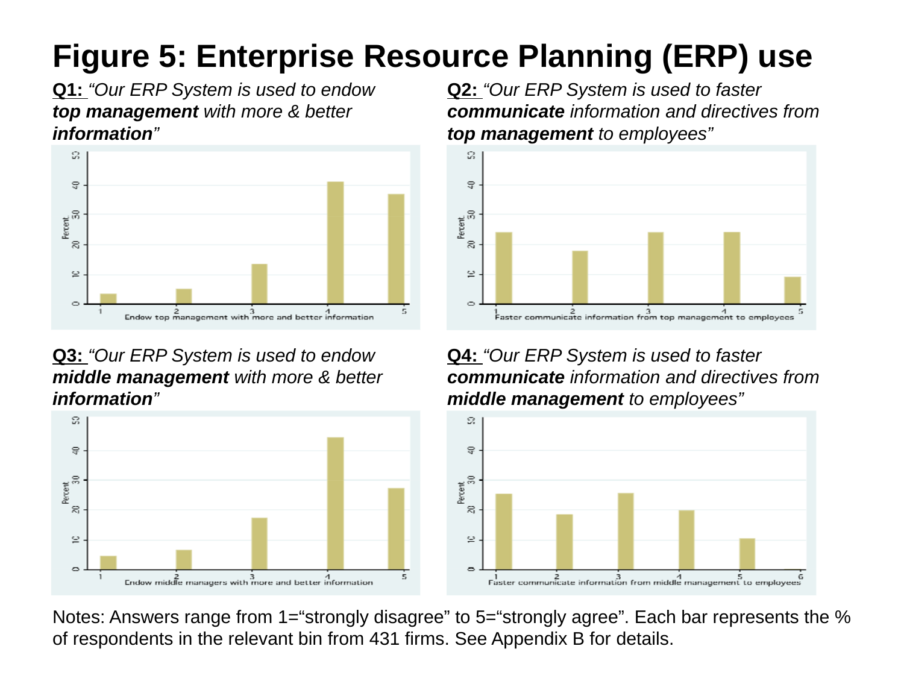# Figure 5: Enterprise Resource Planning (ERP) use

**Q1:** *"Our ERP System is used to endow **top management** with more & better **information**"*

**Q2:** *"Our ERP System is used to faster **communicate** information and directives from **top management** to employees"*

**Q3:** *"Our ERP System is used to endow **middle management** with more & better **information**"*

**Q4:** *"Our ERP System is used to faster **communicate** information and directives from **middle management** to employees"*

Notes: Answers range from 1="strongly disagree" to 5="strongly agree". Each bar represents the % of respondents in the relevant bin from 431 firms. See Appendix B for details.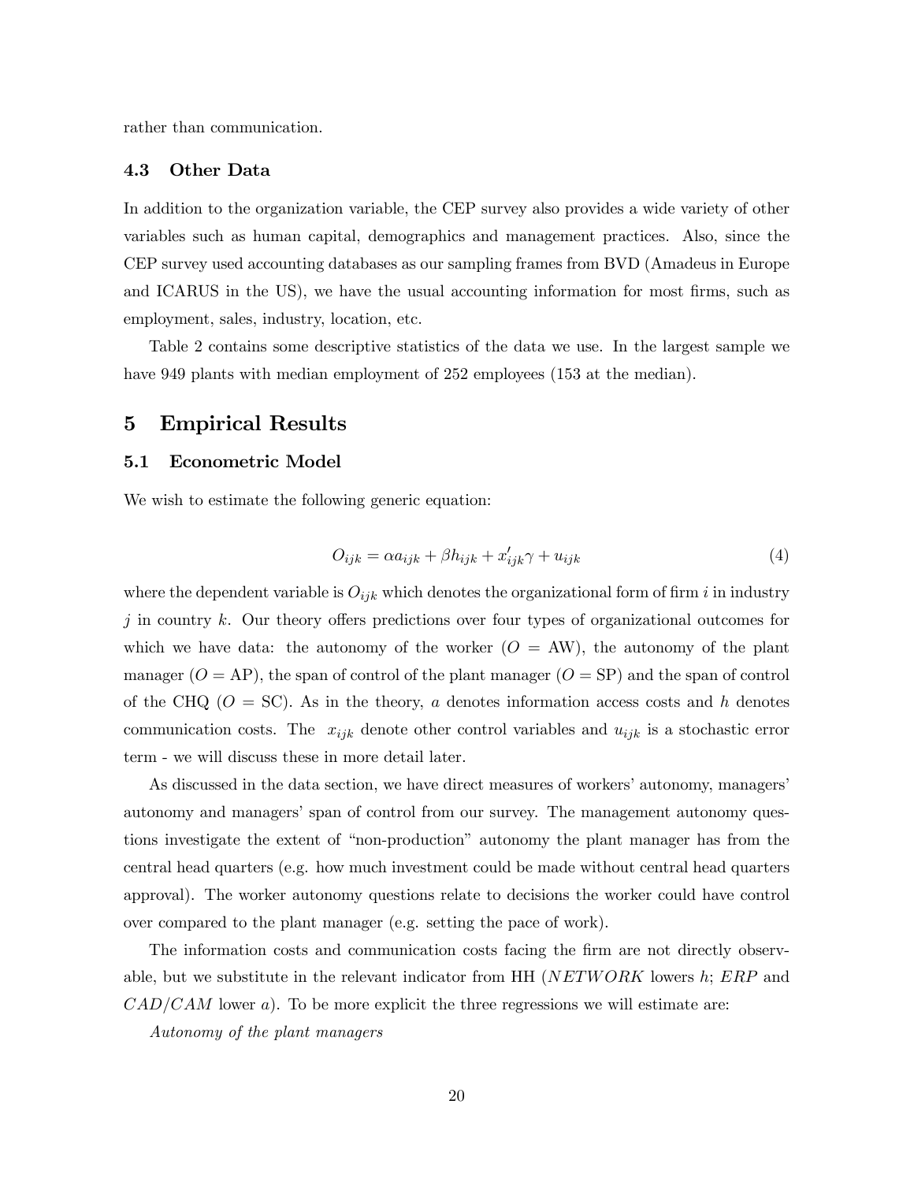rather than communication.

### 4.3 Other Data

In addition to the organization variable, the CEP survey also provides a wide variety of other variables such as human capital, demographics and management practices. Also, since the CEP survey used accounting databases as our sampling frames from BVD (Amadeus in Europe and ICARUS in the US), we have the usual accounting information for most firms, such as employment, sales, industry, location, etc.

Table 2 contains some descriptive statistics of the data we use. In the largest sample we have 949 plants with median employment of 252 employees (153 at the median).

## 5 Empirical Results

### 5.1 Econometric Model

We wish to estimate the following generic equation:

$$O_{ijk} = \alpha a_{ijk} + \beta h_{ijk} + x_{ijk}'\gamma + u_{ijk} \tag{4}$$

where the dependent variable is $O_{ijk}$ which denotes the organizational form of firm $i$ in industry $j$ in country $k$. Our theory offers predictions over four types of organizational outcomes for which we have data: the autonomy of the worker ($O$ = AW), the autonomy of the plant manager ($O$ = AP), the span of control of the plant manager ($O$ = SP) and the span of control of the CHQ ($O$ = SC). As in the theory, $a$ denotes information access costs and $h$ denotes communication costs. The $x_{ijk}$ denote other control variables and $u_{ijk}$ is a stochastic error term - we will discuss these in more detail later.

As discussed in the data section, we have direct measures of workers' autonomy, managers' autonomy and managers' span of control from our survey. The management autonomy questions investigate the extent of "non-production" autonomy the plant manager has from the central head quarters (e.g. how much investment could be made without central head quarters approval). The worker autonomy questions relate to decisions the worker could have control over compared to the plant manager (e.g. setting the pace of work).

The information costs and communication costs facing the firm are not directly observable, but we substitute in the relevant indicator from HH ($NETWORK$ lowers $h$; $ERP$ and $CAD/CAM$ lower $a$). To be more explicit the three regressions we will estimate are:

*Autonomy of the plant managers*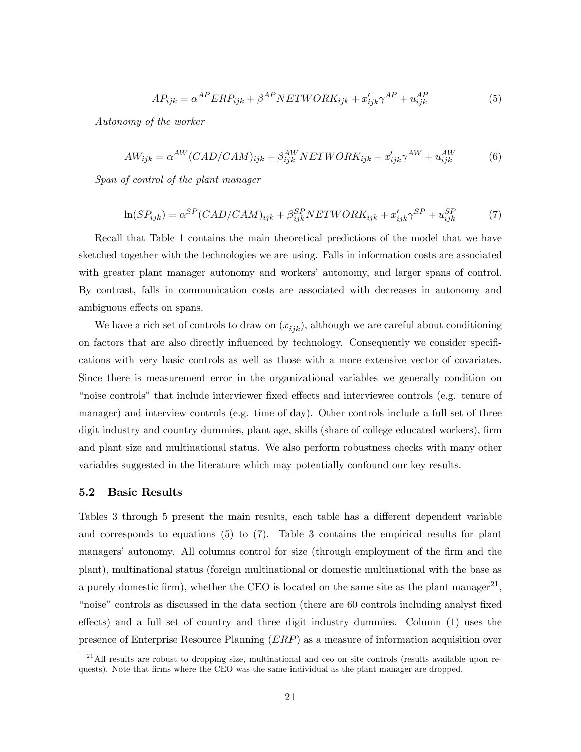$$AP_{ijk} = \alpha^{AP} ERP_{ijk} + \beta^{AP} NETWORK_{ijk} + x'_{ijk}\gamma^{AP} + u^{AP}_{ijk} \tag{5}$$

*Autonomy of the worker*

$$AW_{ijk} = \alpha^{AW}(CAD/CAM)_{ijk} + \beta^{AW}_{ijk} NETWORK_{ijk} + x'_{ijk}\gamma^{AW} + u^{AW}_{ijk} \tag{6}$$

*Span of control of the plant manager*

$$\ln(SP_{ijk}) = \alpha^{SP}(CAD/CAM)_{ijk} + \beta^{SP}_{ijk} NETWORK_{ijk} + x'_{ijk}\gamma^{SP} + u^{SP}_{ijk} \tag{7}$$

Recall that Table 1 contains the main theoretical predictions of the model that we have sketched together with the technologies we are using. Falls in information costs are associated with greater plant manager autonomy and workers' autonomy, and larger spans of control. By contrast, falls in communication costs are associated with decreases in autonomy and ambiguous effects on spans.

We have a rich set of controls to draw on ($x_{ijk}$), although we are careful about conditioning on factors that are also directly influenced by technology. Consequently we consider specifications with very basic controls as well as those with a more extensive vector of covariates. Since there is measurement error in the organizational variables we generally condition on "noise controls" that include interviewer fixed effects and interviewee controls (e.g. tenure of manager) and interview controls (e.g. time of day). Other controls include a full set of three digit industry and country dummies, plant age, skills (share of college educated workers), firm and plant size and multinational status. We also perform robustness checks with many other variables suggested in the literature which may potentially confound our key results.

### 5.2 Basic Results

Tables 3 through 5 present the main results, each table has a different dependent variable and corresponds to equations (5) to (7). Table 3 contains the empirical results for plant managers' autonomy. All columns control for size (through employment of the firm and the plant), multinational status (foreign multinational or domestic multinational with the base as a purely domestic firm), whether the CEO is located on the same site as the plant manager[21], "noise" controls as discussed in the data section (there are 60 controls including analyst fixed effects) and a full set of country and three digit industry dummies. Column (1) uses the presence of Enterprise Resource Planning ($ERP$) as a measure of information acquisition over

[21] All results are robust to dropping size, multinational and ceo on site controls (results available upon requests). Note that firms where the CEO was the same individual as the plant manager are dropped.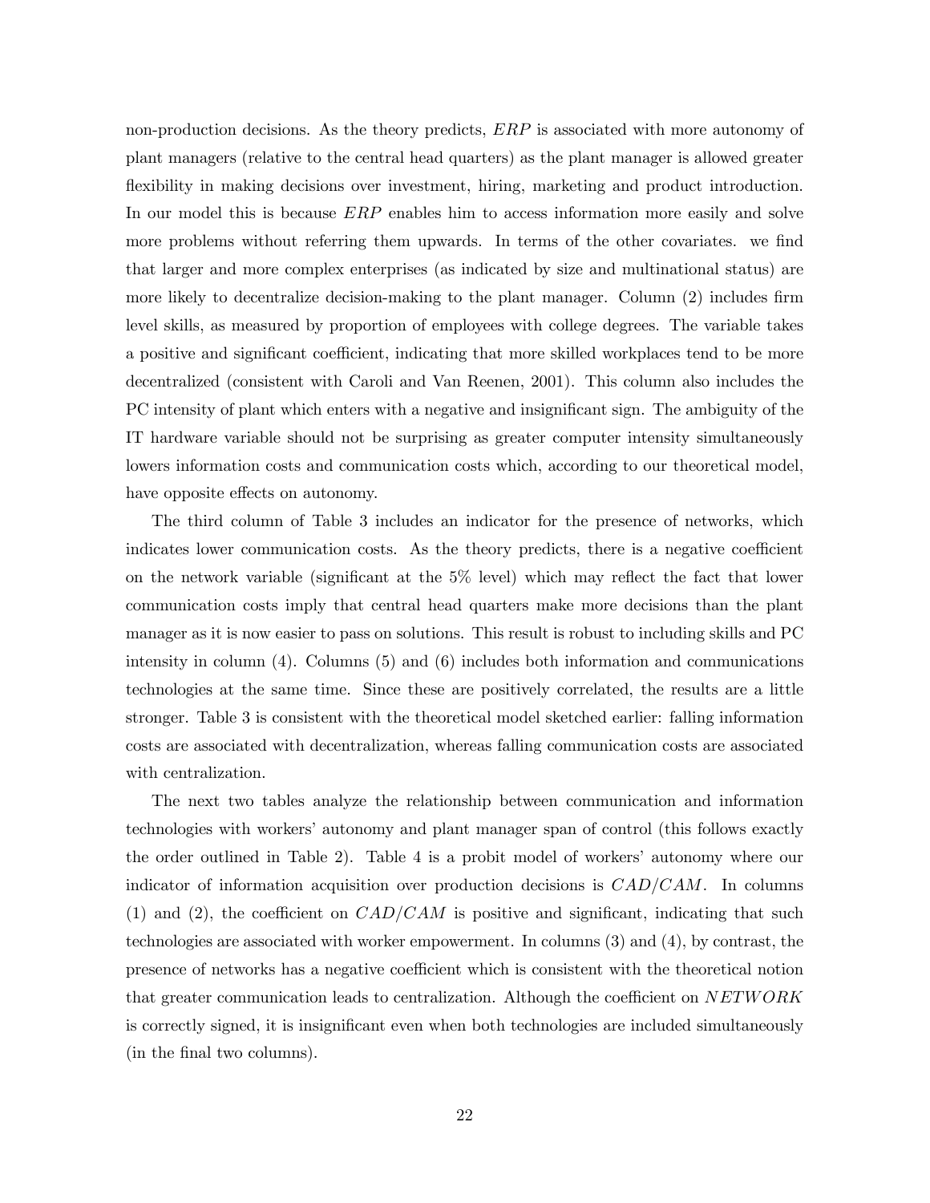non-production decisions. As the theory predicts, $ERP$ is associated with more autonomy of plant managers (relative to the central head quarters) as the plant manager is allowed greater flexibility in making decisions over investment, hiring, marketing and product introduction. In our model this is because $ERP$ enables him to access information more easily and solve more problems without referring them upwards. In terms of the other covariates. we find that larger and more complex enterprises (as indicated by size and multinational status) are more likely to decentralize decision-making to the plant manager. Column (2) includes firm level skills, as measured by proportion of employees with college degrees. The variable takes a positive and significant coefficient, indicating that more skilled workplaces tend to be more decentralized (consistent with Caroli and Van Reenen, 2001). This column also includes the PC intensity of plant which enters with a negative and insignificant sign. The ambiguity of the IT hardware variable should not be surprising as greater computer intensity simultaneously lowers information costs and communication costs which, according to our theoretical model, have opposite effects on autonomy.

The third column of Table 3 includes an indicator for the presence of networks, which indicates lower communication costs. As the theory predicts, there is a negative coefficient on the network variable (significant at the 5% level) which may reflect the fact that lower communication costs imply that central head quarters make more decisions than the plant manager as it is now easier to pass on solutions. This result is robust to including skills and PC intensity in column (4). Columns (5) and (6) includes both information and communications technologies at the same time. Since these are positively correlated, the results are a little stronger. Table 3 is consistent with the theoretical model sketched earlier: falling information costs are associated with decentralization, whereas falling communication costs are associated with centralization.

The next two tables analyze the relationship between communication and information technologies with workers' autonomy and plant manager span of control (this follows exactly the order outlined in Table 2). Table 4 is a probit model of workers' autonomy where our indicator of information acquisition over production decisions is $CAD/CAM$. In columns (1) and (2), the coefficient on $CAD/CAM$ is positive and significant, indicating that such technologies are associated with worker empowerment. In columns (3) and (4), by contrast, the presence of networks has a negative coefficient which is consistent with the theoretical notion that greater communication leads to centralization. Although the coefficient on $NETWORK$ is correctly signed, it is insignificant even when both technologies are included simultaneously (in the final two columns).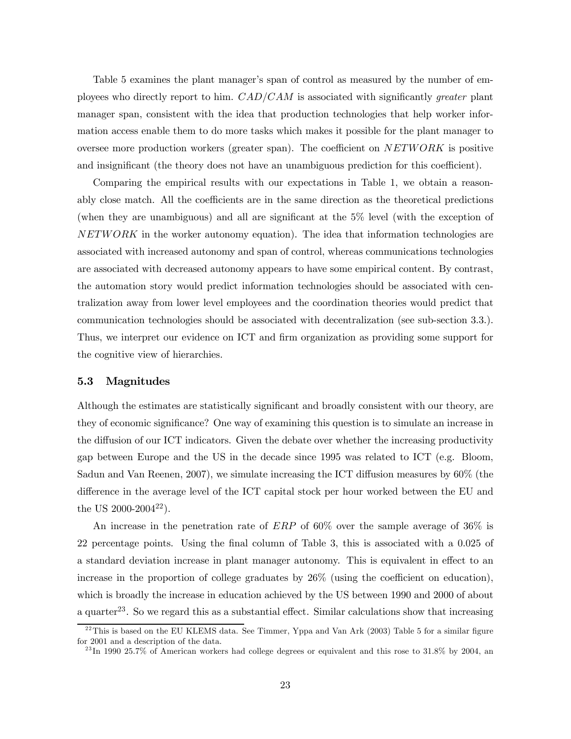Table 5 examines the plant manager's span of control as measured by the number of employees who directly report to him. $CAD/CAM$ is associated with significantly *greater* plant manager span, consistent with the idea that production technologies that help worker information access enable them to do more tasks which makes it possible for the plant manager to oversee more production workers (greater span). The coefficient on $NETWORK$ is positive and insignificant (the theory does not have an unambiguous prediction for this coefficient).

Comparing the empirical results with our expectations in Table 1, we obtain a reasonably close match. All the coefficients are in the same direction as the theoretical predictions (when they are unambiguous) and all are significant at the 5% level (with the exception of $NETWORK$ in the worker autonomy equation). The idea that information technologies are associated with increased autonomy and span of control, whereas communications technologies are associated with decreased autonomy appears to have some empirical content. By contrast, the automation story would predict information technologies should be associated with centralization away from lower level employees and the coordination theories would predict that communication technologies should be associated with decentralization (see sub-section 3.3.). Thus, we interpret our evidence on ICT and firm organization as providing some support for the cognitive view of hierarchies.

### 5.3 Magnitudes

Although the estimates are statistically significant and broadly consistent with our theory, are they of economic significance? One way of examining this question is to simulate an increase in the diffusion of our ICT indicators. Given the debate over whether the increasing productivity gap between Europe and the US in the decade since 1995 was related to ICT (e.g. Bloom, Sadun and Van Reenen, 2007), we simulate increasing the ICT diffusion measures by 60% (the difference in the average level of the ICT capital stock per hour worked between the EU and the US 2000-2004[22]).

An increase in the penetration rate of $ERP$ of 60% over the sample average of 36% is 22 percentage points. Using the final column of Table 3, this is associated with a 0.025 of a standard deviation increase in plant manager autonomy. This is equivalent in effect to an increase in the proportion of college graduates by 26% (using the coefficient on education), which is broadly the increase in education achieved by the US between 1990 and 2000 of about a quarter[23]. So we regard this as a substantial effect. Similar calculations show that increasing

[22] This is based on the EU KLEMS data. See Timmer, Yppa and Van Ark (2003) Table 5 for a similar figure for 2001 and a description of the data.

[23] In 1990 25.7% of American workers had college degrees or equivalent and this rose to 31.8% by 2004, an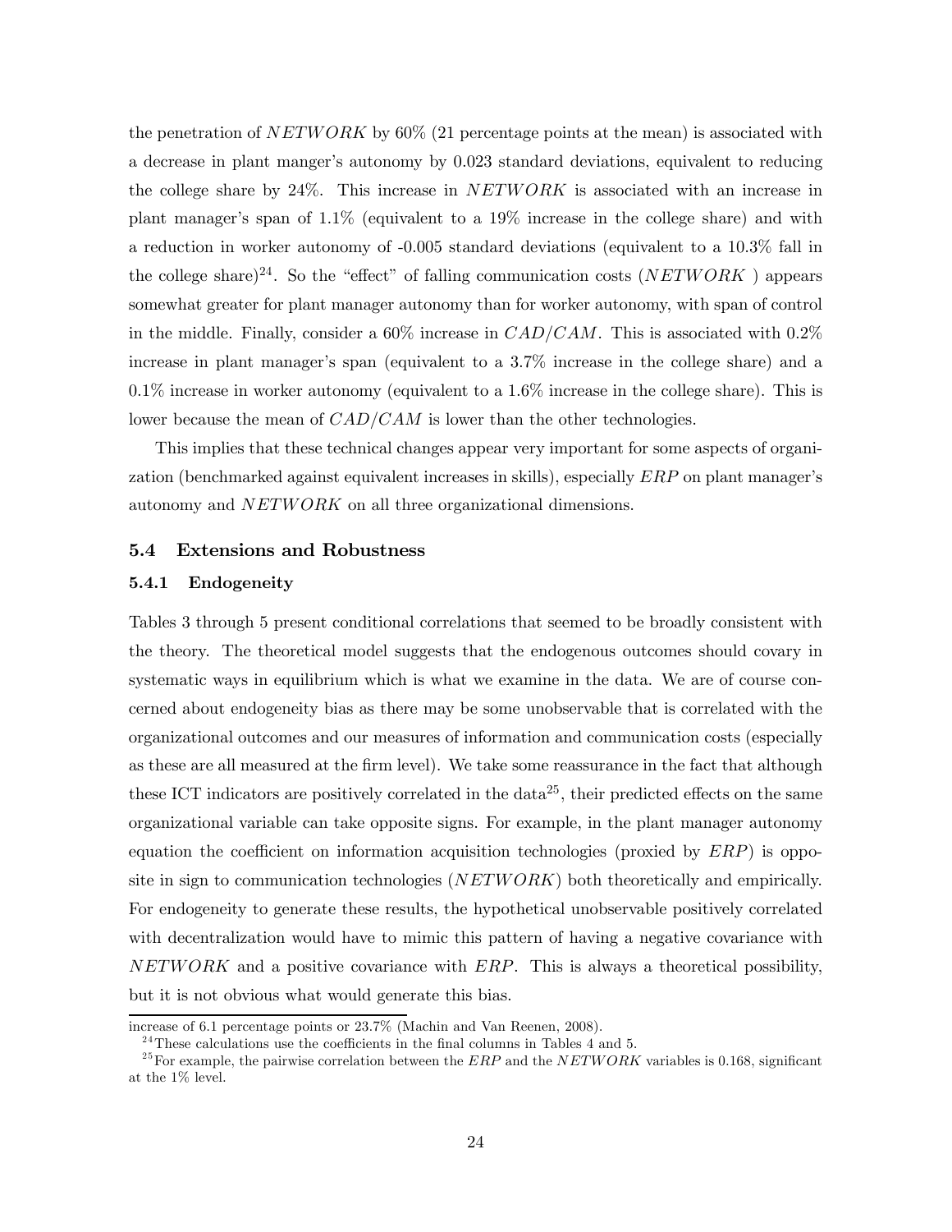the penetration of $NETWORK$ by 60% (21 percentage points at the mean) is associated with a decrease in plant manger's autonomy by 0.023 standard deviations, equivalent to reducing the college share by 24%. This increase in $NETWORK$ is associated with an increase in plant manager's span of 1.1% (equivalent to a 19% increase in the college share) and with a reduction in worker autonomy of -0.005 standard deviations (equivalent to a 10.3% fall in the college share)[24]. So the "effect" of falling communication costs ($NETWORK$ ) appears somewhat greater for plant manager autonomy than for worker autonomy, with span of control in the middle. Finally, consider a 60% increase in $CAD/CAM$. This is associated with 0.2% increase in plant manager's span (equivalent to a 3.7% increase in the college share) and a 0.1% increase in worker autonomy (equivalent to a 1.6% increase in the college share). This is lower because the mean of $CAD/CAM$ is lower than the other technologies.

This implies that these technical changes appear very important for some aspects of organization (benchmarked against equivalent increases in skills), especially $ERP$ on plant manager's autonomy and $NETWORK$ on all three organizational dimensions.

## 5.4 Extensions and Robustness

### 5.4.1 Endogeneity

Tables 3 through 5 present conditional correlations that seemed to be broadly consistent with the theory. The theoretical model suggests that the endogenous outcomes should covary in systematic ways in equilibrium which is what we examine in the data. We are of course concerned about endogeneity bias as there may be some unobservable that is correlated with the organizational outcomes and our measures of information and communication costs (especially as these are all measured at the firm level). We take some reassurance in the fact that although these ICT indicators are positively correlated in the data[25], their predicted effects on the same organizational variable can take opposite signs. For example, in the plant manager autonomy equation the coefficient on information acquisition technologies (proxied by $ERP$) is opposite in sign to communication technologies ($NETWORK$) both theoretically and empirically. For endogeneity to generate these results, the hypothetical unobservable positively correlated with decentralization would have to mimic this pattern of having a negative covariance with $NETWORK$ and a positive covariance with $ERP$. This is always a theoretical possibility, but it is not obvious what would generate this bias.

increase of 6.1 percentage points or 23.7% (Machin and Van Reenen, 2008).

[24] These calculations use the coefficients in the final columns in Tables 4 and 5.

[25] For example, the pairwise correlation between the $ERP$ and the $NETWORK$ variables is 0.168, significant at the 1% level.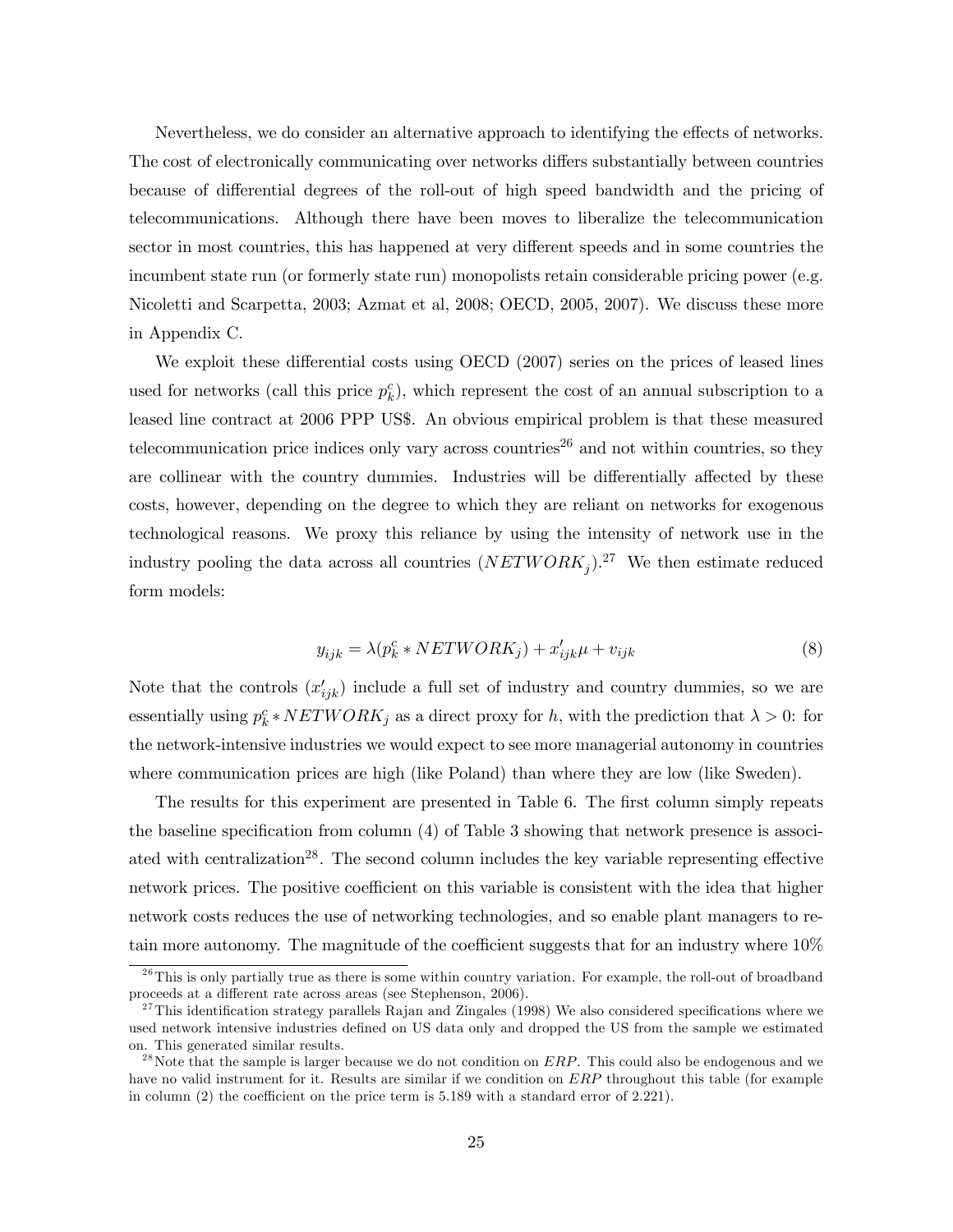Nevertheless, we do consider an alternative approach to identifying the effects of networks. The cost of electronically communicating over networks differs substantially between countries because of differential degrees of the roll-out of high speed bandwidth and the pricing of telecommunications. Although there have been moves to liberalize the telecommunication sector in most countries, this has happened at very different speeds and in some countries the incumbent state run (or formerly state run) monopolists retain considerable pricing power (e.g. Nicoletti and Scarpetta, 2003; Azmat et al, 2008; OECD, 2005, 2007). We discuss these more in Appendix C.

We exploit these differential costs using OECD (2007) series on the prices of leased lines used for networks (call this price $p_k^c$), which represent the cost of an annual subscription to a leased line contract at 2006 PPP US$. An obvious empirical problem is that these measured telecommunication price indices only vary across countries[26] and not within countries, so they are collinear with the country dummies. Industries will be differentially affected by these costs, however, depending on the degree to which they are reliant on networks for exogenous technological reasons. We proxy this reliance by using the intensity of network use in the industry pooling the data across all countries ($NETWORK_j$).[27] We then estimate reduced form models:

$$y_{ijk} = \lambda(p_k^c * NETWORK_j) + x'_{ijk}\mu + v_{ijk} \tag{8}$$

Note that the controls ($x'_{ijk}$) include a full set of industry and country dummies, so we are essentially using $p_k^c * NETWORK_j$ as a direct proxy for $h$, with the prediction that $\lambda > 0$: for the network-intensive industries we would expect to see more managerial autonomy in countries where communication prices are high (like Poland) than where they are low (like Sweden).

The results for this experiment are presented in Table 6. The first column simply repeats the baseline specification from column (4) of Table 3 showing that network presence is associated with centralization[28]. The second column includes the key variable representing effective network prices. The positive coefficient on this variable is consistent with the idea that higher network costs reduces the use of networking technologies, and so enable plant managers to retain more autonomy. The magnitude of the coefficient suggests that for an industry where 10%

[26] This is only partially true as there is some within country variation. For example, the roll-out of broadband proceeds at a different rate across areas (see Stephenson, 2006).

[27] This identification strategy parallels Rajan and Zingales (1998) We also considered specifications where we used network intensive industries defined on US data only and dropped the US from the sample we estimated on. This generated similar results.

[28] Note that the sample is larger because we do not condition on $ERP$. This could also be endogenous and we have no valid instrument for it. Results are similar if we condition on $ERP$ throughout this table (for example in column (2) the coefficient on the price term is 5.189 with a standard error of 2.221).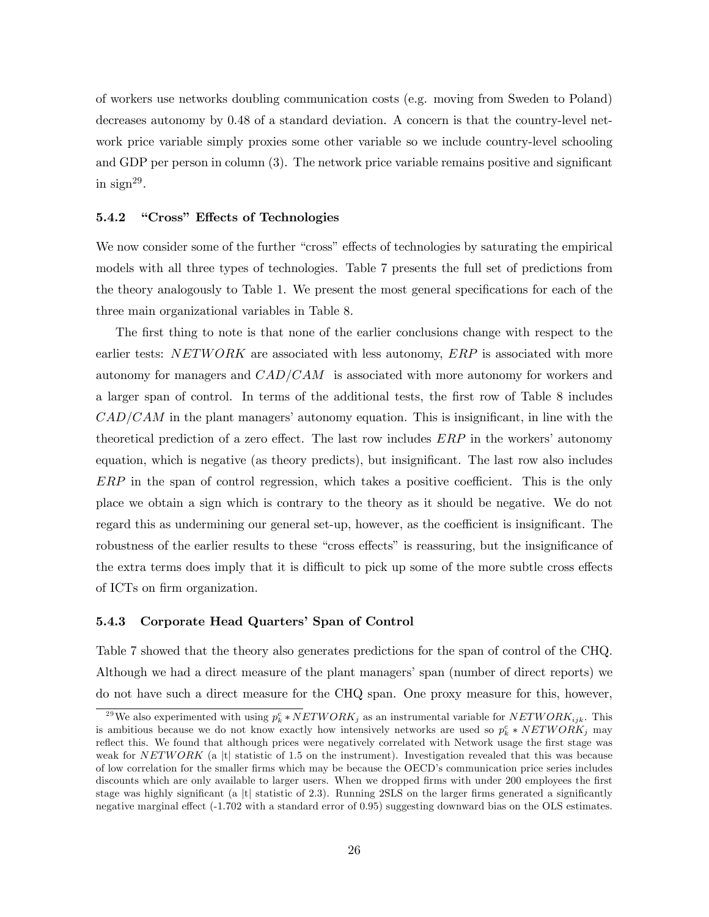of workers use networks doubling communication costs (e.g. moving from Sweden to Poland) decreases autonomy by 0.48 of a standard deviation. A concern is that the country-level network price variable simply proxies some other variable so we include country-level schooling and GDP per person in column (3). The network price variable remains positive and significant in sign[29].

### 5.4.2 "Cross" Effects of Technologies

We now consider some of the further "cross" effects of technologies by saturating the empirical models with all three types of technologies. Table 7 presents the full set of predictions from the theory analogously to Table 1. We present the most general specifications for each of the three main organizational variables in Table 8.

The first thing to note is that none of the earlier conclusions change with respect to the earlier tests: $NETWORK$ are associated with less autonomy, $ERP$ is associated with more autonomy for managers and $CAD/CAM$ is associated with more autonomy for workers and a larger span of control. In terms of the additional tests, the first row of Table 8 includes $CAD/CAM$ in the plant managers' autonomy equation. This is insignificant, in line with the theoretical prediction of a zero effect. The last row includes $ERP$ in the workers' autonomy equation, which is negative (as theory predicts), but insignificant. The last row also includes $ERP$ in the span of control regression, which takes a positive coefficient. This is the only place we obtain a sign which is contrary to the theory as it should be negative. We do not regard this as undermining our general set-up, however, as the coefficient is insignificant. The robustness of the earlier results to these "cross effects" is reassuring, but the insignificance of the extra terms does imply that it is difficult to pick up some of the more subtle cross effects of ICTs on firm organization.

### 5.4.3 Corporate Head Quarters' Span of Control

Table 7 showed that the theory also generates predictions for the span of control of the CHQ. Although we had a direct measure of the plant managers' span (number of direct reports) we do not have such a direct measure for the CHQ span. One proxy measure for this, however,

[29] We also experimented with using $p_k^c * NETWORK_j$ as an instrumental variable for $NETWORK_{ijk}$. This is ambitious because we do not know exactly how intensively networks are used so $p_k^c * NETWORK_j$ may reflect this. We found that although prices were negatively correlated with Network usage the first stage was weak for $NETWORK$ (a |t| statistic of 1.5 on the instrument). Investigation revealed that this was because of low correlation for the smaller firms which may be because the OECD's communication price series includes discounts which are only available to larger users. When we dropped firms with under 200 employees the first stage was highly significant (a |t| statistic of 2.3). Running 2SLS on the larger firms generated a significantly negative marginal effect (-1.702 with a standard error of 0.95) suggesting downward bias on the OLS estimates.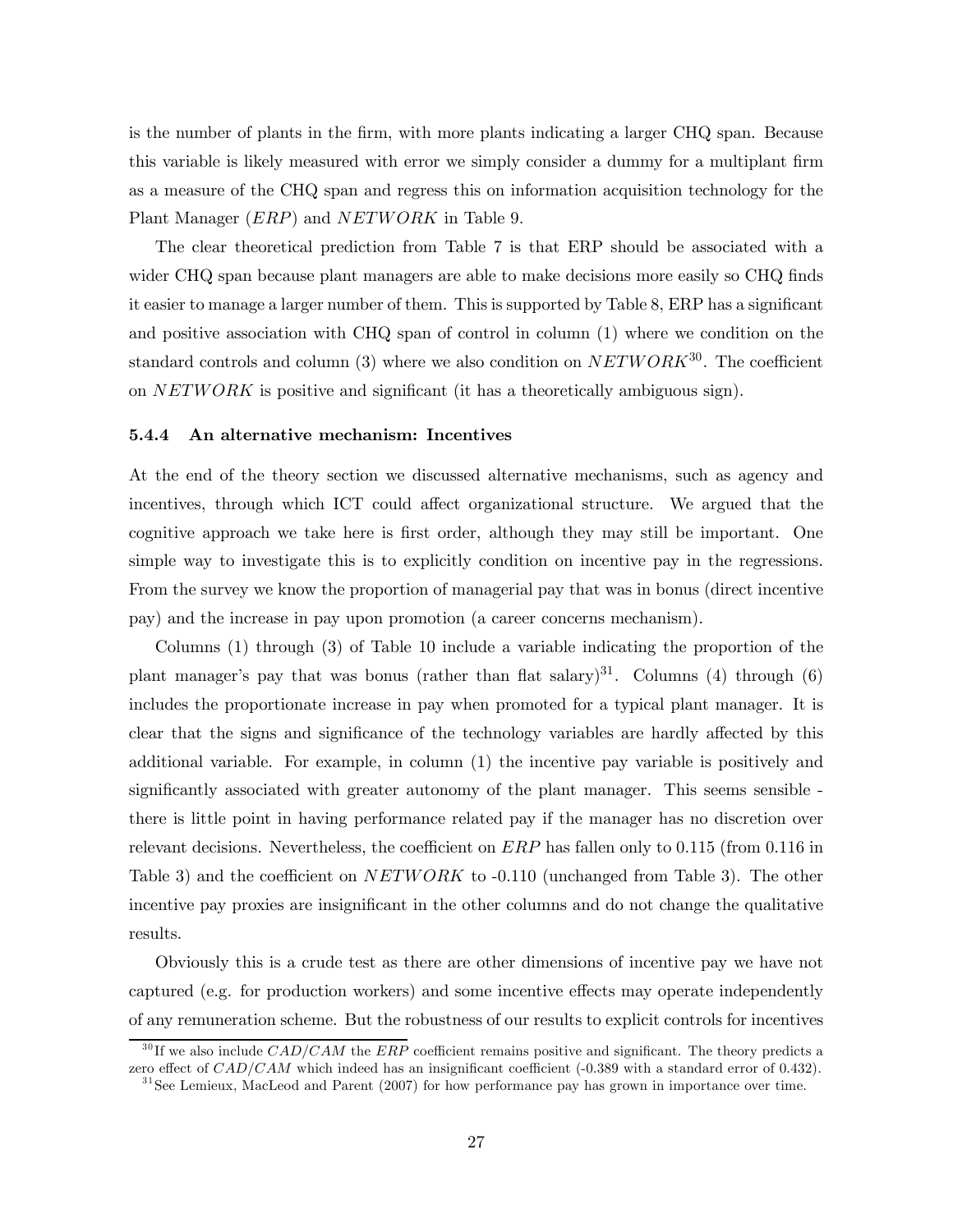is the number of plants in the firm, with more plants indicating a larger CHQ span. Because this variable is likely measured with error we simply consider a dummy for a multiplant firm as a measure of the CHQ span and regress this on information acquisition technology for the Plant Manager ($ERP$) and $NETWORK$ in Table 9.

The clear theoretical prediction from Table 7 is that ERP should be associated with a wider CHQ span because plant managers are able to make decisions more easily so CHQ finds it easier to manage a larger number of them. This is supported by Table 8, ERP has a significant and positive association with CHQ span of control in column (1) where we condition on the standard controls and column (3) where we also condition on $NETWORK$[30]. The coefficient on $NETWORK$ is positive and significant (it has a theoretically ambiguous sign).

#### 5.4.4 An alternative mechanism: Incentives

At the end of the theory section we discussed alternative mechanisms, such as agency and incentives, through which ICT could affect organizational structure. We argued that the cognitive approach we take here is first order, although they may still be important. One simple way to investigate this is to explicitly condition on incentive pay in the regressions. From the survey we know the proportion of managerial pay that was in bonus (direct incentive pay) and the increase in pay upon promotion (a career concerns mechanism).

Columns (1) through (3) of Table 10 include a variable indicating the proportion of the plant manager's pay that was bonus (rather than flat salary)[31]. Columns (4) through (6) includes the proportionate increase in pay when promoted for a typical plant manager. It is clear that the signs and significance of the technology variables are hardly affected by this additional variable. For example, in column (1) the incentive pay variable is positively and significantly associated with greater autonomy of the plant manager. This seems sensible - there is little point in having performance related pay if the manager has no discretion over relevant decisions. Nevertheless, the coefficient on $ERP$ has fallen only to 0.115 (from 0.116 in Table 3) and the coefficient on $NETWORK$ to -0.110 (unchanged from Table 3). The other incentive pay proxies are insignificant in the other columns and do not change the qualitative results.

Obviously this is a crude test as there are other dimensions of incentive pay we have not captured (e.g. for production workers) and some incentive effects may operate independently of any remuneration scheme. But the robustness of our results to explicit controls for incentives

[30] If we also include $CAD/CAM$ the $ERP$ coefficient remains positive and significant. The theory predicts a zero effect of $CAD/CAM$ which indeed has an insignificant coefficient (-0.389 with a standard error of 0.432).

[31] See Lemieux, MacLeod and Parent (2007) for how performance pay has grown in importance over time.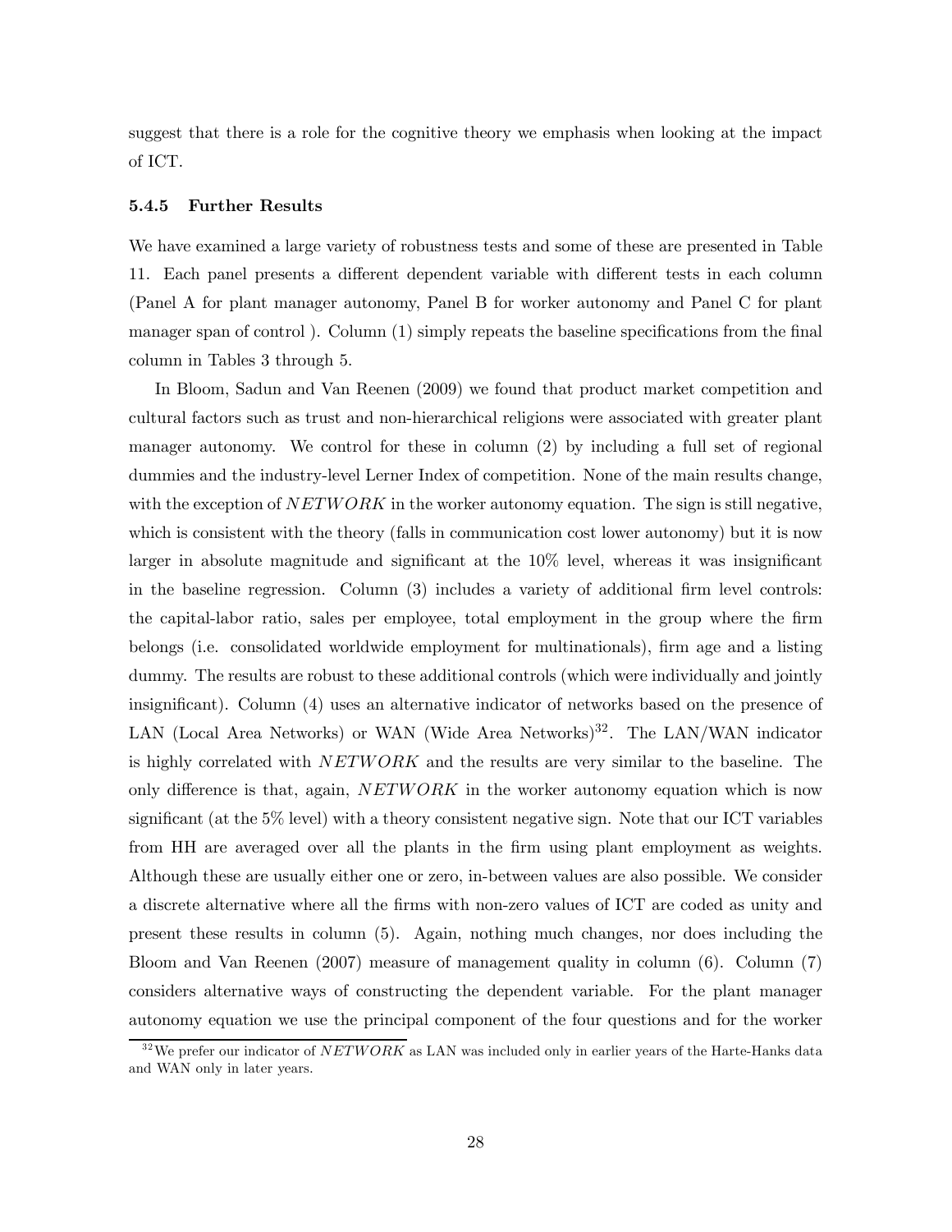suggest that there is a role for the cognitive theory we emphasis when looking at the impact of ICT.

#### 5.4.5 Further Results

We have examined a large variety of robustness tests and some of these are presented in Table 11. Each panel presents a different dependent variable with different tests in each column (Panel A for plant manager autonomy, Panel B for worker autonomy and Panel C for plant manager span of control ). Column (1) simply repeats the baseline specifications from the final column in Tables 3 through 5.

In Bloom, Sadun and Van Reenen (2009) we found that product market competition and cultural factors such as trust and non-hierarchical religions were associated with greater plant manager autonomy. We control for these in column (2) by including a full set of regional dummies and the industry-level Lerner Index of competition. None of the main results change, with the exception of $NETWORK$ in the worker autonomy equation. The sign is still negative, which is consistent with the theory (falls in communication cost lower autonomy) but it is now larger in absolute magnitude and significant at the 10% level, whereas it was insignificant in the baseline regression. Column (3) includes a variety of additional firm level controls: the capital-labor ratio, sales per employee, total employment in the group where the firm belongs (i.e. consolidated worldwide employment for multinationals), firm age and a listing dummy. The results are robust to these additional controls (which were individually and jointly insignificant). Column (4) uses an alternative indicator of networks based on the presence of LAN (Local Area Networks) or WAN (Wide Area Networks)[32]. The LAN/WAN indicator is highly correlated with $NETWORK$ and the results are very similar to the baseline. The only difference is that, again, $NETWORK$ in the worker autonomy equation which is now significant (at the 5% level) with a theory consistent negative sign. Note that our ICT variables from HH are averaged over all the plants in the firm using plant employment as weights. Although these are usually either one or zero, in-between values are also possible. We consider a discrete alternative where all the firms with non-zero values of ICT are coded as unity and present these results in column (5). Again, nothing much changes, nor does including the Bloom and Van Reenen (2007) measure of management quality in column (6). Column (7) considers alternative ways of constructing the dependent variable. For the plant manager autonomy equation we use the principal component of the four questions and for the worker

[32] We prefer our indicator of $NETWORK$ as LAN was included only in earlier years of the Harte-Hanks data and WAN only in later years.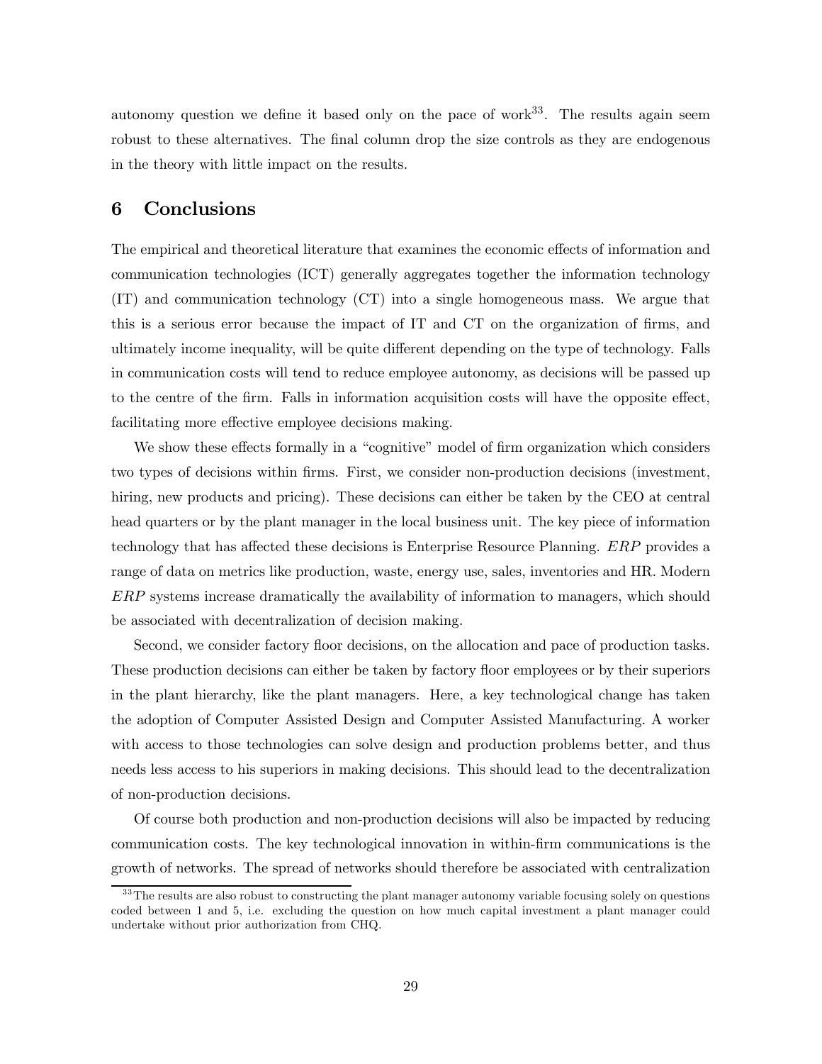autonomy question we define it based only on the pace of work[33]. The results again seem robust to these alternatives. The final column drop the size controls as they are endogenous in the theory with little impact on the results.

## 6 Conclusions

The empirical and theoretical literature that examines the economic effects of information and communication technologies (ICT) generally aggregates together the information technology (IT) and communication technology (CT) into a single homogeneous mass. We argue that this is a serious error because the impact of IT and CT on the organization of firms, and ultimately income inequality, will be quite different depending on the type of technology. Falls in communication costs will tend to reduce employee autonomy, as decisions will be passed up to the centre of the firm. Falls in information acquisition costs will have the opposite effect, facilitating more effective employee decisions making.

We show these effects formally in a "cognitive" model of firm organization which considers two types of decisions within firms. First, we consider non-production decisions (investment, hiring, new products and pricing). These decisions can either be taken by the CEO at central head quarters or by the plant manager in the local business unit. The key piece of information technology that has affected these decisions is Enterprise Resource Planning. *ERP* provides a range of data on metrics like production, waste, energy use, sales, inventories and HR. Modern *ERP* systems increase dramatically the availability of information to managers, which should be associated with decentralization of decision making.

Second, we consider factory floor decisions, on the allocation and pace of production tasks. These production decisions can either be taken by factory floor employees or by their superiors in the plant hierarchy, like the plant managers. Here, a key technological change has taken the adoption of Computer Assisted Design and Computer Assisted Manufacturing. A worker with access to those technologies can solve design and production problems better, and thus needs less access to his superiors in making decisions. This should lead to the decentralization of non-production decisions.

Of course both production and non-production decisions will also be impacted by reducing communication costs. The key technological innovation in within-firm communications is the growth of networks. The spread of networks should therefore be associated with centralization

[33] The results are also robust to constructing the plant manager autonomy variable focusing solely on questions coded between 1 and 5, i.e. excluding the question on how much capital investment a plant manager could undertake without prior authorization from CHQ.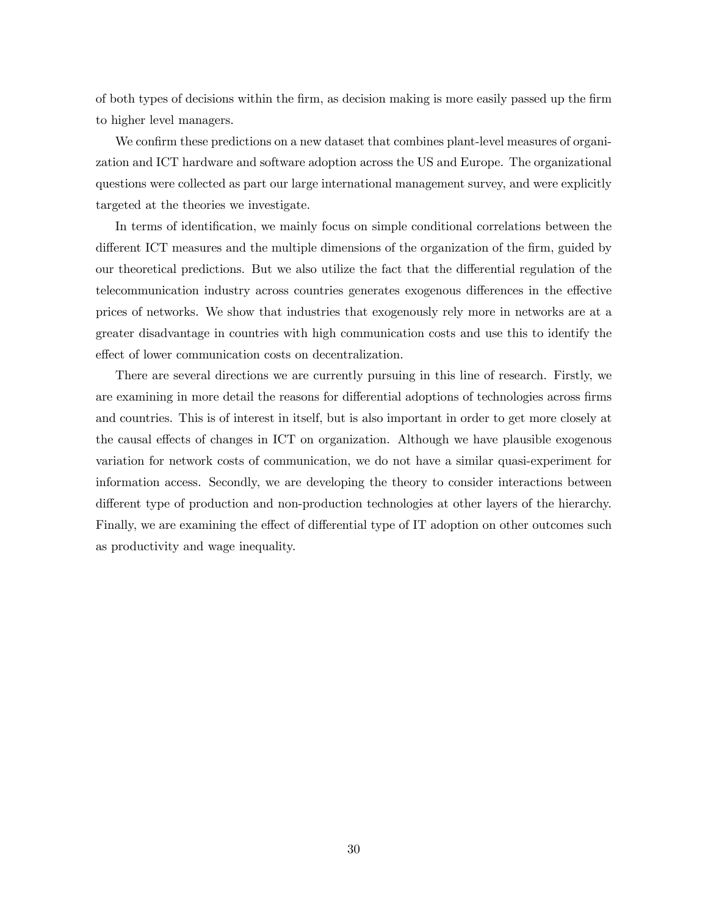of both types of decisions within the firm, as decision making is more easily passed up the firm to higher level managers.

We confirm these predictions on a new dataset that combines plant-level measures of organization and ICT hardware and software adoption across the US and Europe. The organizational questions were collected as part our large international management survey, and were explicitly targeted at the theories we investigate.

In terms of identification, we mainly focus on simple conditional correlations between the different ICT measures and the multiple dimensions of the organization of the firm, guided by our theoretical predictions. But we also utilize the fact that the differential regulation of the telecommunication industry across countries generates exogenous differences in the effective prices of networks. We show that industries that exogenously rely more in networks are at a greater disadvantage in countries with high communication costs and use this to identify the effect of lower communication costs on decentralization.

There are several directions we are currently pursuing in this line of research. Firstly, we are examining in more detail the reasons for differential adoptions of technologies across firms and countries. This is of interest in itself, but is also important in order to get more closely at the causal effects of changes in ICT on organization. Although we have plausible exogenous variation for network costs of communication, we do not have a similar quasi-experiment for information access. Secondly, we are developing the theory to consider interactions between different type of production and non-production technologies at other layers of the hierarchy. Finally, we are examining the effect of differential type of IT adoption on other outcomes such as productivity and wage inequality.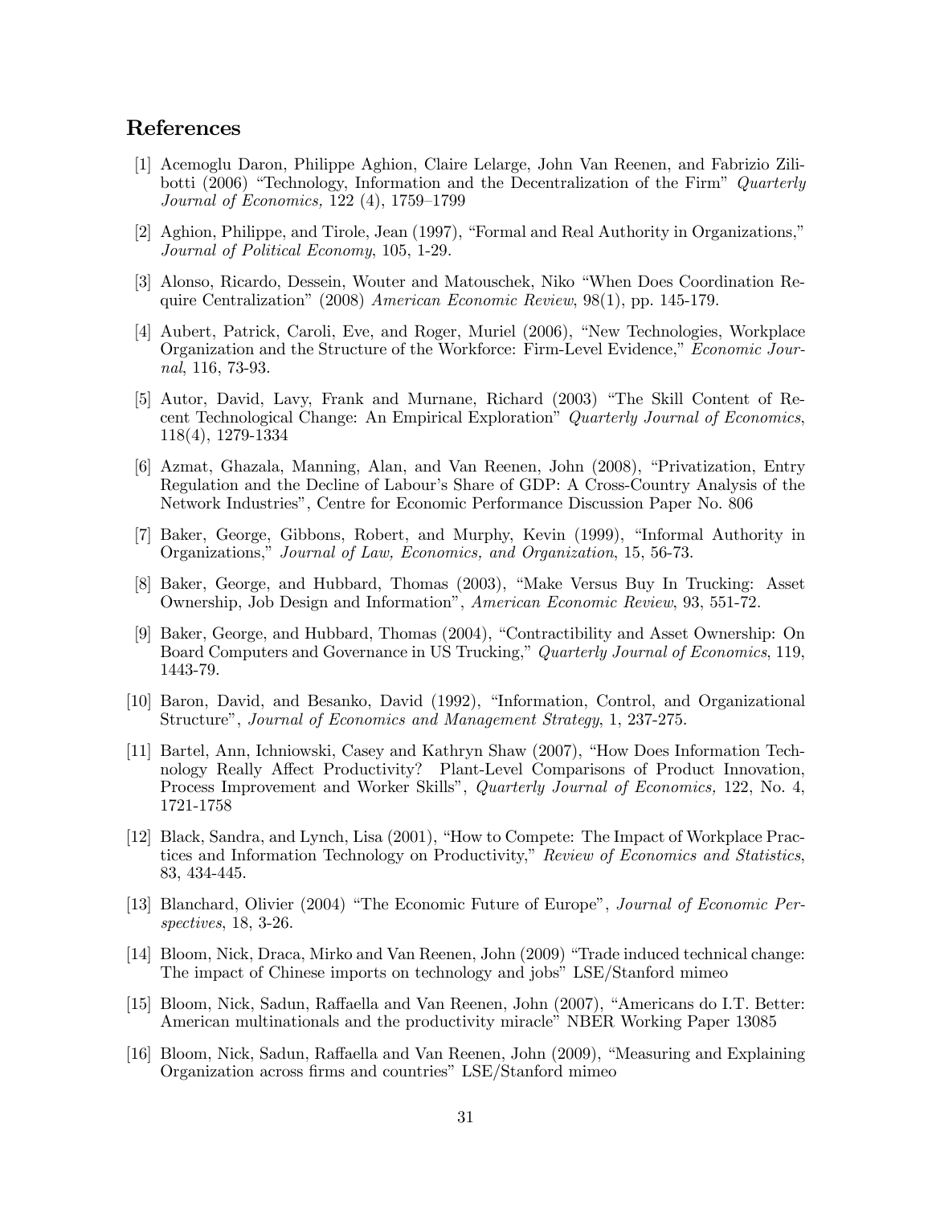# References

[1] Acemoglu Daron, Philippe Aghion, Claire Lelarge, John Van Reenen, and Fabrizio Zilibotti (2006) "Technology, Information and the Decentralization of the Firm" *Quarterly Journal of Economics,* 122 (4), 1759–1799

[2] Aghion, Philippe, and Tirole, Jean (1997), "Formal and Real Authority in Organizations," *Journal of Political Economy*, 105, 1-29.

[3] Alonso, Ricardo, Dessein, Wouter and Matouschek, Niko "When Does Coordination Require Centralization" (2008) *American Economic Review*, 98(1), pp. 145-179.

[4] Aubert, Patrick, Caroli, Eve, and Roger, Muriel (2006), "New Technologies, Workplace Organization and the Structure of the Workforce: Firm-Level Evidence," *Economic Journal*, 116, 73-93.

[5] Autor, David, Lavy, Frank and Murnane, Richard (2003) "The Skill Content of Recent Technological Change: An Empirical Exploration" *Quarterly Journal of Economics*, 118(4), 1279-1334

[6] Azmat, Ghazala, Manning, Alan, and Van Reenen, John (2008), "Privatization, Entry Regulation and the Decline of Labour's Share of GDP: A Cross-Country Analysis of the Network Industries", Centre for Economic Performance Discussion Paper No. 806

[7] Baker, George, Gibbons, Robert, and Murphy, Kevin (1999), "Informal Authority in Organizations," *Journal of Law, Economics, and Organization*, 15, 56-73.

[8] Baker, George, and Hubbard, Thomas (2003), "Make Versus Buy In Trucking: Asset Ownership, Job Design and Information", *American Economic Review*, 93, 551-72.

[9] Baker, George, and Hubbard, Thomas (2004), "Contractibility and Asset Ownership: On Board Computers and Governance in US Trucking," *Quarterly Journal of Economics*, 119, 1443-79.

[10] Baron, David, and Besanko, David (1992), "Information, Control, and Organizational Structure", *Journal of Economics and Management Strategy*, 1, 237-275.

[11] Bartel, Ann, Ichniowski, Casey and Kathryn Shaw (2007), "How Does Information Technology Really Affect Productivity? Plant-Level Comparisons of Product Innovation, Process Improvement and Worker Skills", *Quarterly Journal of Economics,* 122, No. 4, 1721-1758

[12] Black, Sandra, and Lynch, Lisa (2001), "How to Compete: The Impact of Workplace Practices and Information Technology on Productivity," *Review of Economics and Statistics*, 83, 434-445.

[13] Blanchard, Olivier (2004) "The Economic Future of Europe", *Journal of Economic Perspectives*, 18, 3-26.

[14] Bloom, Nick, Draca, Mirko and Van Reenen, John (2009) "Trade induced technical change: The impact of Chinese imports on technology and jobs" LSE/Stanford mimeo

[15] Bloom, Nick, Sadun, Raffaella and Van Reenen, John (2007), "Americans do I.T. Better: American multinationals and the productivity miracle" NBER Working Paper 13085

[16] Bloom, Nick, Sadun, Raffaella and Van Reenen, John (2009), "Measuring and Explaining Organization across firms and countries" LSE/Stanford mimeo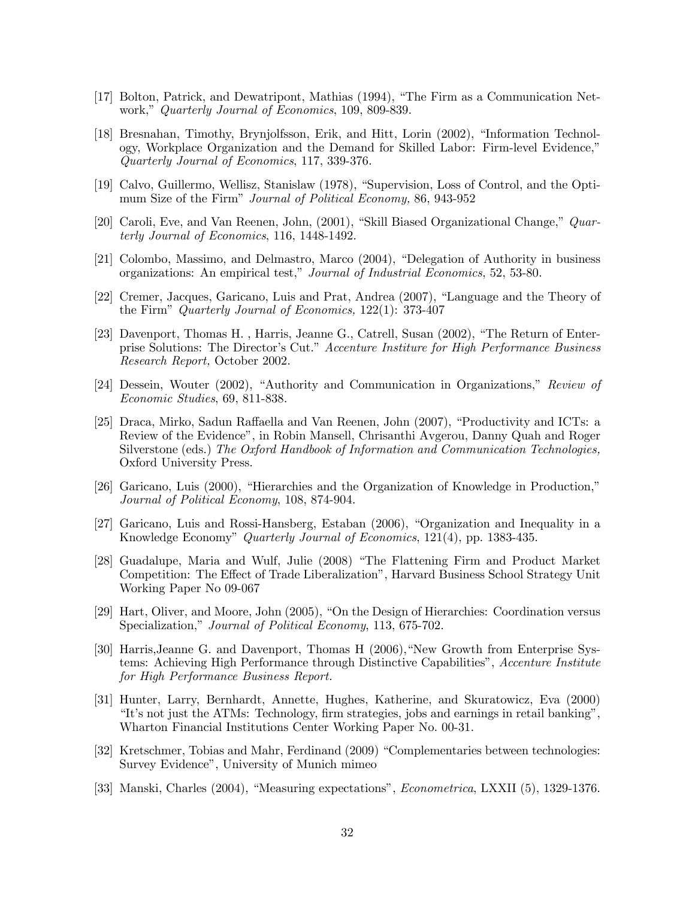[17] Bolton, Patrick, and Dewatripont, Mathias (1994), "The Firm as a Communication Network," *Quarterly Journal of Economics*, 109, 809-839.

[18] Bresnahan, Timothy, Brynjolfsson, Erik, and Hitt, Lorin (2002), "Information Technology, Workplace Organization and the Demand for Skilled Labor: Firm-level Evidence," *Quarterly Journal of Economics*, 117, 339-376.

[19] Calvo, Guillermo, Wellisz, Stanislaw (1978), "Supervision, Loss of Control, and the Optimum Size of the Firm" *Journal of Political Economy,* 86, 943-952

[20] Caroli, Eve, and Van Reenen, John, (2001), "Skill Biased Organizational Change," *Quarterly Journal of Economics*, 116, 1448-1492.

[21] Colombo, Massimo, and Delmastro, Marco (2004), "Delegation of Authority in business organizations: An empirical test," *Journal of Industrial Economics*, 52, 53-80.

[22] Cremer, Jacques, Garicano, Luis and Prat, Andrea (2007), "Language and the Theory of the Firm" *Quarterly Journal of Economics,* 122(1): 373-407

[23] Davenport, Thomas H. , Harris, Jeanne G., Catrell, Susan (2002), "The Return of Enterprise Solutions: The Director's Cut." *Accenture Institure for High Performance Business Research Report,* October 2002.

[24] Dessein, Wouter (2002), "Authority and Communication in Organizations," *Review of Economic Studies*, 69, 811-838.

[25] Draca, Mirko, Sadun Raffaella and Van Reenen, John (2007), "Productivity and ICTs: a Review of the Evidence", in Robin Mansell, Chrisanthi Avgerou, Danny Quah and Roger Silverstone (eds.) *The Oxford Handbook of Information and Communication Technologies,* Oxford University Press.

[26] Garicano, Luis (2000), "Hierarchies and the Organization of Knowledge in Production," *Journal of Political Economy*, 108, 874-904.

[27] Garicano, Luis and Rossi-Hansberg, Estaban (2006), "Organization and Inequality in a Knowledge Economy" *Quarterly Journal of Economics*, 121(4), pp. 1383-435.

[28] Guadalupe, Maria and Wulf, Julie (2008) "The Flattening Firm and Product Market Competition: The Effect of Trade Liberalization", Harvard Business School Strategy Unit Working Paper No 09-067

[29] Hart, Oliver, and Moore, John (2005), "On the Design of Hierarchies: Coordination versus Specialization," *Journal of Political Economy*, 113, 675-702.

[30] Harris,Jeanne G. and Davenport, Thomas H (2006),"New Growth from Enterprise Systems: Achieving High Performance through Distinctive Capabilities", *Accenture Institute for High Performance Business Report.*

[31] Hunter, Larry, Bernhardt, Annette, Hughes, Katherine, and Skuratowicz, Eva (2000) "It's not just the ATMs: Technology, firm strategies, jobs and earnings in retail banking", Wharton Financial Institutions Center Working Paper No. 00-31.

[32] Kretschmer, Tobias and Mahr, Ferdinand (2009) "Complementaries between technologies: Survey Evidence", University of Munich mimeo

[33] Manski, Charles (2004), "Measuring expectations", *Econometrica*, LXXII (5), 1329-1376.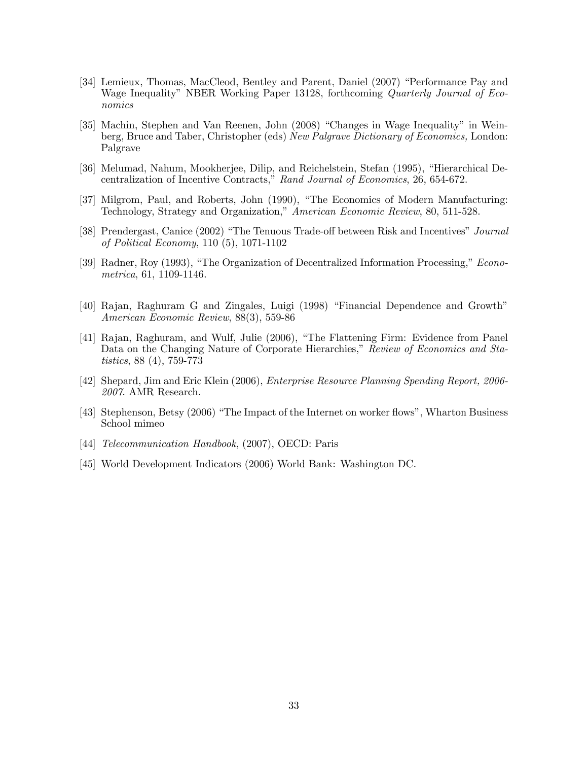[34] Lemieux, Thomas, MacCleod, Bentley and Parent, Daniel (2007) "Performance Pay and Wage Inequality" NBER Working Paper 13128, forthcoming *Quarterly Journal of Economics*

[35] Machin, Stephen and Van Reenen, John (2008) "Changes in Wage Inequality" in Weinberg, Bruce and Taber, Christopher (eds) *New Palgrave Dictionary of Economics,* London: Palgrave

[36] Melumad, Nahum, Mookherjee, Dilip, and Reichelstein, Stefan (1995), "Hierarchical Decentralization of Incentive Contracts," *Rand Journal of Economics*, 26, 654-672.

[37] Milgrom, Paul, and Roberts, John (1990), "The Economics of Modern Manufacturing: Technology, Strategy and Organization," *American Economic Review*, 80, 511-528.

[38] Prendergast, Canice (2002) "The Tenuous Trade-off between Risk and Incentives" *Journal of Political Economy*, 110 (5), 1071-1102

[39] Radner, Roy (1993), "The Organization of Decentralized Information Processing," *Econometrica*, 61, 1109-1146.

[40] Rajan, Raghuram G and Zingales, Luigi (1998) "Financial Dependence and Growth" *American Economic Review*, 88(3), 559-86

[41] Rajan, Raghuram, and Wulf, Julie (2006), "The Flattening Firm: Evidence from Panel Data on the Changing Nature of Corporate Hierarchies," *Review of Economics and Statistics*, 88 (4), 759-773

[42] Shepard, Jim and Eric Klein (2006), *Enterprise Resource Planning Spending Report, 2006-2007*. AMR Research.

[43] Stephenson, Betsy (2006) "The Impact of the Internet on worker flows", Wharton Business School mimeo

[44] *Telecommunication Handbook*, (2007), OECD: Paris

[45] World Development Indicators (2006) World Bank: Washington DC.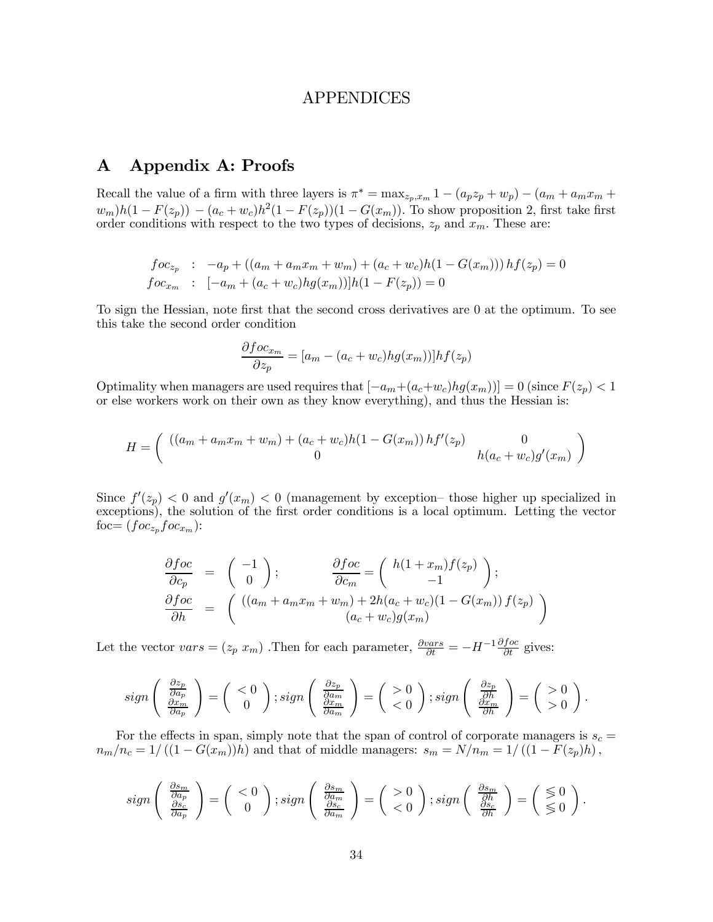# APPENDICES

## A Appendix A: Proofs

Recall the value of a firm with three layers is $\pi^* = \max_{z_p, x_m} 1 - (a_p z_p + w_p) - (a_m + a_m x_m + w_m)h(1 - F(z_p)) - (a_c + w_c)h^2(1 - F(z_p))(1 - G(x_m))$. To show proposition 2, first take first order conditions with respect to the two types of decisions, $z_p$ and $x_m$. These are:

$$
\begin{aligned}
foc_{z_p} &: -a_p + ((a_m + a_m x_m + w_m) + (a_c + w_c)h(1 - G(x_m)))\, hf(z_p) = 0 \\
foc_{x_m} &: [-a_m + (a_c + w_c)hg(x_m)]h(1 - F(z_p)) = 0
\end{aligned}
$$

To sign the Hessian, note first that the second cross derivatives are 0 at the optimum. To see this take the second order condition

$$
\frac{\partial foc_{x_m}}{\partial z_p} = [a_m - (a_c + w_c)hg(x_m))]hf(z_p)
$$

Optimality when managers are used requires that $[-a_m + (a_c + w_c)hg(x_m))] = 0$ (since $F(z_p) < 1$ or else workers work on their own as they know everything), and thus the Hessian is:

$$
H = \begin{pmatrix} ((a_m + a_m x_m + w_m) + (a_c + w_c)h(1 - G(x_m))\, hf'(z_p) & 0 \\ 0 & h(a_c + w_c)g'(x_m) \end{pmatrix}
$$

Since $f'(z_p) < 0$ and $g'(x_m) < 0$ (management by exception– those higher up specialized in exceptions), the solution of the first order conditions is a local optimum. Letting the vector foc$= (foc_{z_p} foc_{x_m})$:

$$
\begin{aligned}
\frac{\partial foc}{\partial c_p} &= \begin{pmatrix} -1 \\ 0 \end{pmatrix}; \qquad \frac{\partial foc}{\partial c_m} = \begin{pmatrix} h(1 + x_m)f(z_p) \\ -1 \end{pmatrix}; \\
\frac{\partial foc}{\partial h} &= \begin{pmatrix} ((a_m + a_m x_m + w_m) + 2h(a_c + w_c)(1 - G(x_m))\, f(z_p) \\ (a_c + w_c)g(x_m) \end{pmatrix}
\end{aligned}
$$

Let the vector $vars = (z_p \ x_m)$ .Then for each parameter, $\frac{\partial vars}{\partial t} = -H^{-1}\frac{\partial foc}{\partial t}$ gives:

$$
sign\begin{pmatrix} \frac{\partial z_p}{\partial a_p} \\ \frac{\partial x_m}{\partial a_p} \end{pmatrix} = \begin{pmatrix} < 0 \\ 0 \end{pmatrix}; sign\begin{pmatrix} \frac{\partial z_p}{\partial a_m} \\ \frac{\partial x_m}{\partial a_m} \end{pmatrix} = \begin{pmatrix} > 0 \\ < 0 \end{pmatrix}; sign\begin{pmatrix} \frac{\partial z_p}{\partial h} \\ \frac{\partial x_m}{\partial h} \end{pmatrix} = \begin{pmatrix} > 0 \\ > 0 \end{pmatrix}.
$$

For the effects in span, simply note that the span of control of corporate managers is $s_c = n_m/n_c = 1/\left((1 - G(x_m))h\right)$ and that of middle managers: $s_m = N/n_m = 1/\left((1 - F(z_p)h\right)$,

$$
sign\begin{pmatrix} \frac{\partial s_m}{\partial a_p} \\ \frac{\partial s_c}{\partial a_p} \end{pmatrix} = \begin{pmatrix} < 0 \\ 0 \end{pmatrix}; sign\begin{pmatrix} \frac{\partial s_m}{\partial a_m} \\ \frac{\partial s_c}{\partial a_m} \end{pmatrix} = \begin{pmatrix} > 0 \\ < 0 \end{pmatrix}; sign\begin{pmatrix} \frac{\partial s_m}{\partial h} \\ \frac{\partial s_c}{\partial h} \end{pmatrix} = \begin{pmatrix} \lesseqgtr 0 \\ \lesseqgtr 0 \end{pmatrix}.
$$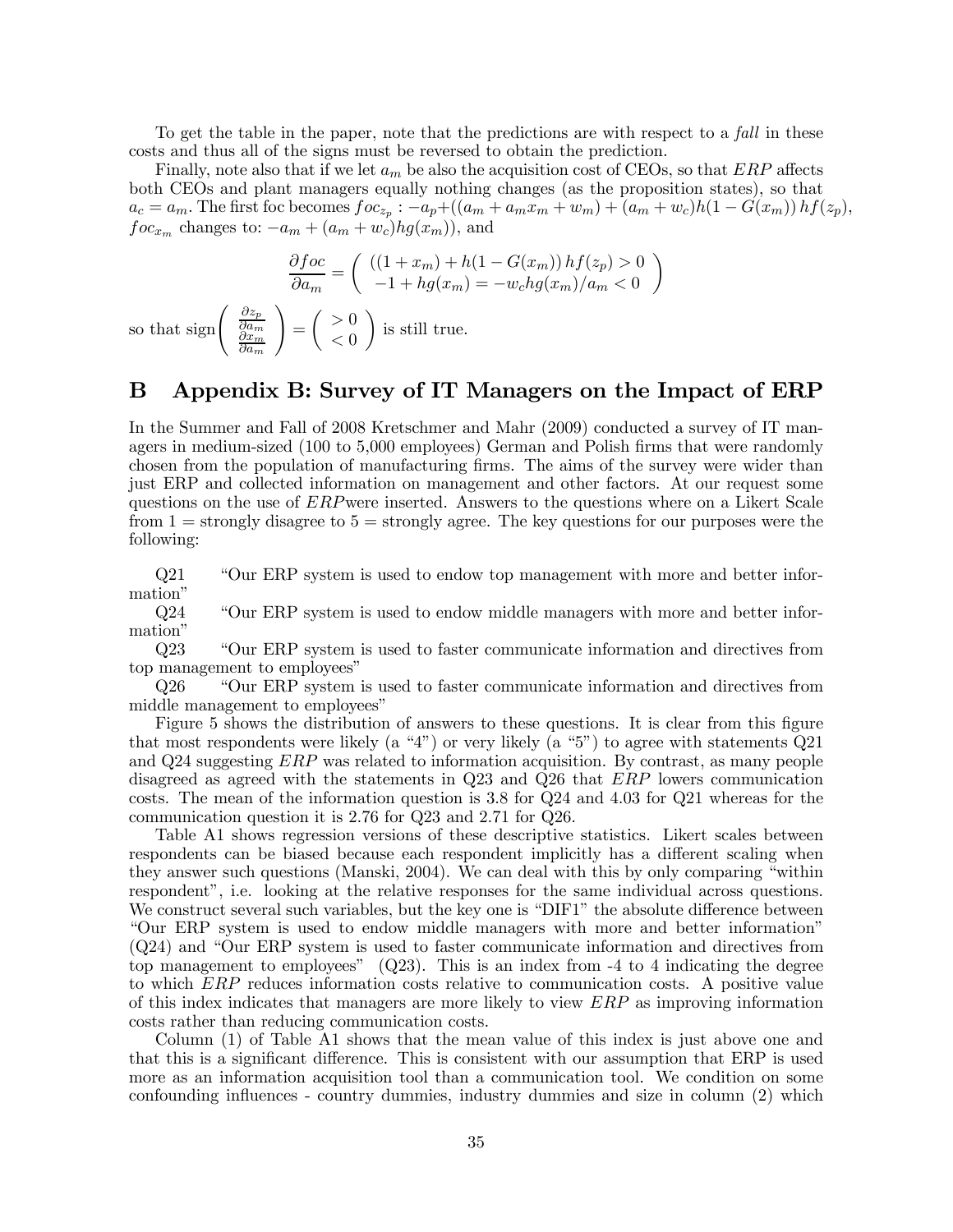To get the table in the paper, note that the predictions are with respect to a *fall* in these costs and thus all of the signs must be reversed to obtain the prediction.

Finally, note also that if we let $a_m$ be also the acquisition cost of CEOs, so that $ERP$ affects both CEOs and plant managers equally nothing changes (as the proposition states), so that $a_c = a_m$. The first foc becomes $foc_{z_p} : -a_p + ((a_m + a_m x_m + w_m) + (a_m + w_c)h(1 - G(x_m))\, hf(z_p)$, $foc_{x_m}$ changes to: $-a_m + (a_m + w_c)hg(x_m))$, and

$$\frac{\partial foc}{\partial a_m} = \begin{pmatrix} ((1 + x_m) + h(1 - G(x_m))\, hf(z_p) > 0 \\ -1 + hg(x_m) = -w_c hg(x_m)/a_m < 0 \end{pmatrix}$$

so that $\text{sign}\begin{pmatrix} \frac{\partial z_p}{\partial a_m} \\ \frac{\partial x_m}{\partial a_m} \end{pmatrix} = \begin{pmatrix} > 0 \\ < 0 \end{pmatrix}$ is still true.

# B Appendix B: Survey of IT Managers on the Impact of ERP

In the Summer and Fall of 2008 Kretschmer and Mahr (2009) conducted a survey of IT managers in medium-sized (100 to 5,000 employees) German and Polish firms that were randomly chosen from the population of manufacturing firms. The aims of the survey were wider than just ERP and collected information on management and other factors. At our request some questions on the use of $ERP$were inserted. Answers to the questions where on a Likert Scale from 1 = strongly disagree to 5 = strongly agree. The key questions for our purposes were the following:

Q21 "Our ERP system is used to endow top management with more and better information"

Q24 "Our ERP system is used to endow middle managers with more and better information"

Q23 "Our ERP system is used to faster communicate information and directives from top management to employees"

Q26 "Our ERP system is used to faster communicate information and directives from middle management to employees"

Figure 5 shows the distribution of answers to these questions. It is clear from this figure that most respondents were likely (a "4") or very likely (a "5") to agree with statements Q21 and Q24 suggesting $ERP$ was related to information acquisition. By contrast, as many people disagreed as agreed with the statements in Q23 and Q26 that $ERP$ lowers communication costs. The mean of the information question is 3.8 for Q24 and 4.03 for Q21 whereas for the communication question it is 2.76 for Q23 and 2.71 for Q26.

Table A1 shows regression versions of these descriptive statistics. Likert scales between respondents can be biased because each respondent implicitly has a different scaling when they answer such questions (Manski, 2004). We can deal with this by only comparing "within respondent", i.e. looking at the relative responses for the same individual across questions. We construct several such variables, but the key one is "DIF1" the absolute difference between "Our ERP system is used to endow middle managers with more and better information" (Q24) and "Our ERP system is used to faster communicate information and directives from top management to employees" (Q23). This is an index from -4 to 4 indicating the degree to which $ERP$ reduces information costs relative to communication costs. A positive value of this index indicates that managers are more likely to view $ERP$ as improving information costs rather than reducing communication costs.

Column (1) of Table A1 shows that the mean value of this index is just above one and that this is a significant difference. This is consistent with our assumption that ERP is used more as an information acquisition tool than a communication tool. We condition on some confounding influences - country dummies, industry dummies and size in column (2) which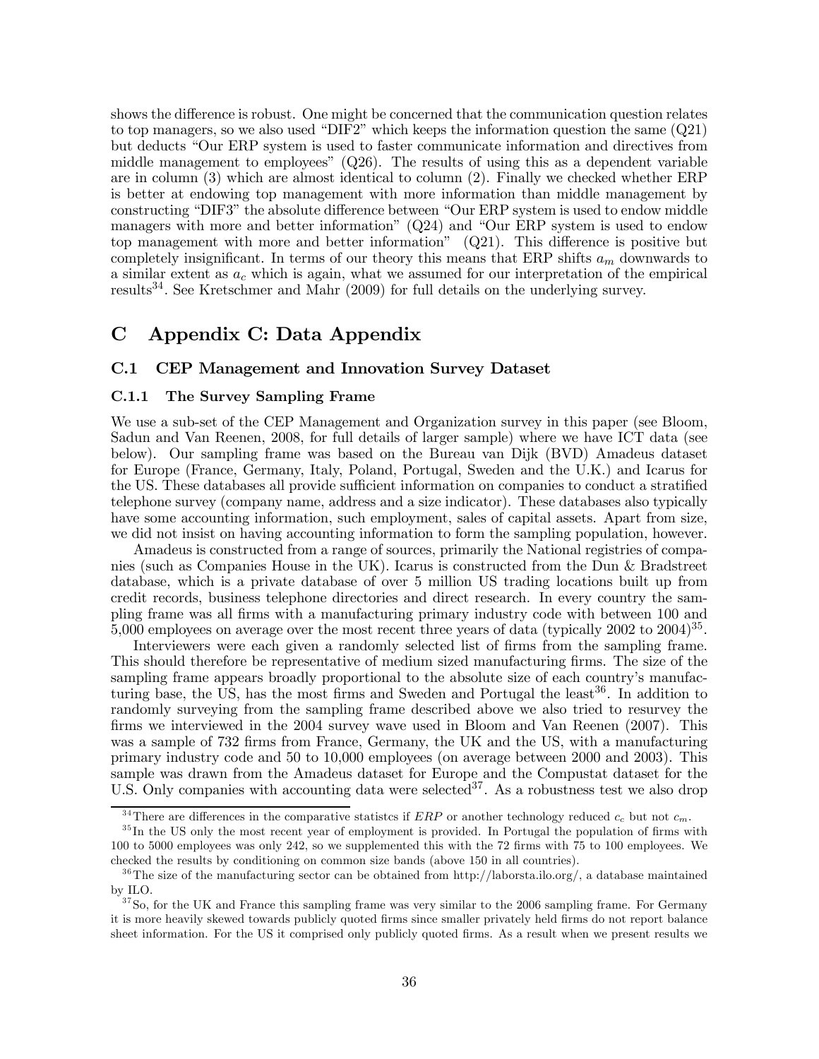shows the difference is robust. One might be concerned that the communication question relates to top managers, so we also used "DIF2" which keeps the information question the same (Q21) but deducts "Our ERP system is used to faster communicate information and directives from middle management to employees" (Q26). The results of using this as a dependent variable are in column (3) which are almost identical to column (2). Finally we checked whether ERP is better at endowing top management with more information than middle management by constructing "DIF3" the absolute difference between "Our ERP system is used to endow middle managers with more and better information" (Q24) and "Our ERP system is used to endow top management with more and better information" (Q21). This difference is positive but completely insignificant. In terms of our theory this means that ERP shifts $a_m$ downwards to a similar extent as $a_c$ which is again, what we assumed for our interpretation of the empirical results[34]. See Kretschmer and Mahr (2009) for full details on the underlying survey.

# C Appendix C: Data Appendix

## C.1 CEP Management and Innovation Survey Dataset

### C.1.1 The Survey Sampling Frame

We use a sub-set of the CEP Management and Organization survey in this paper (see Bloom, Sadun and Van Reenen, 2008, for full details of larger sample) where we have ICT data (see below). Our sampling frame was based on the Bureau van Dijk (BVD) Amadeus dataset for Europe (France, Germany, Italy, Poland, Portugal, Sweden and the U.K.) and Icarus for the US. These databases all provide sufficient information on companies to conduct a stratified telephone survey (company name, address and a size indicator). These databases also typically have some accounting information, such employment, sales of capital assets. Apart from size, we did not insist on having accounting information to form the sampling population, however.

Amadeus is constructed from a range of sources, primarily the National registries of companies (such as Companies House in the UK). Icarus is constructed from the Dun & Bradstreet database, which is a private database of over 5 million US trading locations built up from credit records, business telephone directories and direct research. In every country the sampling frame was all firms with a manufacturing primary industry code with between 100 and 5,000 employees on average over the most recent three years of data (typically 2002 to 2004)[35].

Interviewers were each given a randomly selected list of firms from the sampling frame. This should therefore be representative of medium sized manufacturing firms. The size of the sampling frame appears broadly proportional to the absolute size of each country's manufacturing base, the US, has the most firms and Sweden and Portugal the least[36]. In addition to randomly surveying from the sampling frame described above we also tried to resurvey the firms we interviewed in the 2004 survey wave used in Bloom and Van Reenen (2007). This was a sample of 732 firms from France, Germany, the UK and the US, with a manufacturing primary industry code and 50 to 10,000 employees (on average between 2000 and 2003). This sample was drawn from the Amadeus dataset for Europe and the Compustat dataset for the U.S. Only companies with accounting data were selected[37]. As a robustness test we also drop

---

[34] There are differences in the comparative statistcs if $ERP$ or another technology reduced $c_c$ but not $c_m$.

[35] In the US only the most recent year of employment is provided. In Portugal the population of firms with 100 to 5000 employees was only 242, so we supplemented this with the 72 firms with 75 to 100 employees. We checked the results by conditioning on common size bands (above 150 in all countries).

[36] The size of the manufacturing sector can be obtained from http://laborsta.ilo.org/, a database maintained by ILO.

[37] So, for the UK and France this sampling frame was very similar to the 2006 sampling frame. For Germany it is more heavily skewed towards publicly quoted firms since smaller privately held firms do not report balance sheet information. For the US it comprised only publicly quoted firms. As a result when we present results we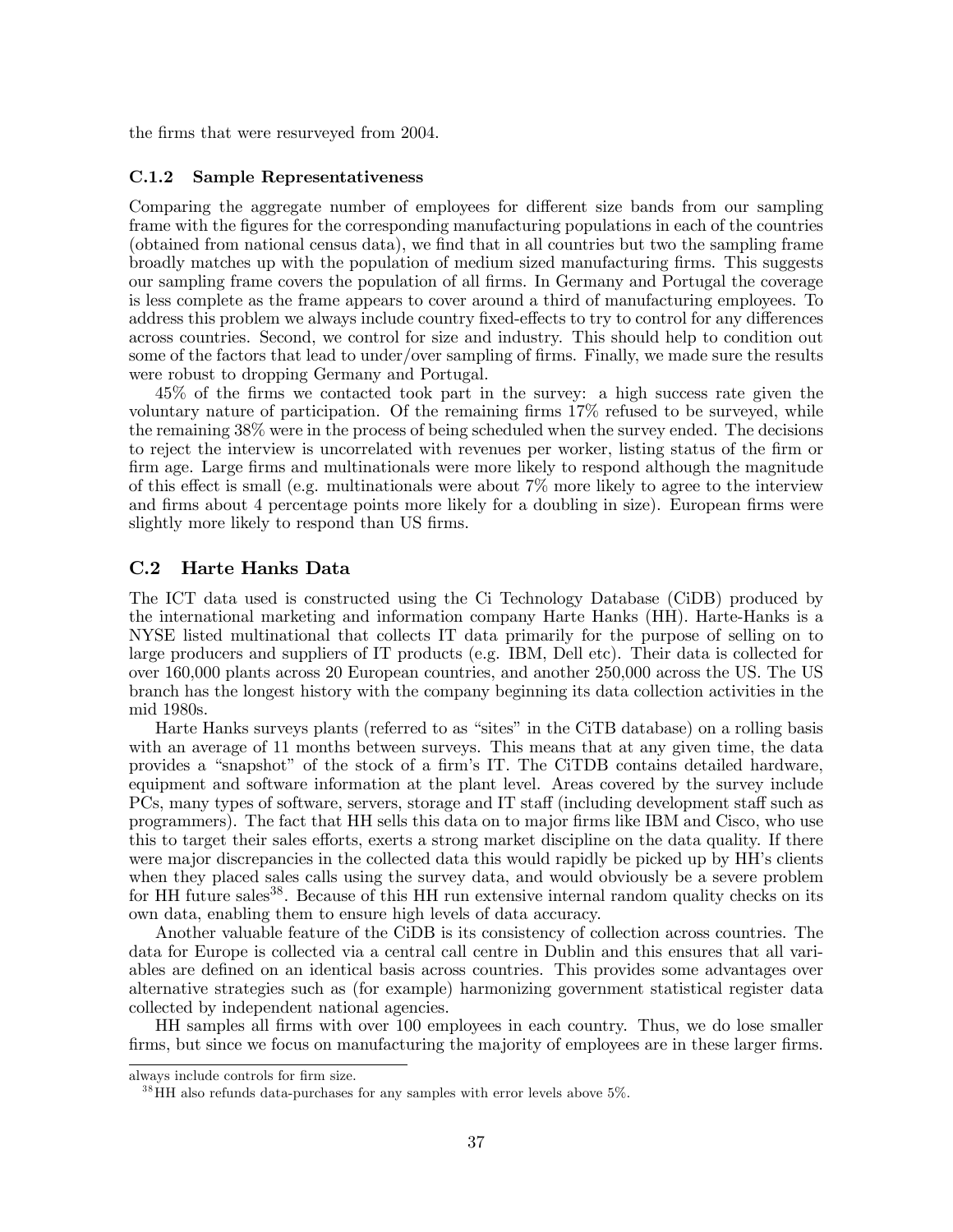the firms that were resurveyed from 2004.

### C.1.2 Sample Representativeness

Comparing the aggregate number of employees for different size bands from our sampling frame with the figures for the corresponding manufacturing populations in each of the countries (obtained from national census data), we find that in all countries but two the sampling frame broadly matches up with the population of medium sized manufacturing firms. This suggests our sampling frame covers the population of all firms. In Germany and Portugal the coverage is less complete as the frame appears to cover around a third of manufacturing employees. To address this problem we always include country fixed-effects to try to control for any differences across countries. Second, we control for size and industry. This should help to condition out some of the factors that lead to under/over sampling of firms. Finally, we made sure the results were robust to dropping Germany and Portugal.

45% of the firms we contacted took part in the survey: a high success rate given the voluntary nature of participation. Of the remaining firms 17% refused to be surveyed, while the remaining 38% were in the process of being scheduled when the survey ended. The decisions to reject the interview is uncorrelated with revenues per worker, listing status of the firm or firm age. Large firms and multinationals were more likely to respond although the magnitude of this effect is small (e.g. multinationals were about 7% more likely to agree to the interview and firms about 4 percentage points more likely for a doubling in size). European firms were slightly more likely to respond than US firms.

## C.2 Harte Hanks Data

The ICT data used is constructed using the Ci Technology Database (CiDB) produced by the international marketing and information company Harte Hanks (HH). Harte-Hanks is a NYSE listed multinational that collects IT data primarily for the purpose of selling on to large producers and suppliers of IT products (e.g. IBM, Dell etc). Their data is collected for over 160,000 plants across 20 European countries, and another 250,000 across the US. The US branch has the longest history with the company beginning its data collection activities in the mid 1980s.

Harte Hanks surveys plants (referred to as "sites" in the CiTB database) on a rolling basis with an average of 11 months between surveys. This means that at any given time, the data provides a "snapshot" of the stock of a firm's IT. The CiTDB contains detailed hardware, equipment and software information at the plant level. Areas covered by the survey include PCs, many types of software, servers, storage and IT staff (including development staff such as programmers). The fact that HH sells this data on to major firms like IBM and Cisco, who use this to target their sales efforts, exerts a strong market discipline on the data quality. If there were major discrepancies in the collected data this would rapidly be picked up by HH's clients when they placed sales calls using the survey data, and would obviously be a severe problem for HH future sales[38]. Because of this HH run extensive internal random quality checks on its own data, enabling them to ensure high levels of data accuracy.

Another valuable feature of the CiDB is its consistency of collection across countries. The data for Europe is collected via a central call centre in Dublin and this ensures that all variables are defined on an identical basis across countries. This provides some advantages over alternative strategies such as (for example) harmonizing government statistical register data collected by independent national agencies.

HH samples all firms with over 100 employees in each country. Thus, we do lose smaller firms, but since we focus on manufacturing the majority of employees are in these larger firms.

always include controls for firm size.

[38] HH also refunds data-purchases for any samples with error levels above 5%.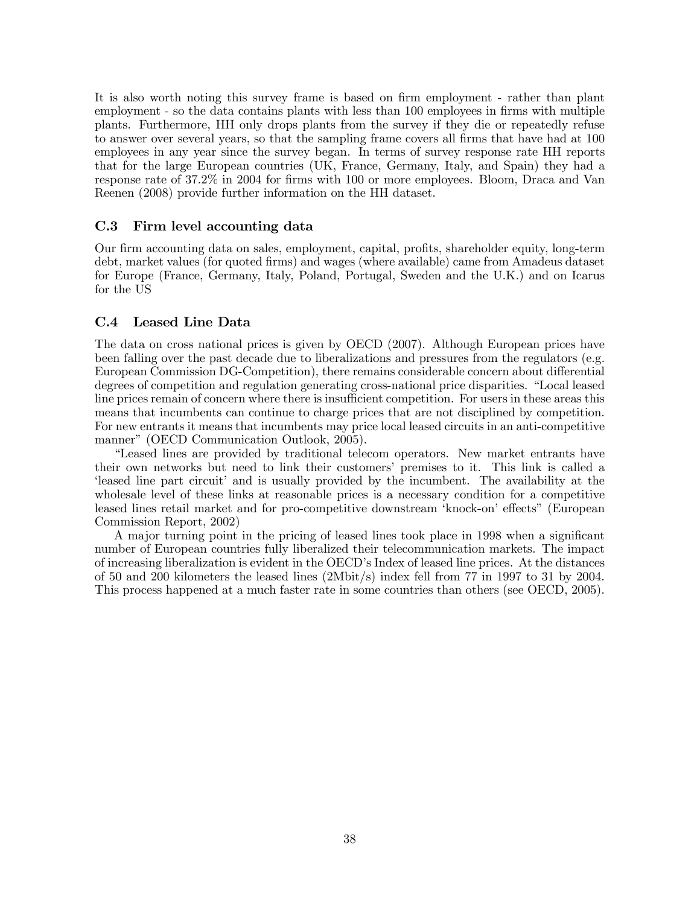It is also worth noting this survey frame is based on firm employment - rather than plant employment - so the data contains plants with less than 100 employees in firms with multiple plants. Furthermore, HH only drops plants from the survey if they die or repeatedly refuse to answer over several years, so that the sampling frame covers all firms that have had at 100 employees in any year since the survey began. In terms of survey response rate HH reports that for the large European countries (UK, France, Germany, Italy, and Spain) they had a response rate of 37.2% in 2004 for firms with 100 or more employees. Bloom, Draca and Van Reenen (2008) provide further information on the HH dataset.

### C.3 Firm level accounting data

Our firm accounting data on sales, employment, capital, profits, shareholder equity, long-term debt, market values (for quoted firms) and wages (where available) came from Amadeus dataset for Europe (France, Germany, Italy, Poland, Portugal, Sweden and the U.K.) and on Icarus for the US

### C.4 Leased Line Data

The data on cross national prices is given by OECD (2007). Although European prices have been falling over the past decade due to liberalizations and pressures from the regulators (e.g. European Commission DG-Competition), there remains considerable concern about differential degrees of competition and regulation generating cross-national price disparities. "Local leased line prices remain of concern where there is insufficient competition. For users in these areas this means that incumbents can continue to charge prices that are not disciplined by competition. For new entrants it means that incumbents may price local leased circuits in an anti-competitive manner" (OECD Communication Outlook, 2005).

"Leased lines are provided by traditional telecom operators. New market entrants have their own networks but need to link their customers' premises to it. This link is called a 'leased line part circuit' and is usually provided by the incumbent. The availability at the wholesale level of these links at reasonable prices is a necessary condition for a competitive leased lines retail market and for pro-competitive downstream 'knock-on' effects" (European Commission Report, 2002)

A major turning point in the pricing of leased lines took place in 1998 when a significant number of European countries fully liberalized their telecommunication markets. The impact of increasing liberalization is evident in the OECD's Index of leased line prices. At the distances of 50 and 200 kilometers the leased lines (2Mbit/s) index fell from 77 in 1997 to 31 by 2004. This process happened at a much faster rate in some countries than others (see OECD, 2005).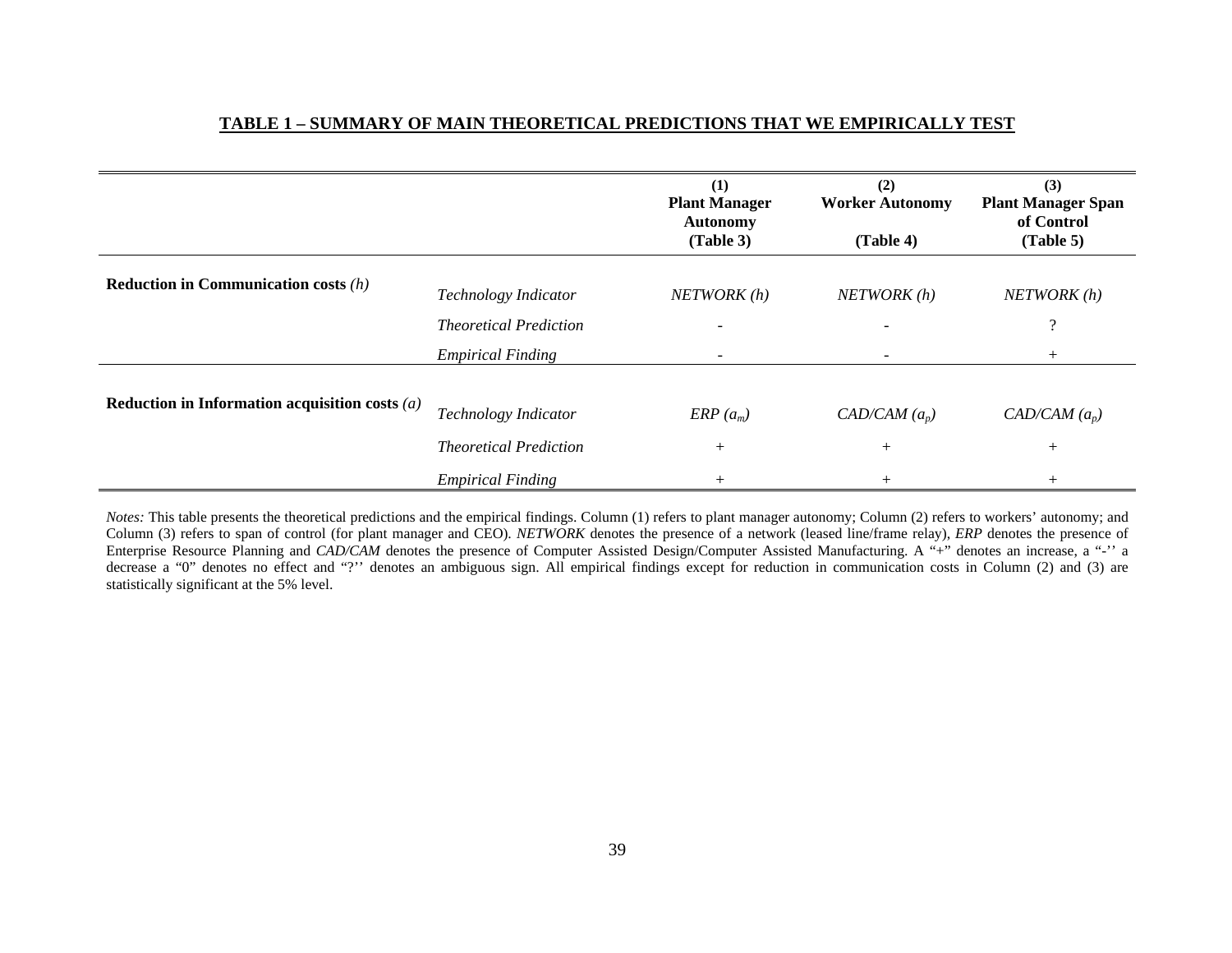## TABLE 1 – SUMMARY OF MAIN THEORETICAL PREDICTIONS THAT WE EMPIRICALLY TEST

| | | (1) Plant Manager Autonomy (Table 3) | (2) Worker Autonomy (Table 4) | (3) Plant Manager Span of Control (Table 5) |
|---|---|---|---|---|
| **Reduction in Communication costs** *(h)* | *Technology Indicator* | *NETWORK (h)* | *NETWORK (h)* | *NETWORK (h)* |
| | *Theoretical Prediction* | - | - | ? |
| | *Empirical Finding* | - | - | + |
| **Reduction in Information acquisition costs** *(a)* | *Technology Indicator* | *ERP* $(a_m)$ | *CAD/CAM* $(a_p)$ | *CAD/CAM* $(a_p)$ |
| | *Theoretical Prediction* | + | + | + |
| | *Empirical Finding* | + | + | + |

*Notes:* This table presents the theoretical predictions and the empirical findings. Column (1) refers to plant manager autonomy; Column (2) refers to workers' autonomy; and Column (3) refers to span of control (for plant manager and CEO). *NETWORK* denotes the presence of a network (leased line/frame relay), *ERP* denotes the presence of Enterprise Resource Planning and *CAD/CAM* denotes the presence of Computer Assisted Design/Computer Assisted Manufacturing. A "+" denotes an increase, a "-'' a decrease a "0" denotes no effect and "?'' denotes an ambiguous sign. All empirical findings except for reduction in communication costs in Column (2) and (3) are statistically significant at the 5% level.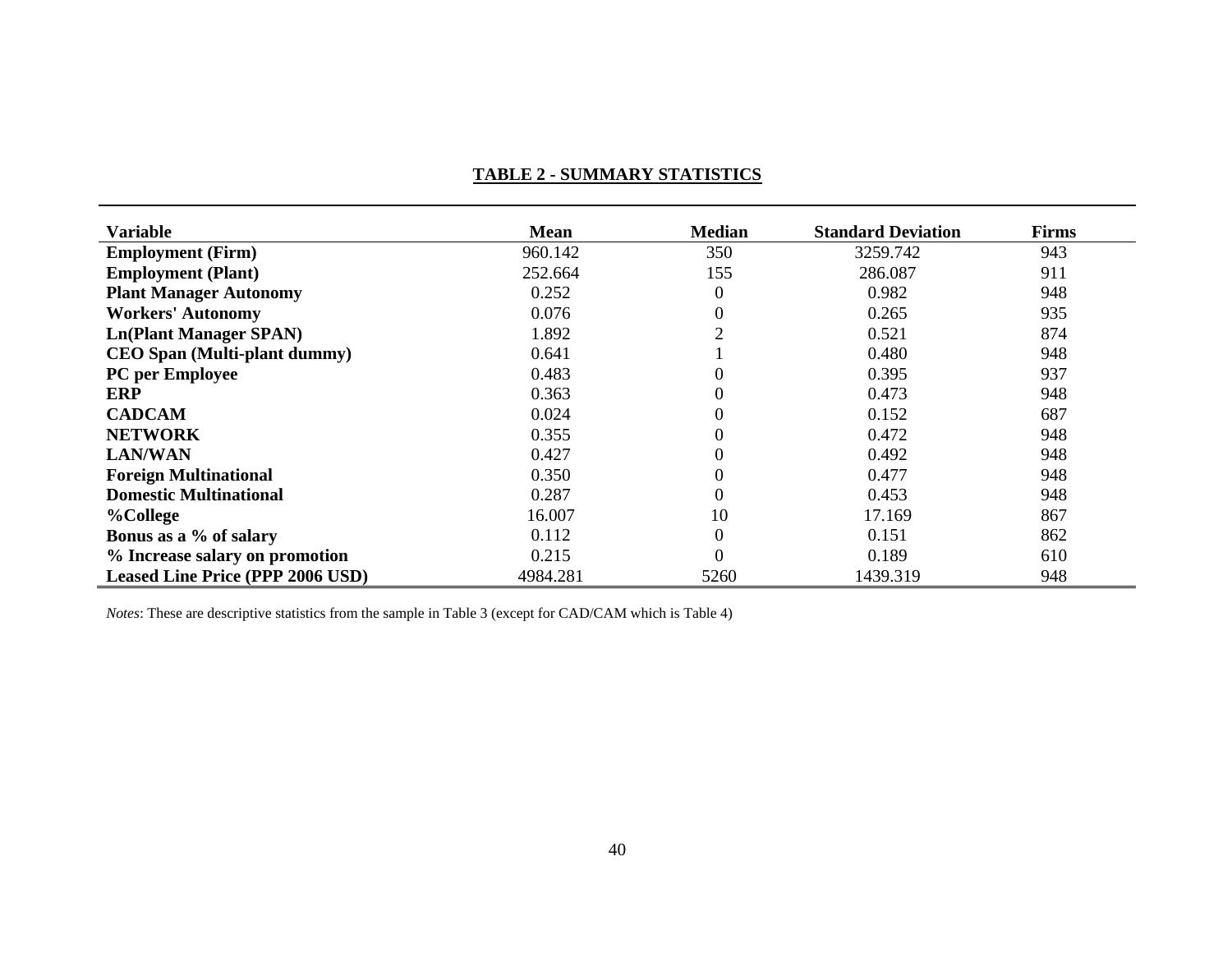## TABLE 2 - SUMMARY STATISTICS

| Variable | Mean | Median | Standard Deviation | Firms |
|---|---|---|---|---|
| **Employment (Firm)** | 960.142 | 350 | 3259.742 | 943 |
| **Employment (Plant)** | 252.664 | 155 | 286.087 | 911 |
| **Plant Manager Autonomy** | 0.252 | 0 | 0.982 | 948 |
| **Workers' Autonomy** | 0.076 | 0 | 0.265 | 935 |
| **Ln(Plant Manager SPAN)** | 1.892 | 2 | 0.521 | 874 |
| **CEO Span (Multi-plant dummy)** | 0.641 | 1 | 0.480 | 948 |
| **PC per Employee** | 0.483 | 0 | 0.395 | 937 |
| **ERP** | 0.363 | 0 | 0.473 | 948 |
| **CADCAM** | 0.024 | 0 | 0.152 | 687 |
| **NETWORK** | 0.355 | 0 | 0.472 | 948 |
| **LAN/WAN** | 0.427 | 0 | 0.492 | 948 |
| **Foreign Multinational** | 0.350 | 0 | 0.477 | 948 |
| **Domestic Multinational** | 0.287 | 0 | 0.453 | 948 |
| **%College** | 16.007 | 10 | 17.169 | 867 |
| **Bonus as a % of salary** | 0.112 | 0 | 0.151 | 862 |
| **% Increase salary on promotion** | 0.215 | 0 | 0.189 | 610 |
| **Leased Line Price (PPP 2006 USD)** | 4984.281 | 5260 | 1439.319 | 948 |

*Notes*: These are descriptive statistics from the sample in Table 3 (except for CAD/CAM which is Table 4)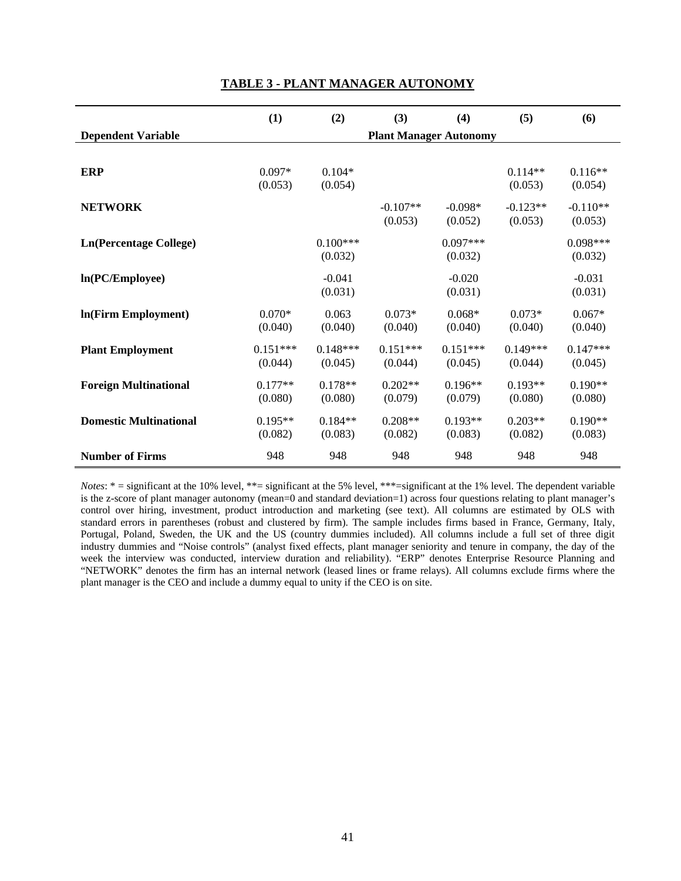## TABLE 3 - PLANT MANAGER AUTONOMY

| | (1) | (2) | (3) | (4) | (5) | (6) |
|---|---|---|---|---|---|---|
| **Dependent Variable** | Plant Manager Autonomy | | | | | |
| **ERP** | 0.097* | 0.104* | | | 0.114** | 0.116** |
| | (0.053) | (0.054) | | | (0.053) | (0.054) |
| **NETWORK** | | | -0.107** | -0.098* | -0.123** | -0.110** |
| | | | (0.053) | (0.052) | (0.053) | (0.053) |
| **Ln(Percentage College)** | | 0.100*** | | 0.097*** | | 0.098*** |
| | | (0.032) | | (0.032) | | (0.032) |
| **ln(PC/Employee)** | | -0.041 | | -0.020 | | -0.031 |
| | | (0.031) | | (0.031) | | (0.031) |
| **ln(Firm Employment)** | 0.070* | 0.063 | 0.073* | 0.068* | 0.073* | 0.067* |
| | (0.040) | (0.040) | (0.040) | (0.040) | (0.040) | (0.040) |
| **Plant Employment** | 0.151*** | 0.148*** | 0.151*** | 0.151*** | 0.149*** | 0.147*** |
| | (0.044) | (0.045) | (0.044) | (0.045) | (0.044) | (0.045) |
| **Foreign Multinational** | 0.177** | 0.178** | 0.202** | 0.196** | 0.193** | 0.190** |
| | (0.080) | (0.080) | (0.079) | (0.079) | (0.080) | (0.080) |
| **Domestic Multinational** | 0.195** | 0.184** | 0.208** | 0.193** | 0.203** | 0.190** |
| | (0.082) | (0.083) | (0.082) | (0.083) | (0.082) | (0.083) |
| **Number of Firms** | 948 | 948 | 948 | 948 | 948 | 948 |

*Notes*: * = significant at the 10% level, **= significant at the 5% level, ***=significant at the 1% level. The dependent variable is the z-score of plant manager autonomy (mean=0 and standard deviation=1) across four questions relating to plant manager's control over hiring, investment, product introduction and marketing (see text). All columns are estimated by OLS with standard errors in parentheses (robust and clustered by firm). The sample includes firms based in France, Germany, Italy, Portugal, Poland, Sweden, the UK and the US (country dummies included). All columns include a full set of three digit industry dummies and "Noise controls" (analyst fixed effects, plant manager seniority and tenure in company, the day of the week the interview was conducted, interview duration and reliability). "ERP" denotes Enterprise Resource Planning and "NETWORK" denotes the firm has an internal network (leased lines or frame relays). All columns exclude firms where the plant manager is the CEO and include a dummy equal to unity if the CEO is on site.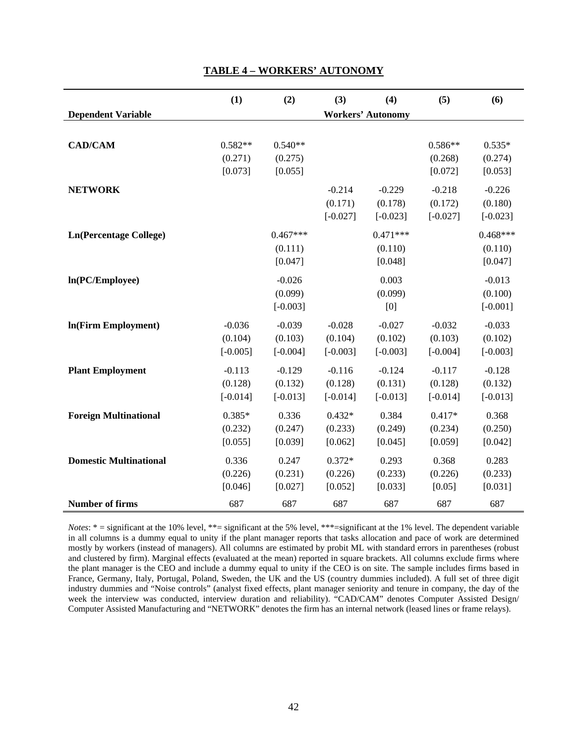## TABLE 4 – WORKERS' AUTONOMY

| | (1) | (2) | (3) | (4) | (5) | (6) |
|---|---|---|---|---|---|---|
| **Dependent Variable** | | | **Workers' Autonomy** | | | |
| **CAD/CAM** | 0.582** | 0.540** | | | 0.586** | 0.535* |
| | (0.271) | (0.275) | | | (0.268) | (0.274) |
| | [0.073] | [0.055] | | | [0.072] | [0.053] |
| **NETWORK** | | | -0.214 | -0.229 | -0.218 | -0.226 |
| | | | (0.171) | (0.178) | (0.172) | (0.180) |
| | | | [-0.027] | [-0.023] | [-0.027] | [-0.023] |
| **Ln(Percentage College)** | | 0.467*** | | 0.471*** | | 0.468*** |
| | | (0.111) | | (0.110) | | (0.110) |
| | | [0.047] | | [0.048] | | [0.047] |
| **ln(PC/Employee)** | | -0.026 | | 0.003 | | -0.013 |
| | | (0.099) | | (0.099) | | (0.100) |
| | | [-0.003] | | [0] | | [-0.001] |
| **ln(Firm Employment)** | -0.036 | -0.039 | -0.028 | -0.027 | -0.032 | -0.033 |
| | (0.104) | (0.103) | (0.104) | (0.102) | (0.103) | (0.102) |
| | [-0.005] | [-0.004] | [-0.003] | [-0.003] | [-0.004] | [-0.003] |
| **Plant Employment** | -0.113 | -0.129 | -0.116 | -0.124 | -0.117 | -0.128 |
| | (0.128) | (0.132) | (0.128) | (0.131) | (0.128) | (0.132) |
| | [-0.014] | [-0.013] | [-0.014] | [-0.013] | [-0.014] | [-0.013] |
| **Foreign Multinational** | 0.385* | 0.336 | 0.432* | 0.384 | 0.417* | 0.368 |
| | (0.232) | (0.247) | (0.233) | (0.249) | (0.234) | (0.250) |
| | [0.055] | [0.039] | [0.062] | [0.045] | [0.059] | [0.042] |
| **Domestic Multinational** | 0.336 | 0.247 | 0.372* | 0.293 | 0.368 | 0.283 |
| | (0.226) | (0.231) | (0.226) | (0.233) | (0.226) | (0.233) |
| | [0.046] | [0.027] | [0.052] | [0.033] | [0.05] | [0.031] |
| **Number of firms** | 687 | 687 | 687 | 687 | 687 | 687 |

*Notes*: * = significant at the 10% level, **= significant at the 5% level, ***=significant at the 1% level. The dependent variable in all columns is a dummy equal to unity if the plant manager reports that tasks allocation and pace of work are determined mostly by workers (instead of managers). All columns are estimated by probit ML with standard errors in parentheses (robust and clustered by firm). Marginal effects (evaluated at the mean) reported in square brackets. All columns exclude firms where the plant manager is the CEO and include a dummy equal to unity if the CEO is on site. The sample includes firms based in France, Germany, Italy, Portugal, Poland, Sweden, the UK and the US (country dummies included). A full set of three digit industry dummies and "Noise controls" (analyst fixed effects, plant manager seniority and tenure in company, the day of the week the interview was conducted, interview duration and reliability). "CAD/CAM" denotes Computer Assisted Design/ Computer Assisted Manufacturing and "NETWORK" denotes the firm has an internal network (leased lines or frame relays).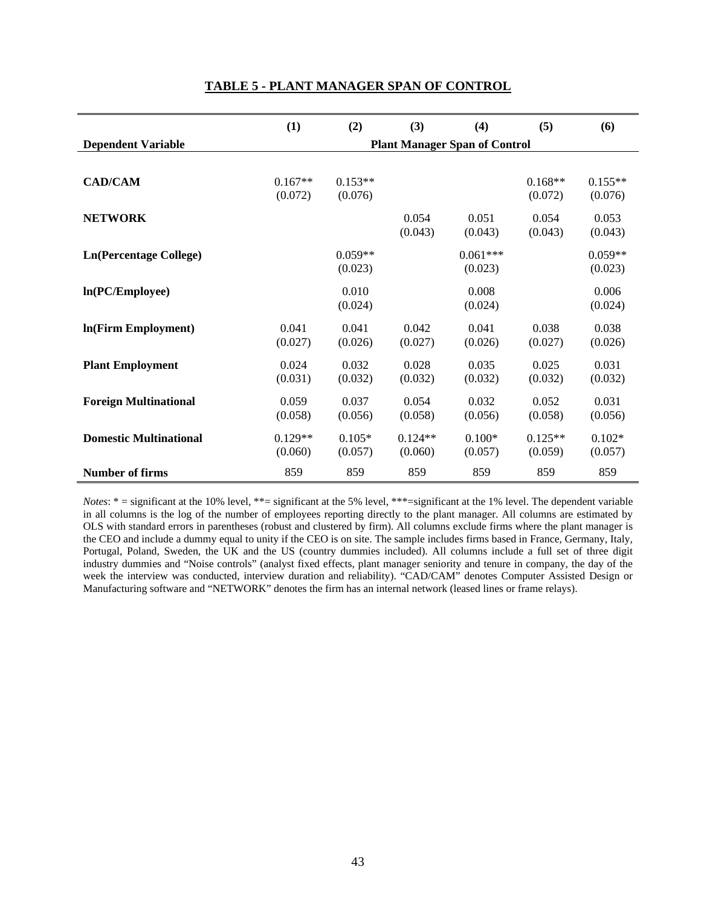## TABLE 5 - PLANT MANAGER SPAN OF CONTROL

| | (1) | (2) | (3) | (4) | (5) | (6) |
|---|---|---|---|---|---|---|
| **Dependent Variable** | **Plant Manager Span of Control** | | | | | |
| **CAD/CAM** | 0.167** | 0.153** | | | 0.168** | 0.155** |
| | (0.072) | (0.076) | | | (0.072) | (0.076) |
| **NETWORK** | | | 0.054 | 0.051 | 0.054 | 0.053 |
| | | | (0.043) | (0.043) | (0.043) | (0.043) |
| **Ln(Percentage College)** | | 0.059** | | 0.061*** | | 0.059** |
| | | (0.023) | | (0.023) | | (0.023) |
| **ln(PC/Employee)** | | 0.010 | | 0.008 | | 0.006 |
| | | (0.024) | | (0.024) | | (0.024) |
| **ln(Firm Employment)** | 0.041 | 0.041 | 0.042 | 0.041 | 0.038 | 0.038 |
| | (0.027) | (0.026) | (0.027) | (0.026) | (0.027) | (0.026) |
| **Plant Employment** | 0.024 | 0.032 | 0.028 | 0.035 | 0.025 | 0.031 |
| | (0.031) | (0.032) | (0.032) | (0.032) | (0.032) | (0.032) |
| **Foreign Multinational** | 0.059 | 0.037 | 0.054 | 0.032 | 0.052 | 0.031 |
| | (0.058) | (0.056) | (0.058) | (0.056) | (0.058) | (0.056) |
| **Domestic Multinational** | 0.129** | 0.105* | 0.124** | 0.100* | 0.125** | 0.102* |
| | (0.060) | (0.057) | (0.060) | (0.057) | (0.059) | (0.057) |
| **Number of firms** | 859 | 859 | 859 | 859 | 859 | 859 |

*Notes*: * = significant at the 10% level, **= significant at the 5% level, ***=significant at the 1% level. The dependent variable in all columns is the log of the number of employees reporting directly to the plant manager. All columns are estimated by OLS with standard errors in parentheses (robust and clustered by firm). All columns exclude firms where the plant manager is the CEO and include a dummy equal to unity if the CEO is on site. The sample includes firms based in France, Germany, Italy, Portugal, Poland, Sweden, the UK and the US (country dummies included). All columns include a full set of three digit industry dummies and "Noise controls" (analyst fixed effects, plant manager seniority and tenure in company, the day of the week the interview was conducted, interview duration and reliability). "CAD/CAM" denotes Computer Assisted Design or Manufacturing software and "NETWORK" denotes the firm has an internal network (leased lines or frame relays).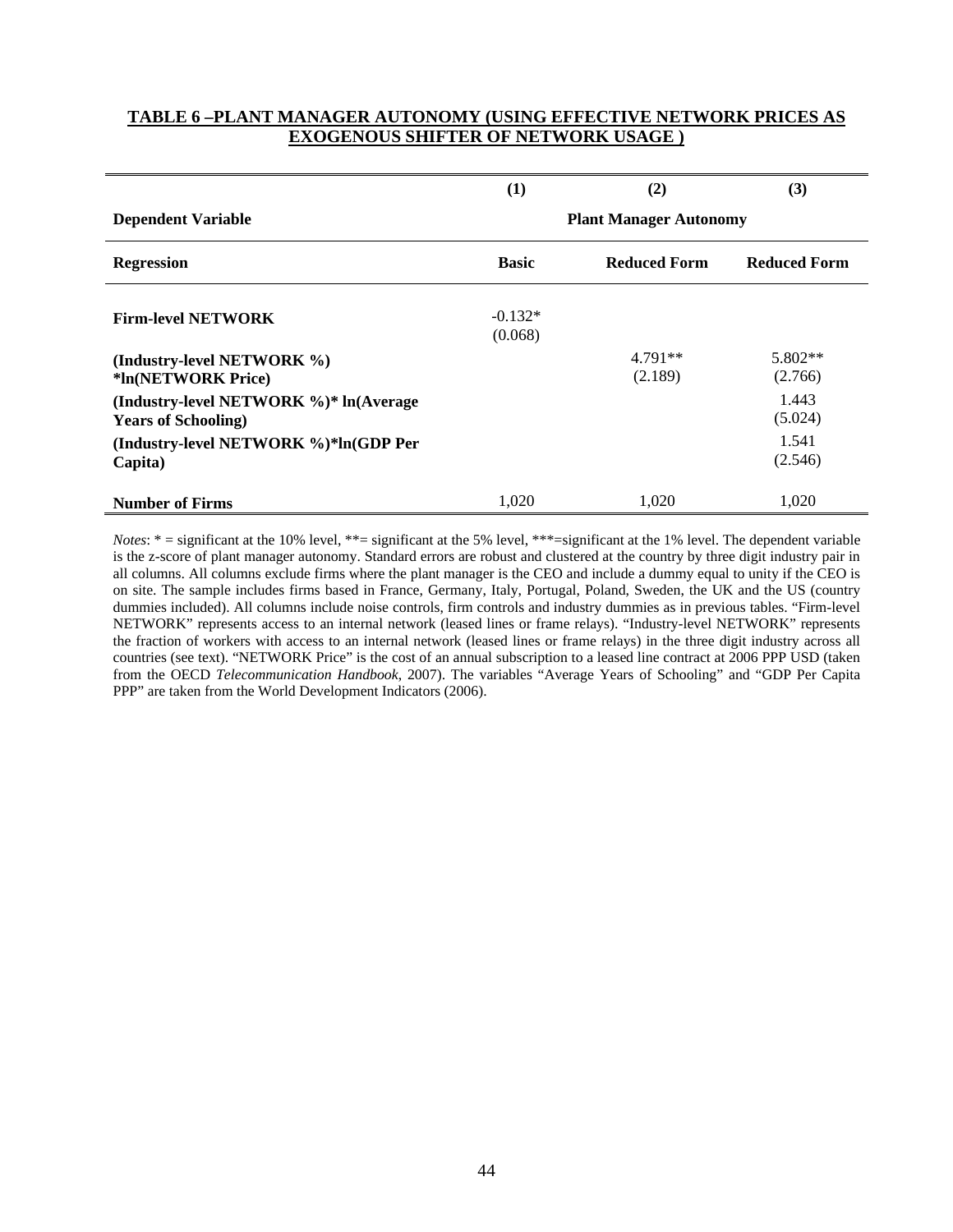**TABLE 6 –PLANT MANAGER AUTONOMY (USING EFFECTIVE NETWORK PRICES AS EXOGENOUS SHIFTER OF NETWORK USAGE )**

| | (1) | (2) | (3) |
|---|---|---|---|
| **Dependent Variable** | | **Plant Manager Autonomy** | |
| **Regression** | **Basic** | **Reduced Form** | **Reduced Form** |
| **Firm-level NETWORK** | -0.132* (0.068) | | |
| **(Industry-level NETWORK %) *ln(NETWORK Price)** | | 4.791** (2.189) | 5.802** (2.766) |
| **(Industry-level NETWORK %)* ln(Average Years of Schooling)** | | | 1.443 (5.024) |
| **(Industry-level NETWORK %)*ln(GDP Per Capita)** | | | 1.541 (2.546) |
| **Number of Firms** | 1,020 | 1,020 | 1,020 |

*Notes*: * = significant at the 10% level, **= significant at the 5% level, ***=significant at the 1% level. The dependent variable is the z-score of plant manager autonomy. Standard errors are robust and clustered at the country by three digit industry pair in all columns. All columns exclude firms where the plant manager is the CEO and include a dummy equal to unity if the CEO is on site. The sample includes firms based in France, Germany, Italy, Portugal, Poland, Sweden, the UK and the US (country dummies included). All columns include noise controls, firm controls and industry dummies as in previous tables. "Firm-level NETWORK" represents access to an internal network (leased lines or frame relays). "Industry-level NETWORK" represents the fraction of workers with access to an internal network (leased lines or frame relays) in the three digit industry across all countries (see text). "NETWORK Price" is the cost of an annual subscription to a leased line contract at 2006 PPP USD (taken from the OECD *Telecommunication Handbook*, 2007). The variables "Average Years of Schooling" and "GDP Per Capita PPP" are taken from the World Development Indicators (2006).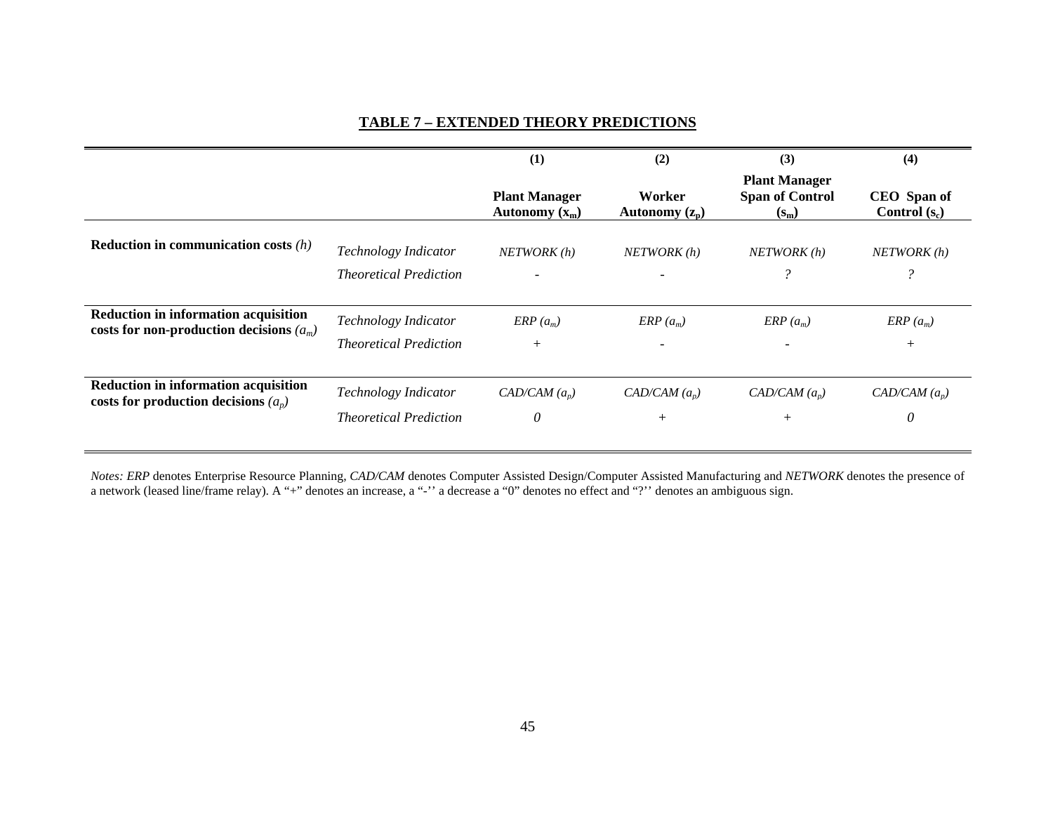## TABLE 7 – EXTENDED THEORY PREDICTIONS

| | | (1) | (2) | (3) | (4) |
|---|---|---|---|---|---|
| | | **Plant Manager Autonomy ($x_m$)** | **Worker Autonomy ($z_p$)** | **Plant Manager Span of Control ($s_m$)** | **CEO Span of Control ($s_c$)** |
| **Reduction in communication costs** *($h$)* | *Technology Indicator* | *NETWORK ($h$)* | *NETWORK ($h$)* | *NETWORK ($h$)* | *NETWORK ($h$)* |
| | *Theoretical Prediction* | - | - | ? | ? |
| **Reduction in information acquisition costs for non-production decisions** *($a_m$)* | *Technology Indicator* | *ERP ($a_m$)* | *ERP ($a_m$)* | *ERP ($a_m$)* | *ERP ($a_m$)* |
| | *Theoretical Prediction* | + | - | - | + |
| **Reduction in information acquisition costs for production decisions** *($a_p$)* | *Technology Indicator* | *CAD/CAM ($a_p$)* | *CAD/CAM ($a_p$)* | *CAD/CAM ($a_p$)* | *CAD/CAM ($a_p$)* |
| | *Theoretical Prediction* | *0* | + | + | *0* |

*Notes: ERP* denotes Enterprise Resource Planning, *CAD/CAM* denotes Computer Assisted Design/Computer Assisted Manufacturing and *NETWORK* denotes the presence of a network (leased line/frame relay). A "+" denotes an increase, a "-'' a decrease a "0" denotes no effect and "?'' denotes an ambiguous sign.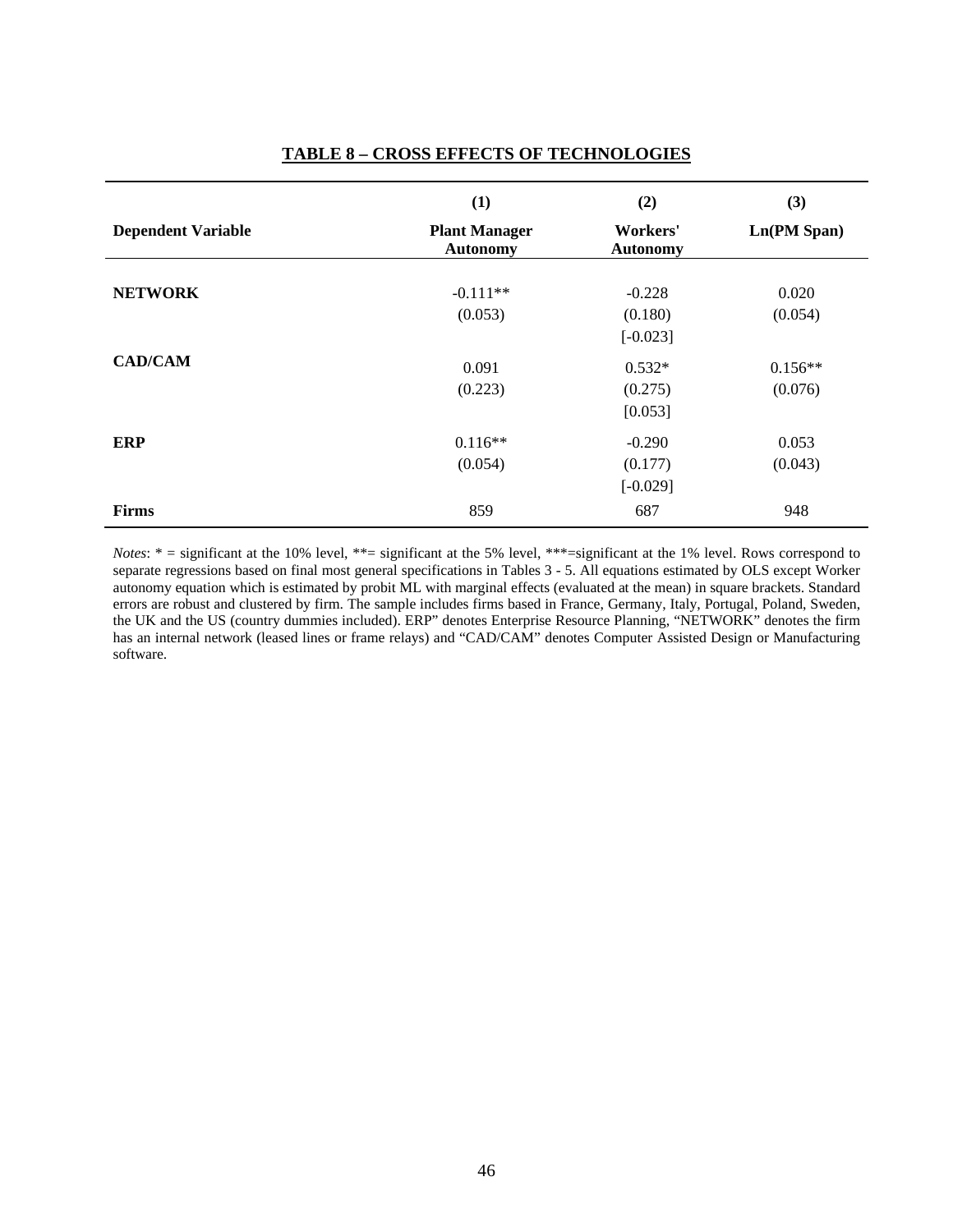## TABLE 8 – CROSS EFFECTS OF TECHNOLOGIES

| | (1) | (2) | (3) |
|---|---|---|---|
| **Dependent Variable** | **Plant Manager Autonomy** | **Workers' Autonomy** | **Ln(PM Span)** |
| **NETWORK** | -0.111** | -0.228 | 0.020 |
| | (0.053) | (0.180) | (0.054) |
| | | [-0.023] | |
| **CAD/CAM** | 0.091 | 0.532* | 0.156** |
| | (0.223) | (0.275) | (0.076) |
| | | [0.053] | |
| **ERP** | 0.116** | -0.290 | 0.053 |
| | (0.054) | (0.177) | (0.043) |
| | | [-0.029] | |
| **Firms** | 859 | 687 | 948 |

*Notes*: * = significant at the 10% level, **= significant at the 5% level, ***=significant at the 1% level. Rows correspond to separate regressions based on final most general specifications in Tables 3 - 5. All equations estimated by OLS except Worker autonomy equation which is estimated by probit ML with marginal effects (evaluated at the mean) in square brackets. Standard errors are robust and clustered by firm. The sample includes firms based in France, Germany, Italy, Portugal, Poland, Sweden, the UK and the US (country dummies included). ERP" denotes Enterprise Resource Planning, "NETWORK" denotes the firm has an internal network (leased lines or frame relays) and "CAD/CAM" denotes Computer Assisted Design or Manufacturing software.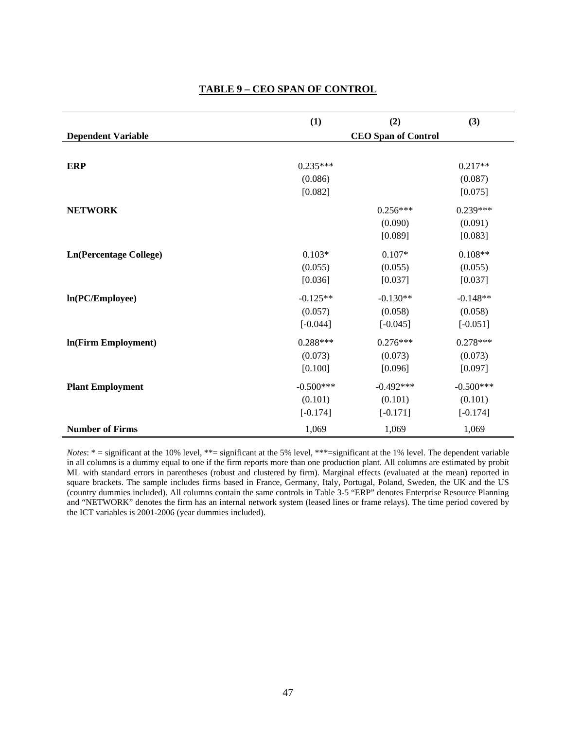**TABLE 9 – CEO SPAN OF CONTROL**

| | (1) | (2) | (3) |
|---|---|---|---|
| **Dependent Variable** | | **CEO Span of Control** | |
| **ERP** | 0.235*** | | 0.217** |
| | (0.086) | | (0.087) |
| | [0.082] | | [0.075] |
| **NETWORK** | | 0.256*** | 0.239*** |
| | | (0.090) | (0.091) |
| | | [0.089] | [0.083] |
| **Ln(Percentage College)** | 0.103* | 0.107* | 0.108** |
| | (0.055) | (0.055) | (0.055) |
| | [0.036] | [0.037] | [0.037] |
| **ln(PC/Employee)** | -0.125** | -0.130** | -0.148** |
| | (0.057) | (0.058) | (0.058) |
| | [-0.044] | [-0.045] | [-0.051] |
| **ln(Firm Employment)** | 0.288*** | 0.276*** | 0.278*** |
| | (0.073) | (0.073) | (0.073) |
| | [0.100] | [0.096] | [0.097] |
| **Plant Employment** | -0.500*** | -0.492*** | -0.500*** |
| | (0.101) | (0.101) | (0.101) |
| | [-0.174] | [-0.171] | [-0.174] |
| **Number of Firms** | 1,069 | 1,069 | 1,069 |

*Notes*: * = significant at the 10% level, **= significant at the 5% level, ***=significant at the 1% level. The dependent variable in all columns is a dummy equal to one if the firm reports more than one production plant. All columns are estimated by probit ML with standard errors in parentheses (robust and clustered by firm). Marginal effects (evaluated at the mean) reported in square brackets. The sample includes firms based in France, Germany, Italy, Portugal, Poland, Sweden, the UK and the US (country dummies included). All columns contain the same controls in Table 3-5 "ERP" denotes Enterprise Resource Planning and "NETWORK" denotes the firm has an internal network system (leased lines or frame relays). The time period covered by the ICT variables is 2001-2006 (year dummies included).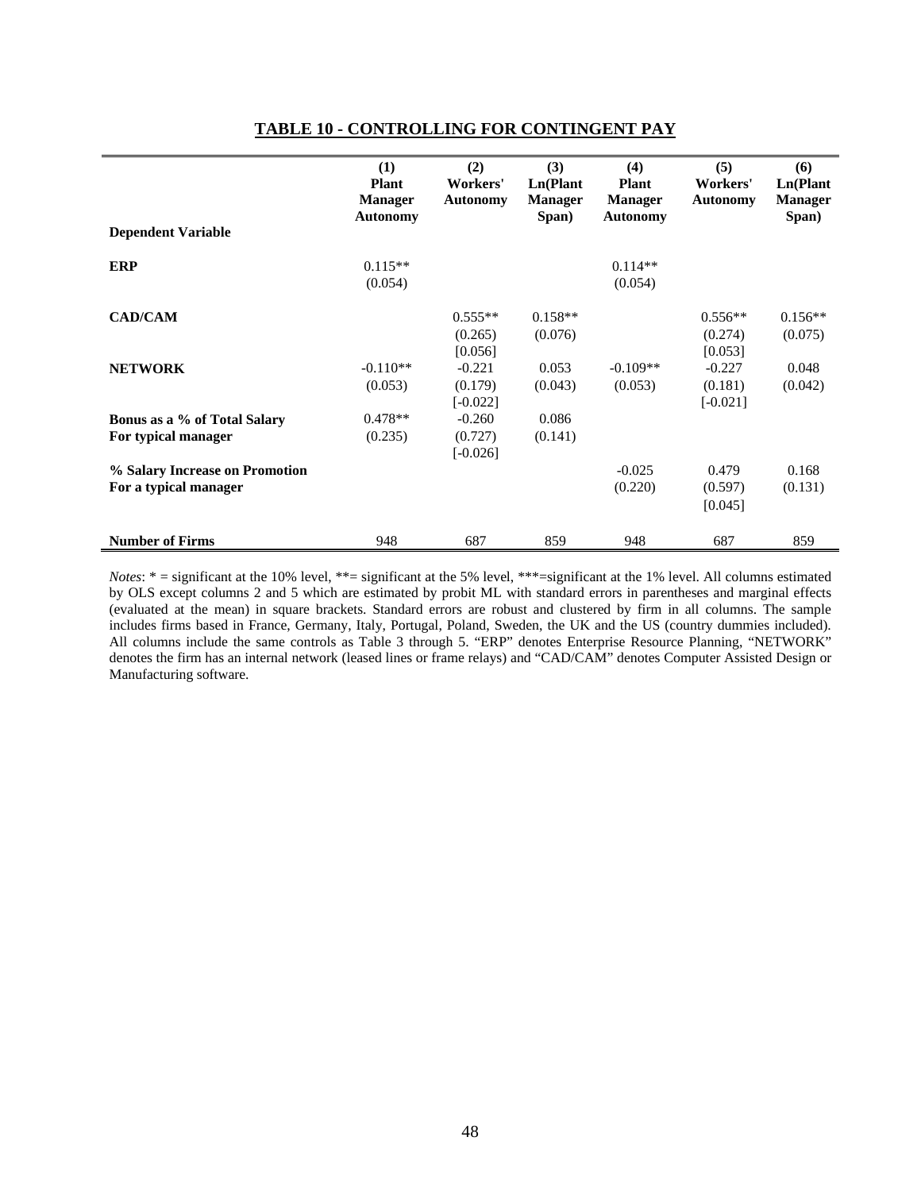## TABLE 10 - CONTROLLING FOR CONTINGENT PAY

| | (1) Plant Manager Autonomy | (2) Workers' Autonomy | (3) Ln(Plant Manager Span) | (4) Plant Manager Autonomy | (5) Workers' Autonomy | (6) Ln(Plant Manager Span) |
|---|---|---|---|---|---|---|
| **Dependent Variable** | | | | | | |
| **ERP** | 0.115** | | | 0.114** | | |
| | (0.054) | | | (0.054) | | |
| **CAD/CAM** | | 0.555** | 0.158** | | 0.556** | 0.156** |
| | | (0.265) | (0.076) | | (0.274) | (0.075) |
| | | [0.056] | | | [0.053] | |
| **NETWORK** | -0.110** | -0.221 | 0.053 | -0.109** | -0.227 | 0.048 |
| | (0.053) | (0.179) | (0.043) | (0.053) | (0.181) | (0.042) |
| | | [-0.022] | | | [-0.021] | |
| **Bonus as a % of Total Salary For typical manager** | 0.478** | -0.260 | 0.086 | | | |
| | (0.235) | (0.727) | (0.141) | | | |
| | | [-0.026] | | | | |
| **% Salary Increase on Promotion For a typical manager** | | | | -0.025 | 0.479 | 0.168 |
| | | | | (0.220) | (0.597) | (0.131) |
| | | | | | [0.045] | |
| **Number of Firms** | 948 | 687 | 859 | 948 | 687 | 859 |

*Notes*: * = significant at the 10% level, **= significant at the 5% level, ***=significant at the 1% level. All columns estimated by OLS except columns 2 and 5 which are estimated by probit ML with standard errors in parentheses and marginal effects (evaluated at the mean) in square brackets. Standard errors are robust and clustered by firm in all columns. The sample includes firms based in France, Germany, Italy, Portugal, Poland, Sweden, the UK and the US (country dummies included). All columns include the same controls as Table 3 through 5. "ERP" denotes Enterprise Resource Planning, "NETWORK" denotes the firm has an internal network (leased lines or frame relays) and "CAD/CAM" denotes Computer Assisted Design or Manufacturing software.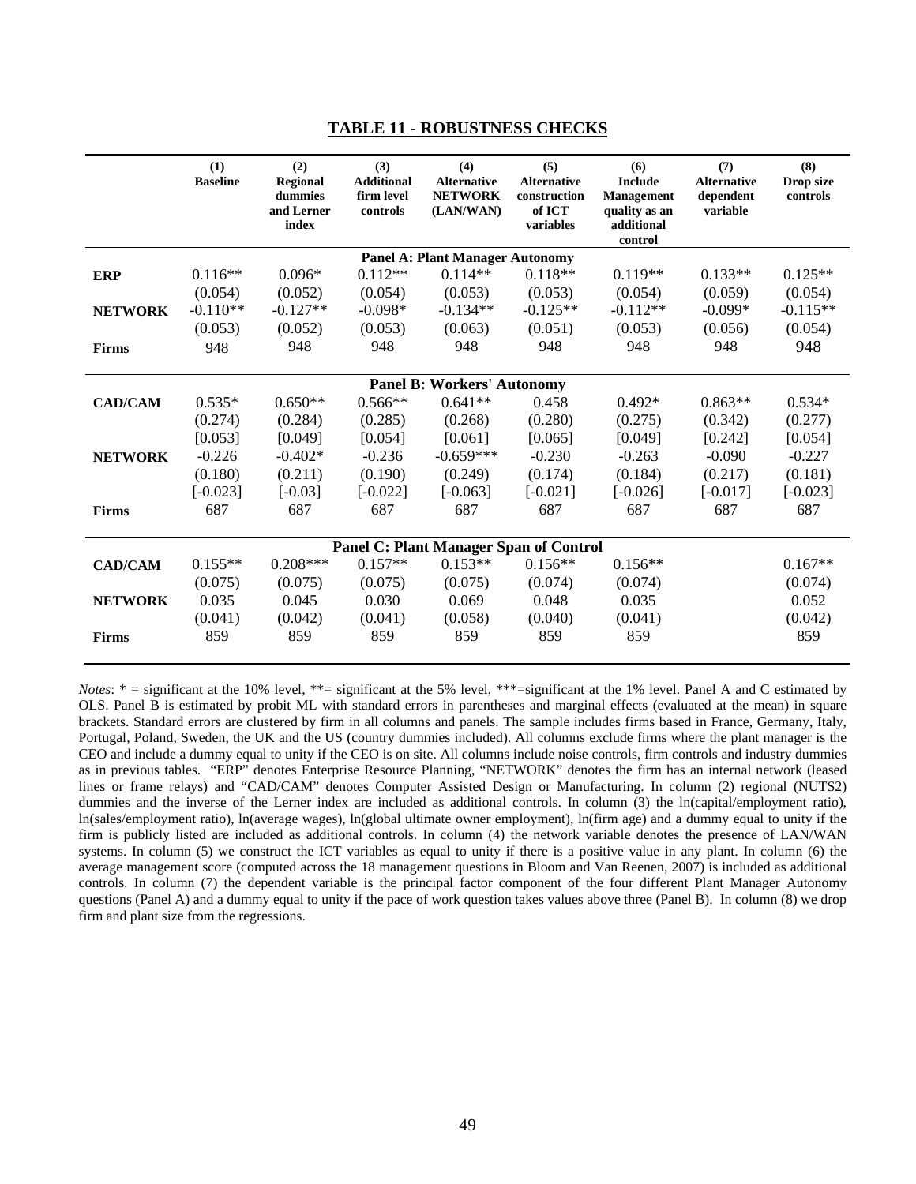## TABLE 11 - ROBUSTNESS CHECKS

| | (1) Baseline | (2) Regional dummies and Lerner index | (3) Additional firm level controls | (4) Alternative NETWORK (LAN/WAN) | (5) Alternative construction of ICT variables | (6) Include Management quality as an additional control | (7) Alternative dependent variable | (8) Drop size controls |
|---|---|---|---|---|---|---|---|---|
| | | | | **Panel A: Plant Manager Autonomy** | | | | |
| **ERP** | 0.116** | 0.096* | 0.112** | 0.114** | 0.118** | 0.119** | 0.133** | 0.125** |
| | (0.054) | (0.052) | (0.054) | (0.053) | (0.053) | (0.054) | (0.059) | (0.054) |
| **NETWORK** | -0.110** | -0.127** | -0.098* | -0.134** | -0.125** | -0.112** | -0.099* | -0.115** |
| | (0.053) | (0.052) | (0.053) | (0.063) | (0.051) | (0.053) | (0.056) | (0.054) |
| **Firms** | 948 | 948 | 948 | 948 | 948 | 948 | 948 | 948 |
| | | | | **Panel B: Workers' Autonomy** | | | | |
| **CAD/CAM** | 0.535* | 0.650** | 0.566** | 0.641** | 0.458 | 0.492* | 0.863** | 0.534* |
| | (0.274) | (0.284) | (0.285) | (0.268) | (0.280) | (0.275) | (0.342) | (0.277) |
| | [0.053] | [0.049] | [0.054] | [0.061] | [0.065] | [0.049] | [0.242] | [0.054] |
| **NETWORK** | -0.226 | -0.402* | -0.236 | -0.659*** | -0.230 | -0.263 | -0.090 | -0.227 |
| | (0.180) | (0.211) | (0.190) | (0.249) | (0.174) | (0.184) | (0.217) | (0.181) |
| | [-0.023] | [-0.03] | [-0.022] | [-0.063] | [-0.021] | [-0.026] | [-0.017] | [-0.023] |
| **Firms** | 687 | 687 | 687 | 687 | 687 | 687 | 687 | 687 |
| | | | | **Panel C: Plant Manager Span of Control** | | | | |
| **CAD/CAM** | 0.155** | 0.208*** | 0.157** | 0.153** | 0.156** | 0.156** | | 0.167** |
| | (0.075) | (0.075) | (0.075) | (0.075) | (0.074) | (0.074) | | (0.074) |
| **NETWORK** | 0.035 | 0.045 | 0.030 | 0.069 | 0.048 | 0.035 | | 0.052 |
| | (0.041) | (0.042) | (0.041) | (0.058) | (0.040) | (0.041) | | (0.042) |
| **Firms** | 859 | 859 | 859 | 859 | 859 | 859 | | 859 |

*Notes*: * = significant at the 10% level, **= significant at the 5% level, ***=significant at the 1% level. Panel A and C estimated by OLS. Panel B is estimated by probit ML with standard errors in parentheses and marginal effects (evaluated at the mean) in square brackets. Standard errors are clustered by firm in all columns and panels. The sample includes firms based in France, Germany, Italy, Portugal, Poland, Sweden, the UK and the US (country dummies included). All columns exclude firms where the plant manager is the CEO and include a dummy equal to unity if the CEO is on site. All columns include noise controls, firm controls and industry dummies as in previous tables. "ERP" denotes Enterprise Resource Planning, "NETWORK" denotes the firm has an internal network (leased lines or frame relays) and "CAD/CAM" denotes Computer Assisted Design or Manufacturing. In column (2) regional (NUTS2) dummies and the inverse of the Lerner index are included as additional controls. In column (3) the ln(capital/employment ratio), ln(sales/employment ratio), ln(average wages), ln(global ultimate owner employment), ln(firm age) and a dummy equal to unity if the firm is publicly listed are included as additional controls. In column (4) the network variable denotes the presence of LAN/WAN systems. In column (5) we construct the ICT variables as equal to unity if there is a positive value in any plant. In column (6) the average management score (computed across the 18 management questions in Bloom and Van Reenen, 2007) is included as additional controls. In column (7) the dependent variable is the principal factor component of the four different Plant Manager Autonomy questions (Panel A) and a dummy equal to unity if the pace of work question takes values above three (Panel B). In column (8) we drop firm and plant size from the regressions.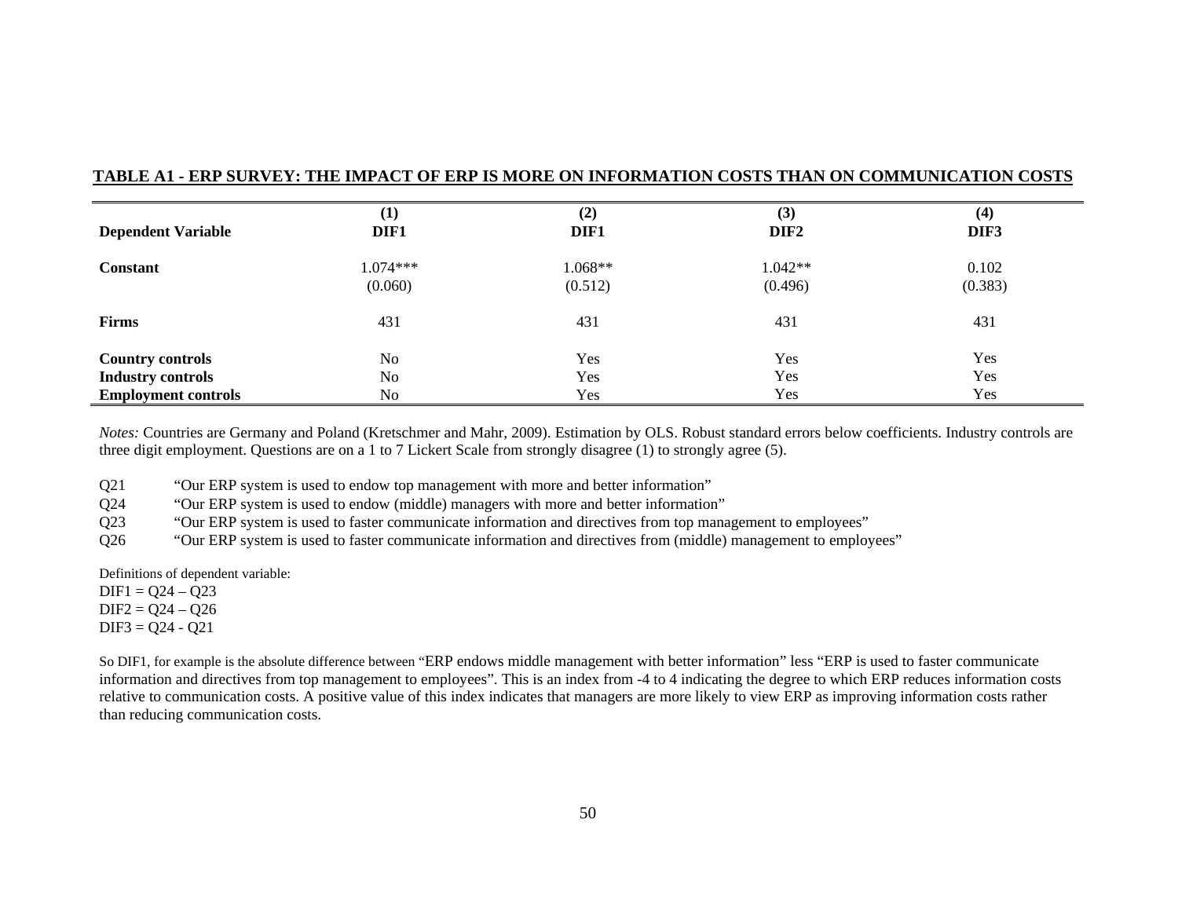**TABLE A1 - ERP SURVEY: THE IMPACT OF ERP IS MORE ON INFORMATION COSTS THAN ON COMMUNICATION COSTS**

| | (1) | (2) | (3) | (4) |
|---|---|---|---|---|
| **Dependent Variable** | **DIF1** | **DIF1** | **DIF2** | **DIF3** |
| **Constant** | 1.074*** | 1.068** | 1.042** | 0.102 |
| | (0.060) | (0.512) | (0.496) | (0.383) |
| **Firms** | 431 | 431 | 431 | 431 |
| **Country controls** | No | Yes | Yes | Yes |
| **Industry controls** | No | Yes | Yes | Yes |
| **Employment controls** | No | Yes | Yes | Yes |

*Notes:* Countries are Germany and Poland (Kretschmer and Mahr, 2009). Estimation by OLS. Robust standard errors below coefficients. Industry controls are three digit employment. Questions are on a 1 to 7 Lickert Scale from strongly disagree (1) to strongly agree (5).

Q21 "Our ERP system is used to endow top management with more and better information"

Q24 "Our ERP system is used to endow (middle) managers with more and better information"

Q23 "Our ERP system is used to faster communicate information and directives from top management to employees"

Q26 "Our ERP system is used to faster communicate information and directives from (middle) management to employees"

Definitions of dependent variable:

DIF1 = Q24 – Q23

DIF2 = Q24 – Q26

DIF3 = Q24 - Q21

So DIF1, for example is the absolute difference between "ERP endows middle management with better information" less "ERP is used to faster communicate information and directives from top management to employees". This is an index from -4 to 4 indicating the degree to which ERP reduces information costs relative to communication costs. A positive value of this index indicates that managers are more likely to view ERP as improving information costs rather than reducing communication costs.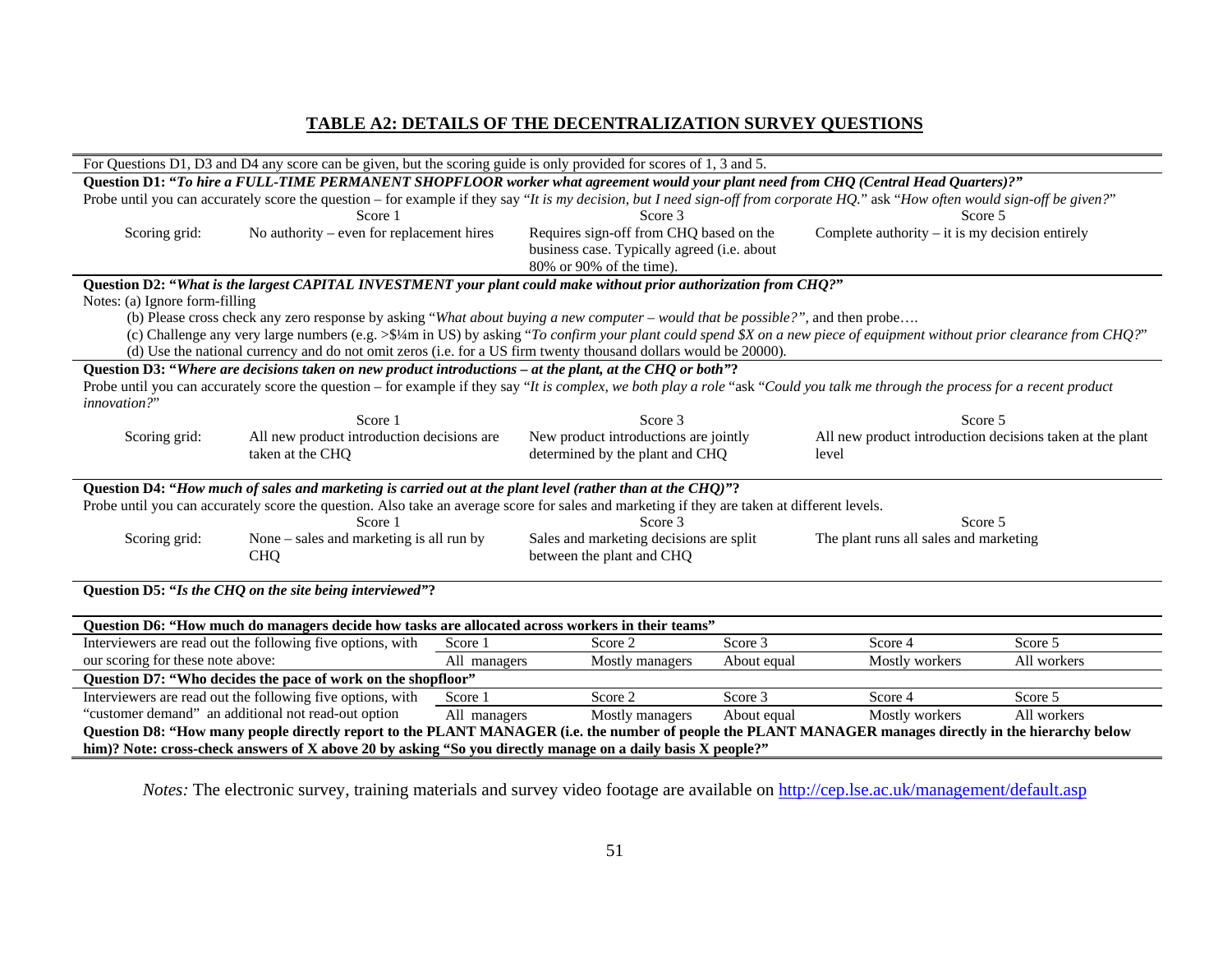## TABLE A2: DETAILS OF THE DECENTRALIZATION SURVEY QUESTIONS

For Questions D1, D3 and D4 any score can be given, but the scoring guide is only provided for scores of 1, 3 and 5.

**Question D1: "*To hire a FULL-TIME PERMANENT SHOPFLOOR worker what agreement would your plant need from CHQ (Central Head Quarters)?*"**

Probe until you can accurately score the question – for example if they say "*It is my decision, but I need sign-off from corporate HQ.*" ask "*How often would sign-off be given?*"

| | Score 1 | Score 3 | Score 5 |
|---|---|---|---|
| Scoring grid: | No authority – even for replacement hires | Requires sign-off from CHQ based on the business case. Typically agreed (i.e. about 80% or 90% of the time). | Complete authority – it is my decision entirely |

**Question D2: "*What is the largest CAPITAL INVESTMENT your plant could make without prior authorization from CHQ?*"**

Notes: (a) Ignore form-filling

(b) Please cross check any zero response by asking "*What about buying a new computer – would that be possible?",* and then probe….

(c) Challenge any very large numbers (e.g. >$¼m in US) by asking "*To confirm your plant could spend $X on a new piece of equipment without prior clearance from CHQ?*"

(d) Use the national currency and do not omit zeros (i.e. for a US firm twenty thousand dollars would be 20000).

**Question D3: "*Where are decisions taken on new product introductions – at the plant, at the CHQ or both*"?**

Probe until you can accurately score the question – for example if they say "*It is complex, we both play a role* "ask "*Could you talk me through the process for a recent product innovation?*"

| | Score 1 | Score 3 | Score 5 |
|---|---|---|---|
| Scoring grid: | All new product introduction decisions are taken at the CHQ | New product introductions are jointly determined by the plant and CHQ | All new product introduction decisions taken at the plant level |

**Question D4: "*How much of sales and marketing is carried out at the plant level (rather than at the CHQ)*"?**

Probe until you can accurately score the question. Also take an average score for sales and marketing if they are taken at different levels.

| | Score 1 | Score 3 | Score 5 |
|---|---|---|---|
| Scoring grid: | None – sales and marketing is all run by CHQ | Sales and marketing decisions are split between the plant and CHQ | The plant runs all sales and marketing |

**Question D5: "*Is the CHQ on the site being interviewed*"?**

**Question D6: "How much do managers decide how tasks are allocated across workers in their teams"**

| | Score 1 | Score 2 | Score 3 | Score 4 | Score 5 |
|---|---|---|---|---|---|
| Interviewers are read out the following five options, with our scoring for these note above: | All managers | Mostly managers | About equal | Mostly workers | All workers |

**Question D7: "Who decides the pace of work on the shopfloor"**

| | Score 1 | Score 2 | Score 3 | Score 4 | Score 5 |
|---|---|---|---|---|---|
| Interviewers are read out the following five options, with "customer demand" an additional not read-out option | All managers | Mostly managers | About equal | Mostly workers | All workers |

**Question D8: "How many people directly report to the PLANT MANAGER (i.e. the number of people the PLANT MANAGER manages directly in the hierarchy below him)? Note: cross-check answers of X above 20 by asking "So you directly manage on a daily basis X people?"**

*Notes:* The electronic survey, training materials and survey video footage are available on http://cep.lse.ac.uk/management/default.asp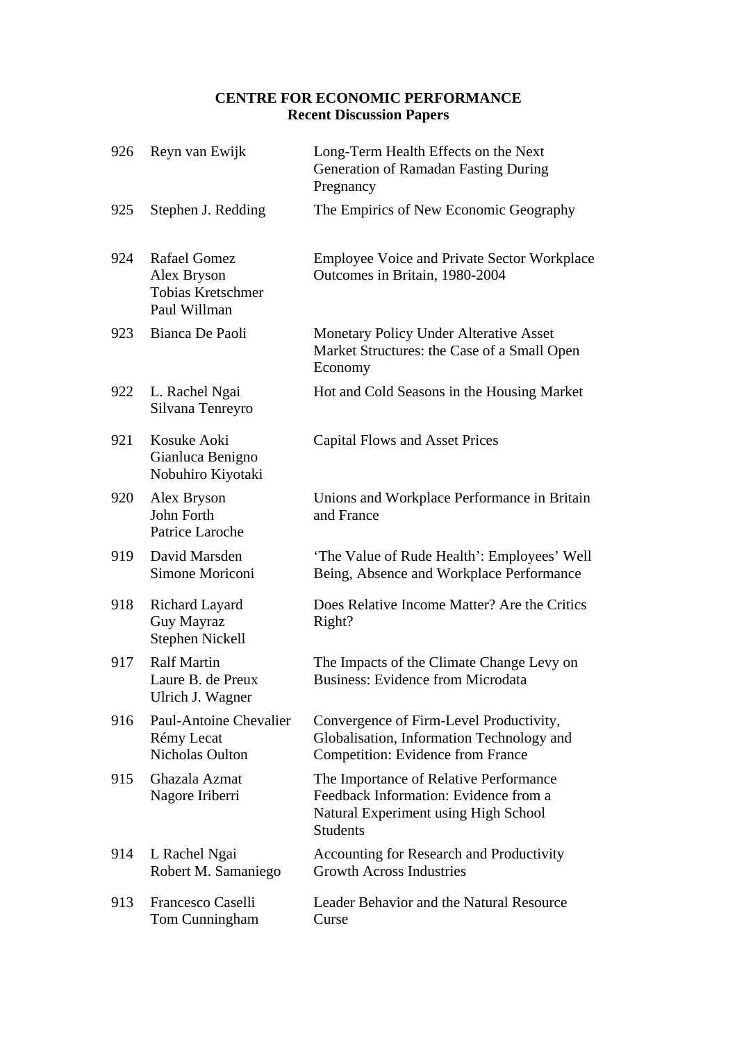**CENTRE FOR ECONOMIC PERFORMANCE**
**Recent Discussion Papers**

| | | |
|---|---|---|
| 926 | Reyn van Ewijk | Long-Term Health Effects on the Next Generation of Ramadan Fasting During Pregnancy |
| 925 | Stephen J. Redding | The Empirics of New Economic Geography |
| 924 | Rafael Gomez<br>Alex Bryson<br>Tobias Kretschmer<br>Paul Willman | Employee Voice and Private Sector Workplace Outcomes in Britain, 1980-2004 |
| 923 | Bianca De Paoli | Monetary Policy Under Alterative Asset Market Structures: the Case of a Small Open Economy |
| 922 | L. Rachel Ngai<br>Silvana Tenreyro | Hot and Cold Seasons in the Housing Market |
| 921 | Kosuke Aoki<br>Gianluca Benigno<br>Nobuhiro Kiyotaki | Capital Flows and Asset Prices |
| 920 | Alex Bryson<br>John Forth<br>Patrice Laroche | Unions and Workplace Performance in Britain and France |
| 919 | David Marsden<br>Simone Moriconi | 'The Value of Rude Health': Employees' Well Being, Absence and Workplace Performance |
| 918 | Richard Layard<br>Guy Mayraz<br>Stephen Nickell | Does Relative Income Matter? Are the Critics Right? |
| 917 | Ralf Martin<br>Laure B. de Preux<br>Ulrich J. Wagner | The Impacts of the Climate Change Levy on Business: Evidence from Microdata |
| 916 | Paul-Antoine Chevalier<br>Rémy Lecat<br>Nicholas Oulton | Convergence of Firm-Level Productivity, Globalisation, Information Technology and Competition: Evidence from France |
| 915 | Ghazala Azmat<br>Nagore Iriberri | The Importance of Relative Performance Feedback Information: Evidence from a Natural Experiment using High School Students |
| 914 | L Rachel Ngai<br>Robert M. Samaniego | Accounting for Research and Productivity Growth Across Industries |
| 913 | Francesco Caselli<br>Tom Cunningham | Leader Behavior and the Natural Resource Curse |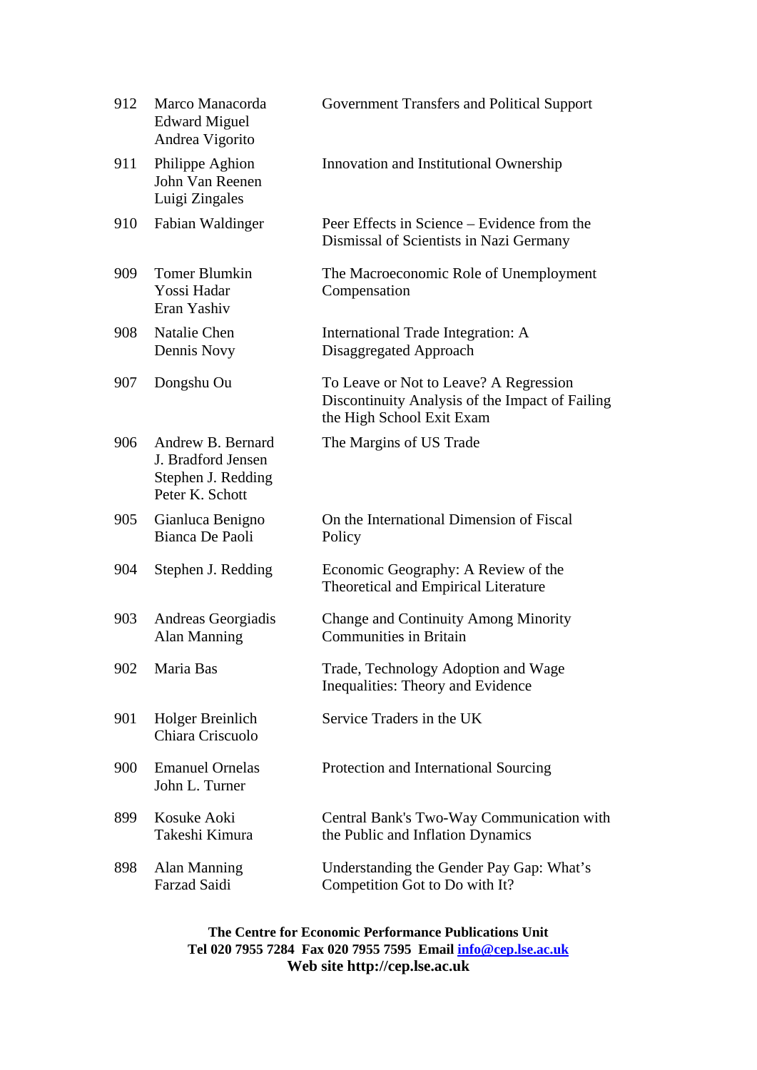| | | |
|---|---|---|
| 912 | Marco Manacorda<br>Edward Miguel<br>Andrea Vigorito | Government Transfers and Political Support |
| 911 | Philippe Aghion<br>John Van Reenen<br>Luigi Zingales | Innovation and Institutional Ownership |
| 910 | Fabian Waldinger | Peer Effects in Science – Evidence from the Dismissal of Scientists in Nazi Germany |
| 909 | Tomer Blumkin<br>Yossi Hadar<br>Eran Yashiv | The Macroeconomic Role of Unemployment Compensation |
| 908 | Natalie Chen<br>Dennis Novy | International Trade Integration: A Disaggregated Approach |
| 907 | Dongshu Ou | To Leave or Not to Leave? A Regression Discontinuity Analysis of the Impact of Failing the High School Exit Exam |
| 906 | Andrew B. Bernard<br>J. Bradford Jensen<br>Stephen J. Redding<br>Peter K. Schott | The Margins of US Trade |
| 905 | Gianluca Benigno<br>Bianca De Paoli | On the International Dimension of Fiscal Policy |
| 904 | Stephen J. Redding | Economic Geography: A Review of the Theoretical and Empirical Literature |
| 903 | Andreas Georgiadis<br>Alan Manning | Change and Continuity Among Minority Communities in Britain |
| 902 | Maria Bas | Trade, Technology Adoption and Wage Inequalities: Theory and Evidence |
| 901 | Holger Breinlich<br>Chiara Criscuolo | Service Traders in the UK |
| 900 | Emanuel Ornelas<br>John L. Turner | Protection and International Sourcing |
| 899 | Kosuke Aoki<br>Takeshi Kimura | Central Bank's Two-Way Communication with the Public and Inflation Dynamics |
| 898 | Alan Manning<br>Farzad Saidi | Understanding the Gender Pay Gap: What's Competition Got to Do with It? |

**The Centre for Economic Performance Publications Unit**
**Tel 020 7955 7284 Fax 020 7955 7595 Email info@cep.lse.ac.uk**
**Web site http://cep.lse.ac.uk**